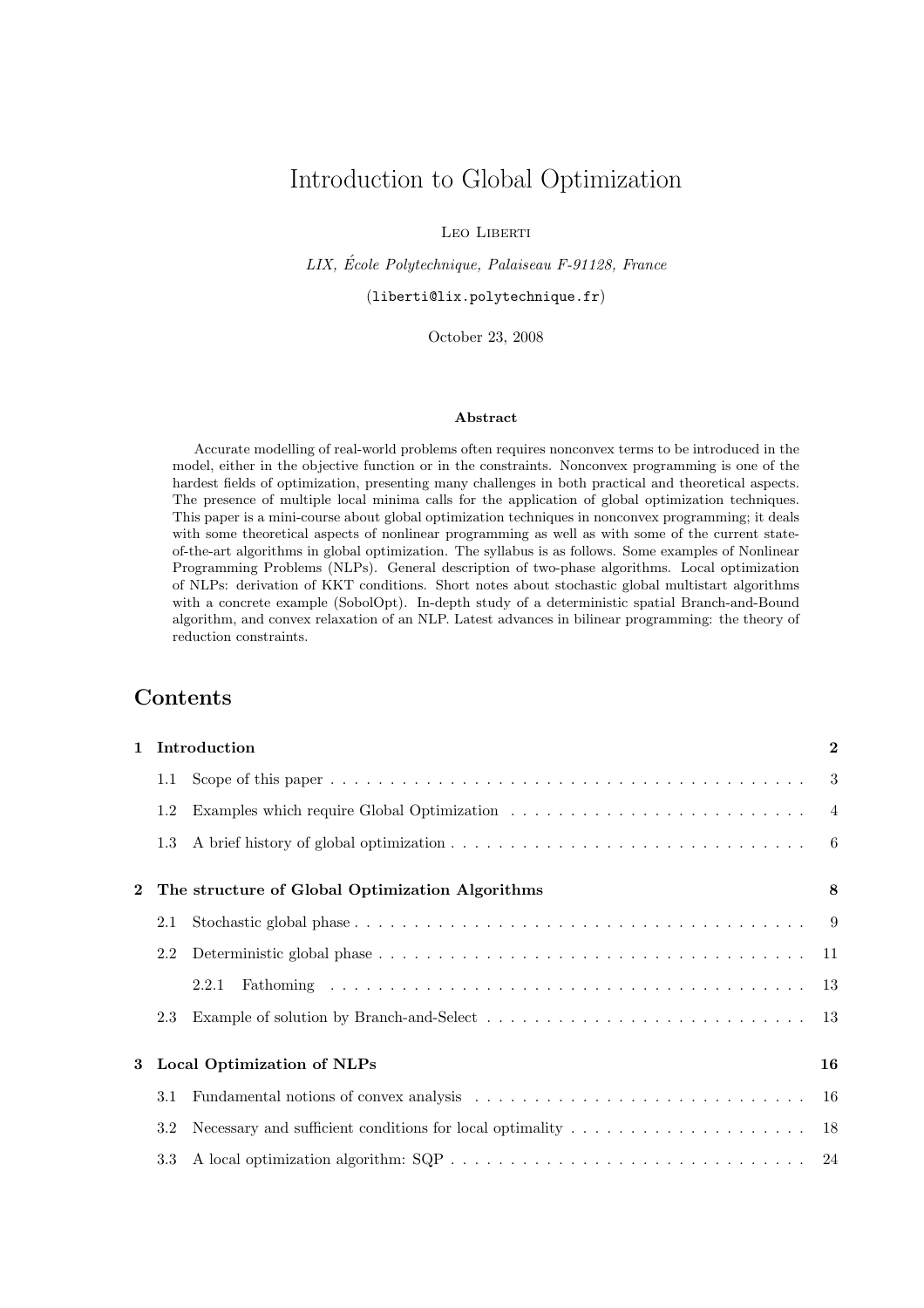# Introduction to Global Optimization

Leo Liberti

*LIX, École Polytechnique, Palaiseau F-91128, France*

(liberti@lix.polytechnique.fr)

October 23, 2008

**Abstract**

Accurate modelling of real-world problems often requires nonconvex terms to be introduced in the model, either in the objective function or in the constraints. Nonconvex programming is one of the hardest fields of optimization, presenting many challenges in both practical and theoretical aspects. The presence of multiple local minima calls for the application of global optimization techniques. This paper is a mini-course about global optimization techniques in nonconvex programming; it deals with some theoretical aspects of nonlinear programming as well as with some of the current state-of-the-art algorithms in global optimization. The syllabus is as follows. Some examples of Nonlinear Programming Problems (NLPs). General description of two-phase algorithms. Local optimization of NLPs: derivation of KKT conditions. Short notes about stochastic global multistart algorithms with a concrete example (SobolOpt). In-depth study of a deterministic spatial Branch-and-Bound algorithm, and convex relaxation of an NLP. Latest advances in bilinear programming: the theory of reduction constraints.

## Contents

- **1 Introduction** — 2
  - 1.1 Scope of this paper — 3
  - 1.2 Examples which require Global Optimization — 4
  - 1.3 A brief history of global optimization — 6
- **2 The structure of Global Optimization Algorithms** — 8
  - 2.1 Stochastic global phase — 9
  - 2.2 Deterministic global phase — 11
    - 2.2.1 Fathoming — 13
  - 2.3 Example of solution by Branch-and-Select — 13
- **3 Local Optimization of NLPs** — 16
  - 3.1 Fundamental notions of convex analysis — 16
  - 3.2 Necessary and sufficient conditions for local optimality — 18
  - 3.3 A local optimization algorithm: SQP — 24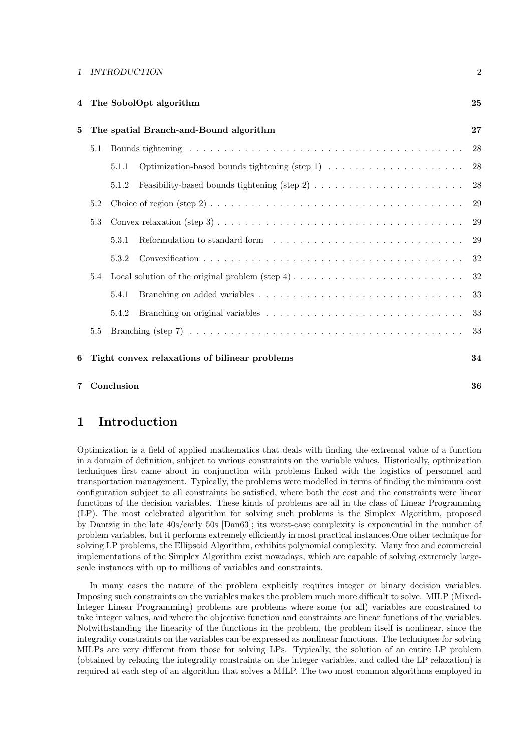| | | |
|---|---|---|
| **4** | **The SobolOpt algorithm** | **25** |
| **5** | **The spatial Branch-and-Bound algorithm** | **27** |
| 5.1 | Bounds tightening | 28 |
| 5.1.1 | Optimization-based bounds tightening (step 1) | 28 |
| 5.1.2 | Feasibility-based bounds tightening (step 2) | 28 |
| 5.2 | Choice of region (step 2) | 29 |
| 5.3 | Convex relaxation (step 3) | 29 |
| 5.3.1 | Reformulation to standard form | 29 |
| 5.3.2 | Convexification | 32 |
| 5.4 | Local solution of the original problem (step 4) | 32 |
| 5.4.1 | Branching on added variables | 33 |
| 5.4.2 | Branching on original variables | 33 |
| 5.5 | Branching (step 7) | 33 |
| **6** | **Tight convex relaxations of bilinear problems** | **34** |
| **7** | **Conclusion** | **36** |

# 1 Introduction

Optimization is a field of applied mathematics that deals with finding the extremal value of a function in a domain of definition, subject to various constraints on the variable values. Historically, optimization techniques first came about in conjunction with problems linked with the logistics of personnel and transportation management. Typically, the problems were modelled in terms of finding the minimum cost configuration subject to all constraints be satisfied, where both the cost and the constraints were linear functions of the decision variables. These kinds of problems are all in the class of Linear Programming (LP). The most celebrated algorithm for solving such problems is the Simplex Algorithm, proposed by Dantzig in the late 40s/early 50s [Dan63]; its worst-case complexity is exponential in the number of problem variables, but it performs extremely efficiently in most practical instances.One other technique for solving LP problems, the Ellipsoid Algorithm, exhibits polynomial complexity. Many free and commercial implementations of the Simplex Algorithm exist nowadays, which are capable of solving extremely large-scale instances with up to millions of variables and constraints.

In many cases the nature of the problem explicitly requires integer or binary decision variables. Imposing such constraints on the variables makes the problem much more difficult to solve. MILP (Mixed-Integer Linear Programming) problems are problems where some (or all) variables are constrained to take integer values, and where the objective function and constraints are linear functions of the variables. Notwithstanding the linearity of the functions in the problem, the problem itself is nonlinear, since the integrality constraints on the variables can be expressed as nonlinear functions. The techniques for solving MILPs are very different from those for solving LPs. Typically, the solution of an entire LP problem (obtained by relaxing the integrality constraints on the integer variables, and called the LP relaxation) is required at each step of an algorithm that solves a MILP. The two most common algorithms employed in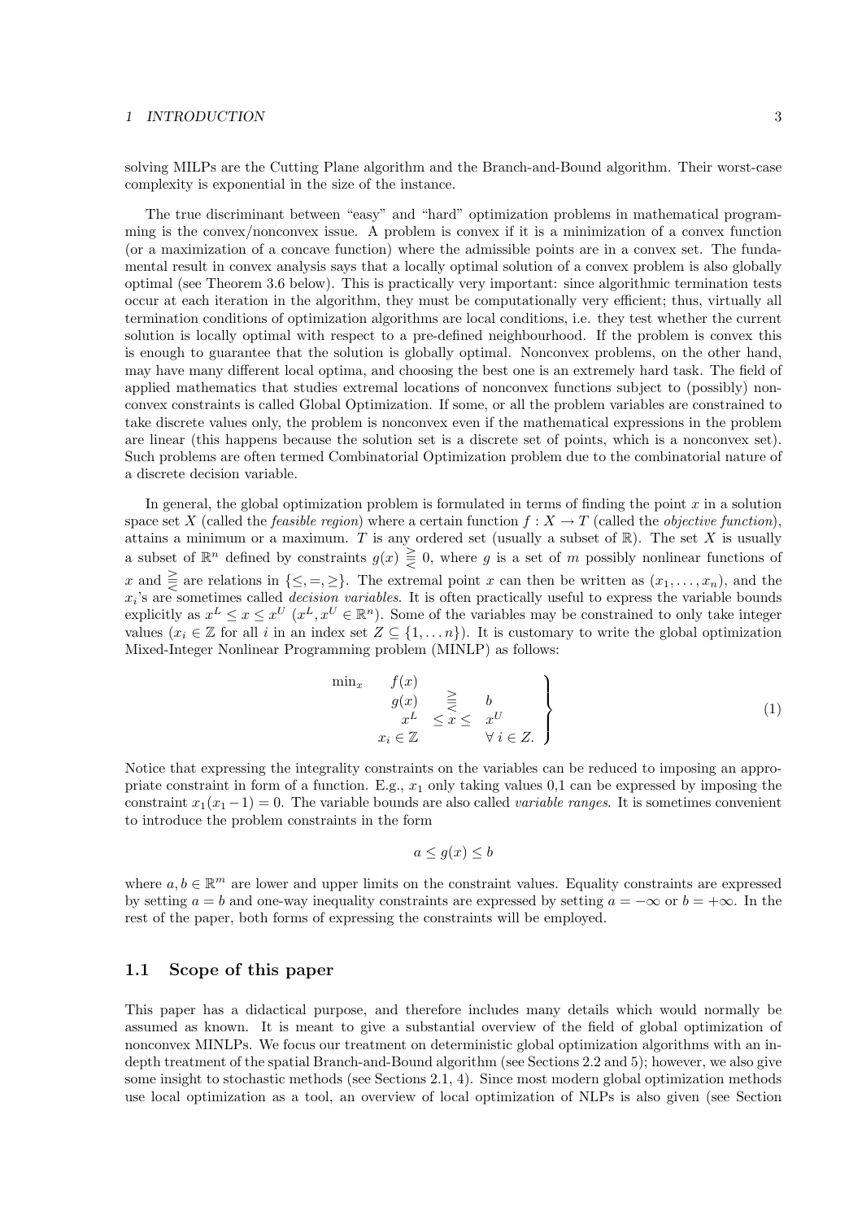solving MILPs are the Cutting Plane algorithm and the Branch-and-Bound algorithm. Their worst-case complexity is exponential in the size of the instance.

The true discriminant between "easy" and "hard" optimization problems in mathematical programming is the convex/nonconvex issue. A problem is convex if it is a minimization of a convex function (or a maximization of a concave function) where the admissible points are in a convex set. The fundamental result in convex analysis says that a locally optimal solution of a convex problem is also globally optimal (see Theorem 3.6 below). This is practically very important: since algorithmic termination tests occur at each iteration in the algorithm, they must be computationally very efficient; thus, virtually all termination conditions of optimization algorithms are local conditions, i.e. they test whether the current solution is locally optimal with respect to a pre-defined neighbourhood. If the problem is convex this is enough to guarantee that the solution is globally optimal. Nonconvex problems, on the other hand, may have many different local optima, and choosing the best one is an extremely hard task. The field of applied mathematics that studies extremal locations of nonconvex functions subject to (possibly) nonconvex constraints is called Global Optimization. If some, or all the problem variables are constrained to take discrete values only, the problem is nonconvex even if the mathematical expressions in the problem are linear (this happens because the solution set is a discrete set of points, which is a nonconvex set). Such problems are often termed Combinatorial Optimization problem due to the combinatorial nature of a discrete decision variable.

In general, the global optimization problem is formulated in terms of finding the point $x$ in a solution space set $X$ (called the *feasible region*) where a certain function $f : X \to T$ (called the *objective function*), attains a minimum or a maximum. $T$ is any ordered set (usually a subset of $\mathbb{R}$). The set $X$ is usually a subset of $\mathbb{R}^n$ defined by constraints $g(x) \gtreqless 0$, where $g$ is a set of $m$ possibly nonlinear functions of $x$ and $\gtreqless$ are relations in $\{\leq, =, \geq\}$. The extremal point $x$ can then be written as $(x_1, \ldots, x_n)$, and the $x_i$'s are sometimes called *decision variables*. It is often practically useful to express the variable bounds explicitly as $x^L \leq x \leq x^U$ ($x^L, x^U \in \mathbb{R}^n$). Some of the variables may be constrained to only take integer values ($x_i \in \mathbb{Z}$ for all $i$ in an index set $Z \subseteq \{1, \ldots n\}$). It is customary to write the global optimization Mixed-Integer Nonlinear Programming problem (MINLP) as follows:

$$
\left.
\begin{array}{llcl}
\min_x & f(x) & & \\
 & g(x) & \gtreqless & b \\
 & x^L & \leq x \leq & x^U \\
 & x_i \in \mathbb{Z} & & \forall\, i \in Z.
\end{array}
\right\}
\tag{1}
$$

Notice that expressing the integrality constraints on the variables can be reduced to imposing an appropriate constraint in form of a function. E.g., $x_1$ only taking values 0,1 can be expressed by imposing the constraint $x_1(x_1 - 1) = 0$. The variable bounds are also called *variable ranges*. It is sometimes convenient to introduce the problem constraints in the form

$$
a \leq g(x) \leq b
$$

where $a, b \in \mathbb{R}^m$ are lower and upper limits on the constraint values. Equality constraints are expressed by setting $a = b$ and one-way inequality constraints are expressed by setting $a = -\infty$ or $b = +\infty$. In the rest of the paper, both forms of expressing the constraints will be employed.

## 1.1 Scope of this paper

This paper has a didactical purpose, and therefore includes many details which would normally be assumed as known. It is meant to give a substantial overview of the field of global optimization of nonconvex MINLPs. We focus our treatment on deterministic global optimization algorithms with an in-depth treatment of the spatial Branch-and-Bound algorithm (see Sections 2.2 and 5); however, we also give some insight to stochastic methods (see Sections 2.1, 4). Since most modern global optimization methods use local optimization as a tool, an overview of local optimization of NLPs is also given (see Section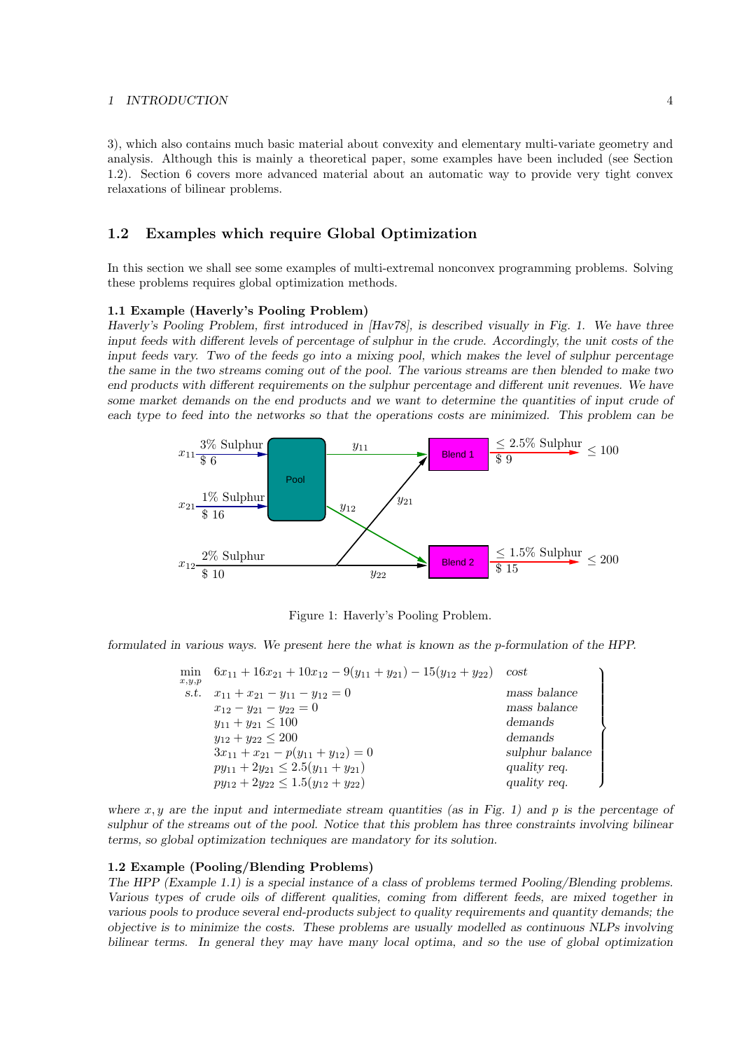3), which also contains much basic material about convexity and elementary multi-variate geometry and analysis. Although this is mainly a theoretical paper, some examples have been included (see Section 1.2). Section 6 covers more advanced material about an automatic way to provide very tight convex relaxations of bilinear problems.

## 1.2 Examples which require Global Optimization

In this section we shall see some examples of multi-extremal nonconvex programming problems. Solving these problems requires global optimization methods.

**1.1 Example (Haverly's Pooling Problem)**
*Haverly's Pooling Problem, first introduced in [Hav78], is described visually in Fig. 1. We have three input feeds with different levels of percentage of sulphur in the crude. Accordingly, the unit costs of the input feeds vary. Two of the feeds go into a mixing pool, which makes the level of sulphur percentage the same in the two streams coming out of the pool. The various streams are then blended to make two end products with different requirements on the sulphur percentage and different unit revenues. We have some market demands on the end products and we want to determine the quantities of input crude of each type to feed into the networks so that the operations costs are minimized. This problem can be*

Figure 1: Haverly's Pooling Problem.

*formulated in various ways. We present here the what is known as the p-formulation of the HPP.*

$$
\left.
\begin{array}{lll}
\min\limits_{x,y,p} & 6x_{11} + 16x_{21} + 10x_{12} - 9(y_{11} + y_{21}) - 15(y_{12} + y_{22}) & \textit{cost} \\
s.t. & x_{11} + x_{21} - y_{11} - y_{12} = 0 & \textit{mass balance} \\
 & x_{12} - y_{21} - y_{22} = 0 & \textit{mass balance} \\
 & y_{11} + y_{21} \leq 100 & \textit{demands} \\
 & y_{12} + y_{22} \leq 200 & \textit{demands} \\
 & 3x_{11} + x_{21} - p(y_{11} + y_{12}) = 0 & \textit{sulphur balance} \\
 & py_{11} + 2y_{21} \leq 2.5(y_{11} + y_{21}) & \textit{quality req.} \\
 & py_{12} + 2y_{22} \leq 1.5(y_{12} + y_{22}) & \textit{quality req.}
\end{array}
\right\}
$$

*where $x, y$ are the input and intermediate stream quantities (as in Fig. 1) and $p$ is the percentage of sulphur of the streams out of the pool. Notice that this problem has three constraints involving bilinear terms, so global optimization techniques are mandatory for its solution.*

**1.2 Example (Pooling/Blending Problems)**
*The HPP (Example 1.1) is a special instance of a class of problems termed Pooling/Blending problems. Various types of crude oils of different qualities, coming from different feeds, are mixed together in various pools to produce several end-products subject to quality requirements and quantity demands; the objective is to minimize the costs. These problems are usually modelled as continuous NLPs involving bilinear terms. In general they may have many local optima, and so the use of global optimization*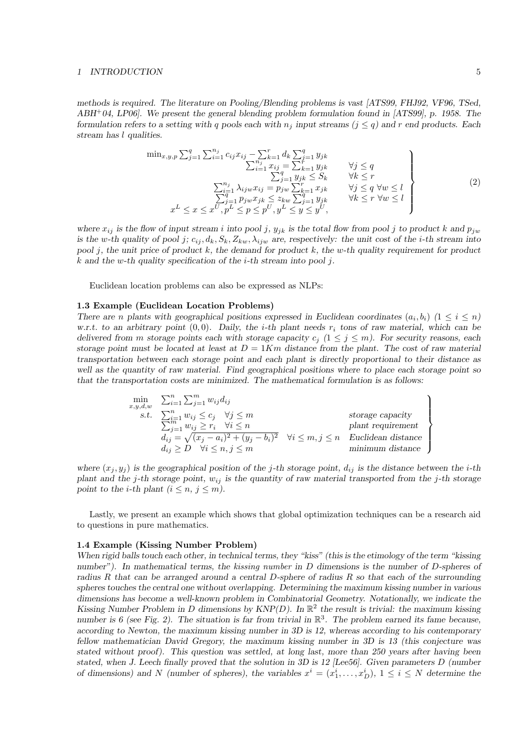*methods is required. The literature on Pooling/Blending problems is vast [ATS99, FHJ92, VF96, TSed, ABH+04, LP06]. We present the general blending problem formulation found in [ATS99], p. 1958. The formulation refers to a setting with $q$ pools each with $n_j$ input streams ($j \le q$) and $r$ end products. Each stream has $l$ qualities.*

$$
\left.\begin{array}{rl}
\min_{x,y,p} \sum_{j=1}^{q}\sum_{i=1}^{n_j} c_{ij}x_{ij} - \sum_{k=1}^{r} d_k \sum_{j=1}^{q} y_{jk} & \\
\sum_{i=1}^{n_j} x_{ij} = \sum_{k=1}^{r} y_{jk} & \forall j \le q \\
\sum_{j=1}^{q} y_{jk} \le S_k & \forall k \le r \\
\sum_{i=1}^{n_j} \lambda_{ijw} x_{ij} = p_{jw} \sum_{k=1}^{r} x_{jk} & \forall j \le q \ \forall w \le l \\
\sum_{j=1}^{q} p_{jw} x_{jk} \le z_{kw} \sum_{j=1}^{q} y_{jk} & \forall k \le r \ \forall w \le l \\
x^L \le x \le x^U, p^L \le p \le p^U, y^L \le y \le y^U, &
\end{array}\right\} \quad (2)
$$

*where $x_{ij}$ is the flow of input stream $i$ into pool $j$, $y_{jk}$ is the total flow from pool $j$ to product $k$ and $p_{jw}$ is the $w$-th quality of pool $j$; $c_{ij}, d_k, S_k, Z_{kw}, \lambda_{ijw}$ are, respectively: the unit cost of the $i$-th stream into pool $j$, the unit price of product $k$, the demand for product $k$, the $w$-th quality requirement for product $k$ and the $w$-th quality specification of the $i$-th stream into pool $j$.*

Euclidean location problems can also be expressed as NLPs:

### 1.3 Example (Euclidean Location Problems)

*There are $n$ plants with geographical positions expressed in Euclidean coordinates $(a_i, b_i)$ $(1 \le i \le n)$ w.r.t. to an arbitrary point $(0,0)$. Daily, the $i$-th plant needs $r_i$ tons of raw material, which can be delivered from $m$ storage points each with storage capacity $c_j$ $(1 \le j \le m)$. For security reasons, each storage point must be located at least at $D = 1Km$ distance from the plant. The cost of raw material transportation between each storage point and each plant is directly proportional to their distance as well as the quantity of raw material. Find geographical positions where to place each storage point so that the transportation costs are minimized. The mathematical formulation is as follows:*

$$
\left.\begin{array}{lll}
\min\limits_{x,y,d,w} & \sum_{i=1}^{n}\sum_{j=1}^{m} w_{ij} d_{ij} & \\
s.t. & \sum_{i=1}^{n} w_{ij} \le c_j \quad \forall j \le m & \textit{storage capacity} \\
& \sum_{j=1}^{m} w_{ij} \ge r_i \quad \forall i \le n & \textit{plant requirement} \\
& d_{ij} = \sqrt{(x_j - a_i)^2 + (y_j - b_i)^2} \quad \forall i \le m, j \le n & \textit{Euclidean distance} \\
& d_{ij} \ge D \quad \forall i \le n, j \le m & \textit{minimum distance}
\end{array}\right\}
$$

*where $(x_j, y_j)$ is the geographical position of the $j$-th storage point, $d_{ij}$ is the distance between the $i$-th plant and the $j$-th storage point, $w_{ij}$ is the quantity of raw material transported from the $j$-th storage point to the $i$-th plant ($i \le n$, $j \le m$).*

Lastly, we present an example which shows that global optimization techniques can be a research aid to questions in pure mathematics.

### 1.4 Example (Kissing Number Problem)

*When rigid balls touch each other, in technical terms, they "kiss" (this is the etimology of the term "kissing number"). In mathematical terms, the kissing number in $D$ dimensions is the number of $D$-spheres of radius $R$ that can be arranged around a central $D$-sphere of radius $R$ so that each of the surrounding spheres touches the central one without overlapping. Determining the maximum kissing number in various dimensions has become a well-known problem in Combinatorial Geometry. Notationally, we indicate the Kissing Number Problem in $D$ dimensions by KNP($D$). In $\mathbb{R}^2$ the result is trivial: the maximum kissing number is 6 (see Fig. 2). The situation is far from trivial in $\mathbb{R}^3$. The problem earned its fame because, according to Newton, the maximum kissing number in 3D is 12, whereas according to his contemporary fellow mathematician David Gregory, the maximum kissing number in 3D is 13 (this conjecture was stated without proof). This question was settled, at long last, more than 250 years after having been stated, when J. Leech finally proved that the solution in 3D is 12 [Lee56]. Given parameters $D$ (number of dimensions) and $N$ (number of spheres), the variables $x^i = (x_1^i, \ldots, x_D^i)$, $1 \le i \le N$ determine the*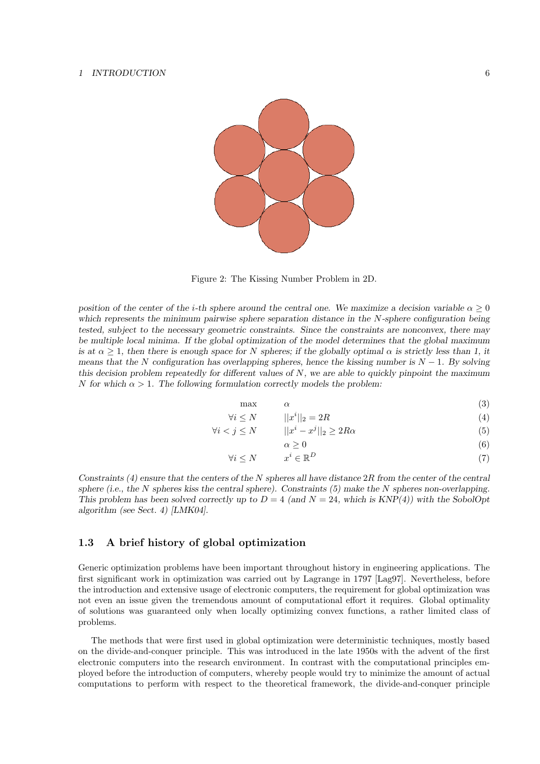Figure 2: The Kissing Number Problem in 2D.

*position of the center of the $i$-th sphere around the central one. We maximize a decision variable $\alpha \geq 0$ which represents the minimum pairwise sphere separation distance in the $N$-sphere configuration being tested, subject to the necessary geometric constraints. Since the constraints are nonconvex, there may be multiple local minima. If the global optimization of the model determines that the global maximum is at $\alpha \geq 1$, then there is enough space for $N$ spheres; if the globally optimal $\alpha$ is strictly less than 1, it means that the $N$ configuration has overlapping spheres, hence the kissing number is $N-1$. By solving this decision problem repeatedly for different values of $N$, we are able to quickly pinpoint the maximum $N$ for which $\alpha > 1$. The following formulation correctly models the problem:*

$$
\begin{aligned}
\max \quad & \alpha & (3)\\
\forall i \leq N \quad & ||x^i||_2 = 2R & (4)\\
\forall i < j \leq N \quad & ||x^i - x^j||_2 \geq 2R\alpha & (5)\\
& \alpha \geq 0 & (6)\\
\forall i \leq N \quad & x^i \in \mathbb{R}^D & (7)
\end{aligned}
$$

*Constraints (4) ensure that the centers of the $N$ spheres all have distance $2R$ from the center of the central sphere (i.e., the $N$ spheres kiss the central sphere). Constraints (5) make the $N$ spheres non-overlapping. This problem has been solved correctly up to $D = 4$ (and $N = 24$, which is KNP(4)) with the SobolOpt algorithm (see Sect. 4) [LMK04].*

## 1.3 A brief history of global optimization

Generic optimization problems have been important throughout history in engineering applications. The first significant work in optimization was carried out by Lagrange in 1797 [Lag97]. Nevertheless, before the introduction and extensive usage of electronic computers, the requirement for global optimization was not even an issue given the tremendous amount of computational effort it requires. Global optimality of solutions was guaranteed only when locally optimizing convex functions, a rather limited class of problems.

The methods that were first used in global optimization were deterministic techniques, mostly based on the divide-and-conquer principle. This was introduced in the late 1950s with the advent of the first electronic computers into the research environment. In contrast with the computational principles employed before the introduction of computers, whereby people would try to minimize the amount of actual computations to perform with respect to the theoretical framework, the divide-and-conquer principle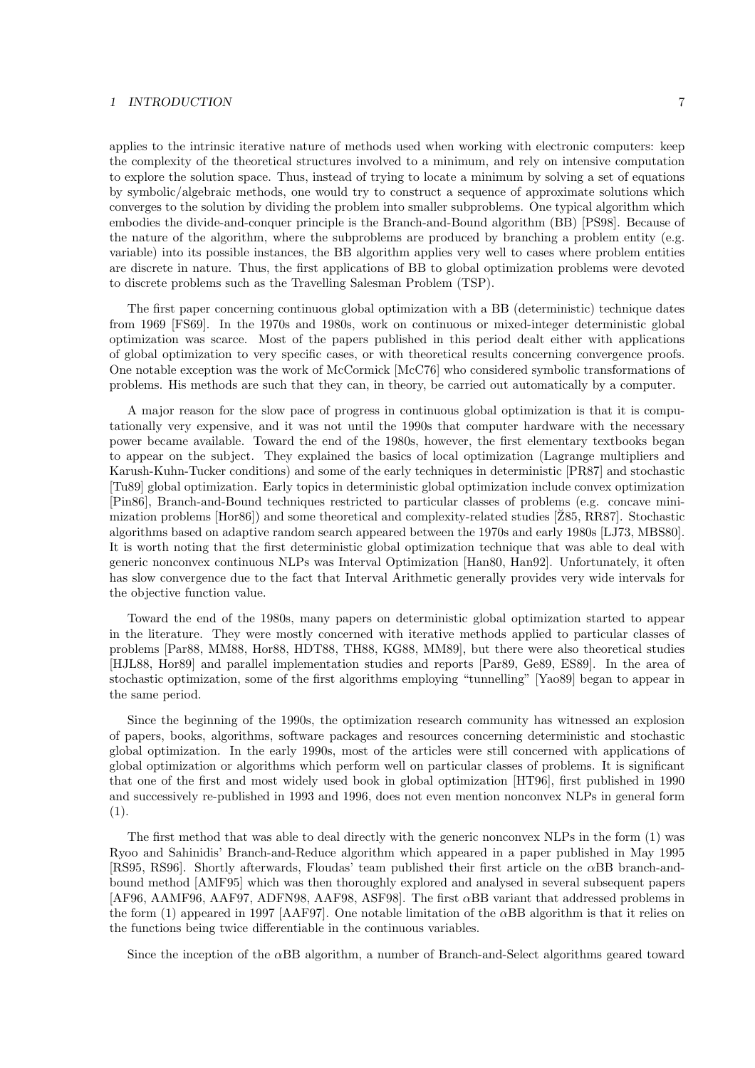applies to the intrinsic iterative nature of methods used when working with electronic computers: keep the complexity of the theoretical structures involved to a minimum, and rely on intensive computation to explore the solution space. Thus, instead of trying to locate a minimum by solving a set of equations by symbolic/algebraic methods, one would try to construct a sequence of approximate solutions which converges to the solution by dividing the problem into smaller subproblems. One typical algorithm which embodies the divide-and-conquer principle is the Branch-and-Bound algorithm (BB) [PS98]. Because of the nature of the algorithm, where the subproblems are produced by branching a problem entity (e.g. variable) into its possible instances, the BB algorithm applies very well to cases where problem entities are discrete in nature. Thus, the first applications of BB to global optimization problems were devoted to discrete problems such as the Travelling Salesman Problem (TSP).

The first paper concerning continuous global optimization with a BB (deterministic) technique dates from 1969 [FS69]. In the 1970s and 1980s, work on continuous or mixed-integer deterministic global optimization was scarce. Most of the papers published in this period dealt either with applications of global optimization to very specific cases, or with theoretical results concerning convergence proofs. One notable exception was the work of McCormick [McC76] who considered symbolic transformations of problems. His methods are such that they can, in theory, be carried out automatically by a computer.

A major reason for the slow pace of progress in continuous global optimization is that it is computationally very expensive, and it was not until the 1990s that computer hardware with the necessary power became available. Toward the end of the 1980s, however, the first elementary textbooks began to appear on the subject. They explained the basics of local optimization (Lagrange multipliers and Karush-Kuhn-Tucker conditions) and some of the early techniques in deterministic [PR87] and stochastic [Tu89] global optimization. Early topics in deterministic global optimization include convex optimization [Pin86], Branch-and-Bound techniques restricted to particular classes of problems (e.g. concave minimization problems [Hor86]) and some theoretical and complexity-related studies [Ž85, RR87]. Stochastic algorithms based on adaptive random search appeared between the 1970s and early 1980s [LJ73, MBS80]. It is worth noting that the first deterministic global optimization technique that was able to deal with generic nonconvex continuous NLPs was Interval Optimization [Han80, Han92]. Unfortunately, it often has slow convergence due to the fact that Interval Arithmetic generally provides very wide intervals for the objective function value.

Toward the end of the 1980s, many papers on deterministic global optimization started to appear in the literature. They were mostly concerned with iterative methods applied to particular classes of problems [Par88, MM88, Hor88, HDT88, TH88, KG88, MM89], but there were also theoretical studies [HJL88, Hor89] and parallel implementation studies and reports [Par89, Ge89, ES89]. In the area of stochastic optimization, some of the first algorithms employing "tunnelling" [Yao89] began to appear in the same period.

Since the beginning of the 1990s, the optimization research community has witnessed an explosion of papers, books, algorithms, software packages and resources concerning deterministic and stochastic global optimization. In the early 1990s, most of the articles were still concerned with applications of global optimization or algorithms which perform well on particular classes of problems. It is significant that one of the first and most widely used book in global optimization [HT96], first published in 1990 and successively re-published in 1993 and 1996, does not even mention nonconvex NLPs in general form (1).

The first method that was able to deal directly with the generic nonconvex NLPs in the form (1) was Ryoo and Sahinidis' Branch-and-Reduce algorithm which appeared in a paper published in May 1995 [RS95, RS96]. Shortly afterwards, Floudas' team published their first article on the $\alpha$BB branch-and-bound method [AMF95] which was then thoroughly explored and analysed in several subsequent papers [AF96, AAMF96, AAF97, ADFN98, AAF98, ASF98]. The first $\alpha$BB variant that addressed problems in the form (1) appeared in 1997 [AAF97]. One notable limitation of the $\alpha$BB algorithm is that it relies on the functions being twice differentiable in the continuous variables.

Since the inception of the $\alpha$BB algorithm, a number of Branch-and-Select algorithms geared toward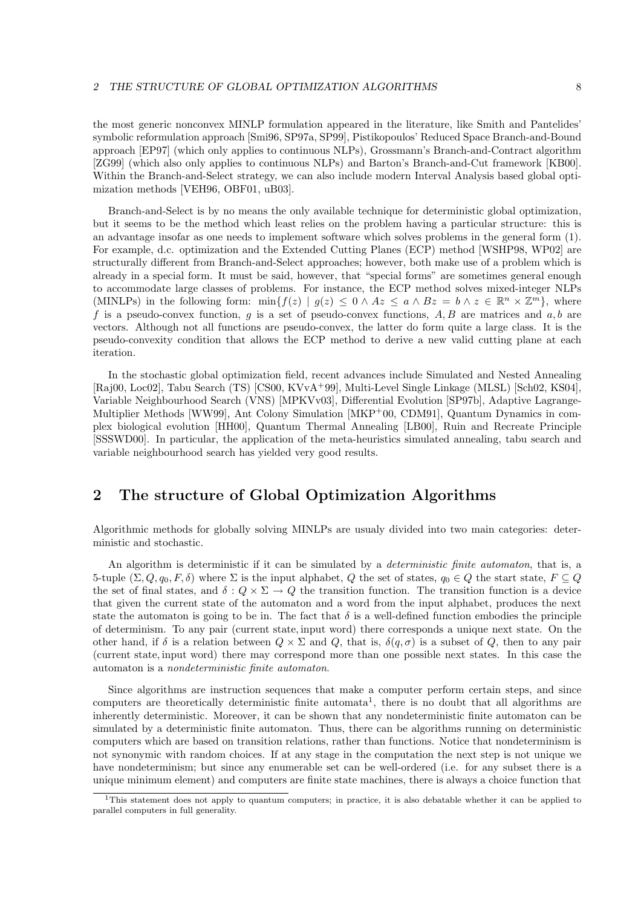the most generic nonconvex MINLP formulation appeared in the literature, like Smith and Pantelides' symbolic reformulation approach [Smi96, SP97a, SP99], Pistikopoulos' Reduced Space Branch-and-Bound approach [EP97] (which only applies to continuous NLPs), Grossmann's Branch-and-Contract algorithm [ZG99] (which also only applies to continuous NLPs) and Barton's Branch-and-Cut framework [KB00]. Within the Branch-and-Select strategy, we can also include modern Interval Analysis based global optimization methods [VEH96, OBF01, uB03].

Branch-and-Select is by no means the only available technique for deterministic global optimization, but it seems to be the method which least relies on the problem having a particular structure: this is an advantage insofar as one needs to implement software which solves problems in the general form (1). For example, d.c. optimization and the Extended Cutting Planes (ECP) method [WSHP98, WP02] are structurally different from Branch-and-Select approaches; however, both make use of a problem which is already in a special form. It must be said, however, that "special forms" are sometimes general enough to accommodate large classes of problems. For instance, the ECP method solves mixed-integer NLPs (MINLPs) in the following form: $\min\{f(z) \mid g(z) \leq 0 \wedge Az \leq a \wedge Bz = b \wedge z \in \mathbb{R}^n \times \mathbb{Z}^m\}$, where $f$ is a pseudo-convex function, $g$ is a set of pseudo-convex functions, $A, B$ are matrices and $a, b$ are vectors. Although not all functions are pseudo-convex, the latter do form quite a large class. It is the pseudo-convexity condition that allows the ECP method to derive a new valid cutting plane at each iteration.

In the stochastic global optimization field, recent advances include Simulated and Nested Annealing [Raj00, Loc02], Tabu Search (TS) [CS00, KVvA+99], Multi-Level Single Linkage (MLSL) [Sch02, KS04], Variable Neighbourhood Search (VNS) [MPKVv03], Differential Evolution [SP97b], Adaptive Lagrange-Multiplier Methods [WW99], Ant Colony Simulation [MKP+00, CDM91], Quantum Dynamics in complex biological evolution [HH00], Quantum Thermal Annealing [LB00], Ruin and Recreate Principle [SSSWD00]. In particular, the application of the meta-heuristics simulated annealing, tabu search and variable neighbourhood search has yielded very good results.

## 2 The structure of Global Optimization Algorithms

Algorithmic methods for globally solving MINLPs are usualy divided into two main categories: deterministic and stochastic.

An algorithm is deterministic if it can be simulated by a *deterministic finite automaton*, that is, a 5-tuple $(\Sigma, Q, q_0, F, \delta)$ where $\Sigma$ is the input alphabet, $Q$ the set of states, $q_0 \in Q$ the start state, $F \subseteq Q$ the set of final states, and $\delta : Q \times \Sigma \to Q$ the transition function. The transition function is a device that given the current state of the automaton and a word from the input alphabet, produces the next state the automaton is going to be in. The fact that $\delta$ is a well-defined function embodies the principle of determinism. To any pair (current state, input word) there corresponds a unique next state. On the other hand, if $\delta$ is a relation between $Q \times \Sigma$ and $Q$, that is, $\delta(q, \sigma)$ is a subset of $Q$, then to any pair (current state, input word) there may correspond more than one possible next states. In this case the automaton is a *nondeterministic finite automaton*.

Since algorithms are instruction sequences that make a computer perform certain steps, and since computers are theoretically deterministic finite automata[1], there is no doubt that all algorithms are inherently deterministic. Moreover, it can be shown that any nondeterministic finite automaton can be simulated by a deterministic finite automaton. Thus, there can be algorithms running on deterministic computers which are based on transition relations, rather than functions. Notice that nondeterminism is not synonymic with random choices. If at any stage in the computation the next step is not unique we have nondeterminism; but since any enumerable set can be well-ordered (i.e. for any subset there is a unique minimum element) and computers are finite state machines, there is always a choice function that

[1] This statement does not apply to quantum computers; in practice, it is also debatable whether it can be applied to parallel computers in full generality.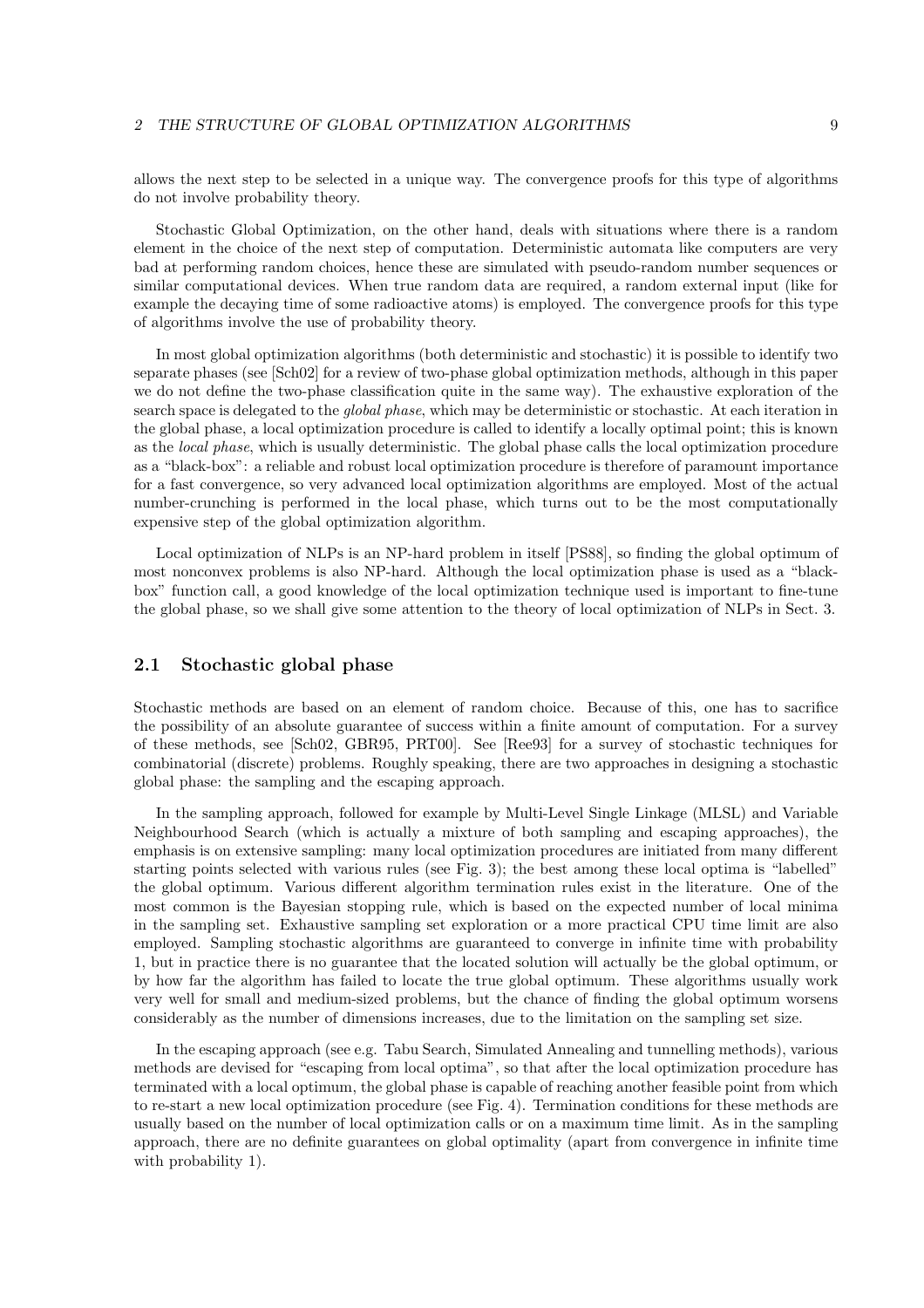allows the next step to be selected in a unique way. The convergence proofs for this type of algorithms do not involve probability theory.

Stochastic Global Optimization, on the other hand, deals with situations where there is a random element in the choice of the next step of computation. Deterministic automata like computers are very bad at performing random choices, hence these are simulated with pseudo-random number sequences or similar computational devices. When true random data are required, a random external input (like for example the decaying time of some radioactive atoms) is employed. The convergence proofs for this type of algorithms involve the use of probability theory.

In most global optimization algorithms (both deterministic and stochastic) it is possible to identify two separate phases (see [Sch02] for a review of two-phase global optimization methods, although in this paper we do not define the two-phase classification quite in the same way). The exhaustive exploration of the search space is delegated to the *global phase*, which may be deterministic or stochastic. At each iteration in the global phase, a local optimization procedure is called to identify a locally optimal point; this is known as the *local phase*, which is usually deterministic. The global phase calls the local optimization procedure as a "black-box": a reliable and robust local optimization procedure is therefore of paramount importance for a fast convergence, so very advanced local optimization algorithms are employed. Most of the actual number-crunching is performed in the local phase, which turns out to be the most computationally expensive step of the global optimization algorithm.

Local optimization of NLPs is an NP-hard problem in itself [PS88], so finding the global optimum of most nonconvex problems is also NP-hard. Although the local optimization phase is used as a "black-box" function call, a good knowledge of the local optimization technique used is important to fine-tune the global phase, so we shall give some attention to the theory of local optimization of NLPs in Sect. 3.

## 2.1 Stochastic global phase

Stochastic methods are based on an element of random choice. Because of this, one has to sacrifice the possibility of an absolute guarantee of success within a finite amount of computation. For a survey of these methods, see [Sch02, GBR95, PRT00]. See [Ree93] for a survey of stochastic techniques for combinatorial (discrete) problems. Roughly speaking, there are two approaches in designing a stochastic global phase: the sampling and the escaping approach.

In the sampling approach, followed for example by Multi-Level Single Linkage (MLSL) and Variable Neighbourhood Search (which is actually a mixture of both sampling and escaping approaches), the emphasis is on extensive sampling: many local optimization procedures are initiated from many different starting points selected with various rules (see Fig. 3); the best among these local optima is "labelled" the global optimum. Various different algorithm termination rules exist in the literature. One of the most common is the Bayesian stopping rule, which is based on the expected number of local minima in the sampling set. Exhaustive sampling set exploration or a more practical CPU time limit are also employed. Sampling stochastic algorithms are guaranteed to converge in infinite time with probability 1, but in practice there is no guarantee that the located solution will actually be the global optimum, or by how far the algorithm has failed to locate the true global optimum. These algorithms usually work very well for small and medium-sized problems, but the chance of finding the global optimum worsens considerably as the number of dimensions increases, due to the limitation on the sampling set size.

In the escaping approach (see e.g. Tabu Search, Simulated Annealing and tunnelling methods), various methods are devised for "escaping from local optima", so that after the local optimization procedure has terminated with a local optimum, the global phase is capable of reaching another feasible point from which to re-start a new local optimization procedure (see Fig. 4). Termination conditions for these methods are usually based on the number of local optimization calls or on a maximum time limit. As in the sampling approach, there are no definite guarantees on global optimality (apart from convergence in infinite time with probability 1).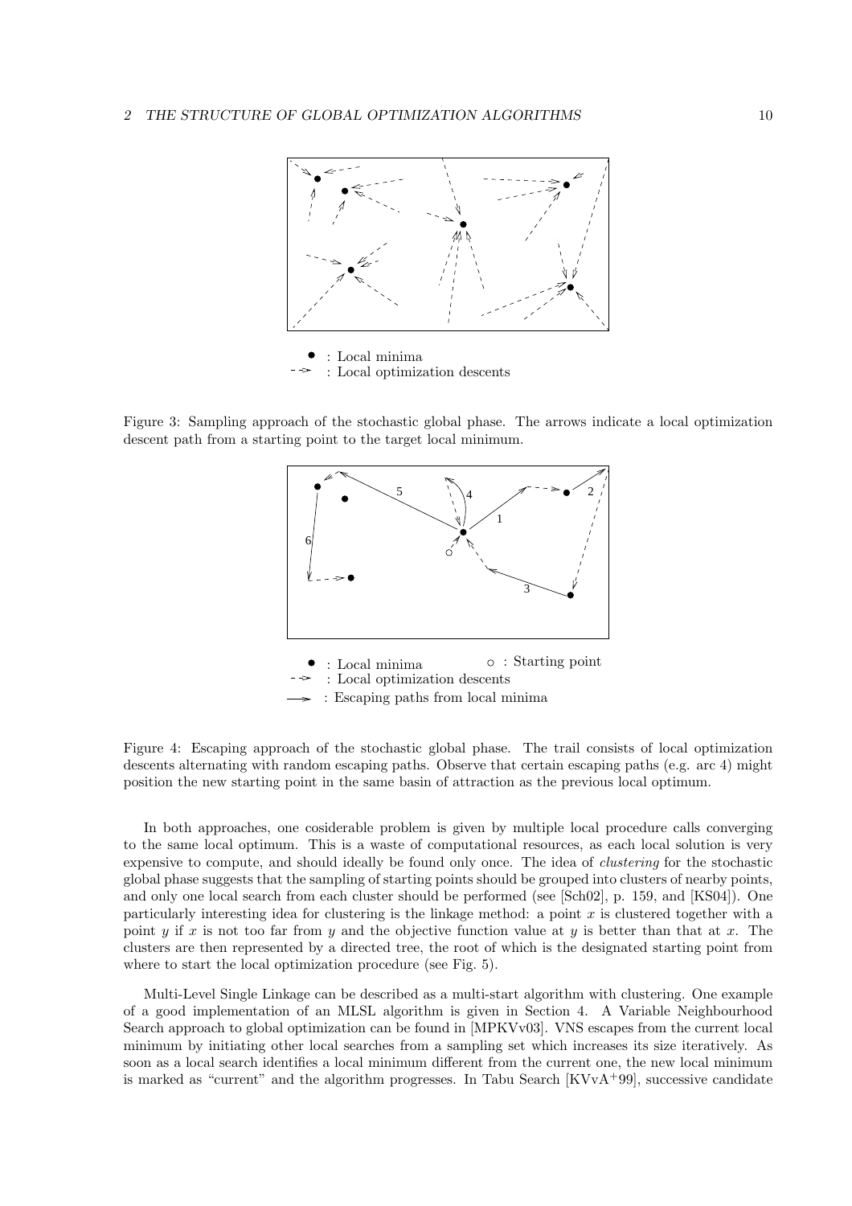Figure 3: Sampling approach of the stochastic global phase. The arrows indicate a local optimization descent path from a starting point to the target local minimum.

Figure 4: Escaping approach of the stochastic global phase. The trail consists of local optimization descents alternating with random escaping paths. Observe that certain escaping paths (e.g. arc 4) might position the new starting point in the same basin of attraction as the previous local optimum.

In both approaches, one cosiderable problem is given by multiple local procedure calls converging to the same local optimum. This is a waste of computational resources, as each local solution is very expensive to compute, and should ideally be found only once. The idea of *clustering* for the stochastic global phase suggests that the sampling of starting points should be grouped into clusters of nearby points, and only one local search from each cluster should be performed (see [Sch02], p. 159, and [KS04]). One particularly interesting idea for clustering is the linkage method: a point $x$ is clustered together with a point $y$ if $x$ is not too far from $y$ and the objective function value at $y$ is better than that at $x$. The clusters are then represented by a directed tree, the root of which is the designated starting point from where to start the local optimization procedure (see Fig. 5).

Multi-Level Single Linkage can be described as a multi-start algorithm with clustering. One example of a good implementation of an MLSL algorithm is given in Section 4. A Variable Neighbourhood Search approach to global optimization can be found in [MPKVv03]. VNS escapes from the current local minimum by initiating other local searches from a sampling set which increases its size iteratively. As soon as a local search identifies a local minimum different from the current one, the new local minimum is marked as "current" and the algorithm progresses. In Tabu Search [KVvA+99], successive candidate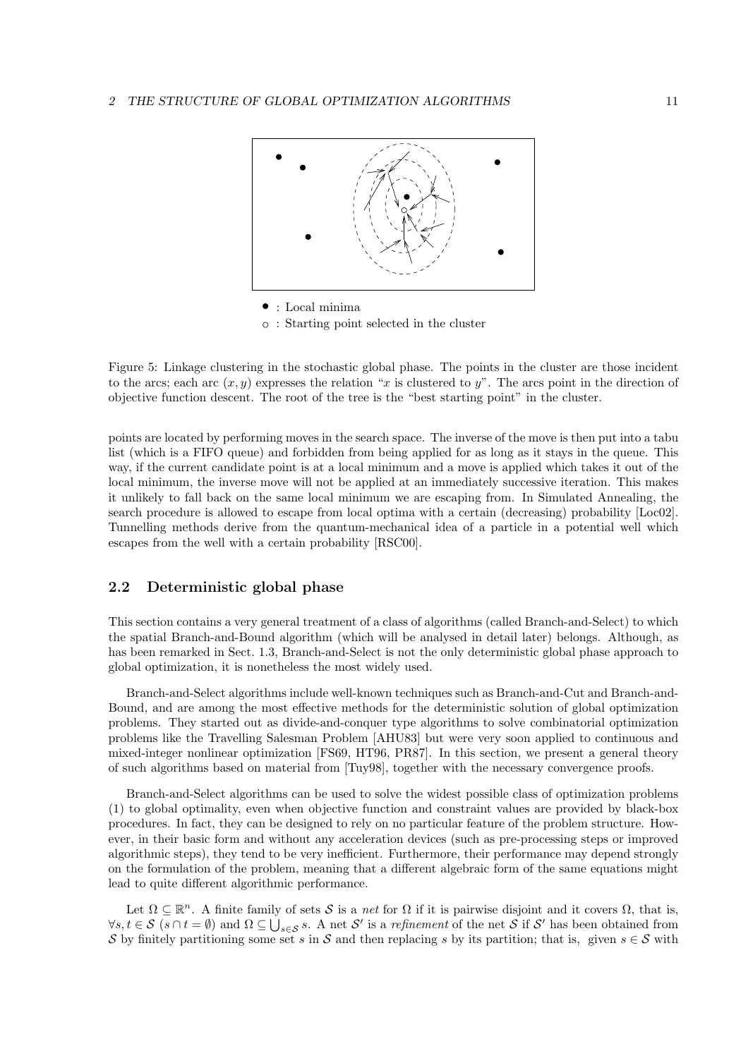● : Local minima

○ : Starting point selected in the cluster

Figure 5: Linkage clustering in the stochastic global phase. The points in the cluster are those incident to the arcs; each arc $(x, y)$ expresses the relation "$x$ is clustered to $y$". The arcs point in the direction of objective function descent. The root of the tree is the "best starting point" in the cluster.

points are located by performing moves in the search space. The inverse of the move is then put into a tabu list (which is a FIFO queue) and forbidden from being applied for as long as it stays in the queue. This way, if the current candidate point is at a local minimum and a move is applied which takes it out of the local minimum, the inverse move will not be applied at an immediately successive iteration. This makes it unlikely to fall back on the same local minimum we are escaping from. In Simulated Annealing, the search procedure is allowed to escape from local optima with a certain (decreasing) probability [Loc02]. Tunnelling methods derive from the quantum-mechanical idea of a particle in a potential well which escapes from the well with a certain probability [RSC00].

## 2.2 Deterministic global phase

This section contains a very general treatment of a class of algorithms (called Branch-and-Select) to which the spatial Branch-and-Bound algorithm (which will be analysed in detail later) belongs. Although, as has been remarked in Sect. 1.3, Branch-and-Select is not the only deterministic global phase approach to global optimization, it is nonetheless the most widely used.

Branch-and-Select algorithms include well-known techniques such as Branch-and-Cut and Branch-and-Bound, and are among the most effective methods for the deterministic solution of global optimization problems. They started out as divide-and-conquer type algorithms to solve combinatorial optimization problems like the Travelling Salesman Problem [AHU83] but were very soon applied to continuous and mixed-integer nonlinear optimization [FS69, HT96, PR87]. In this section, we present a general theory of such algorithms based on material from [Tuy98], together with the necessary convergence proofs.

Branch-and-Select algorithms can be used to solve the widest possible class of optimization problems (1) to global optimality, even when objective function and constraint values are provided by black-box procedures. In fact, they can be designed to rely on no particular feature of the problem structure. However, in their basic form and without any acceleration devices (such as pre-processing steps or improved algorithmic steps), they tend to be very inefficient. Furthermore, their performance may depend strongly on the formulation of the problem, meaning that a different algebraic form of the same equations might lead to quite different algorithmic performance.

Let $\Omega \subseteq \mathbb{R}^n$. A finite family of sets $\mathcal{S}$ is a *net* for $\Omega$ if it is pairwise disjoint and it covers $\Omega$, that is, $\forall s, t \in \mathcal{S}$ $(s \cap t = \emptyset)$ and $\Omega \subseteq \bigcup_{s \in \mathcal{S}} s$. A net $\mathcal{S}'$ is a *refinement* of the net $\mathcal{S}$ if $\mathcal{S}'$ has been obtained from $\mathcal{S}$ by finitely partitioning some set $s$ in $\mathcal{S}$ and then replacing $s$ by its partition; that is, given $s \in \mathcal{S}$ with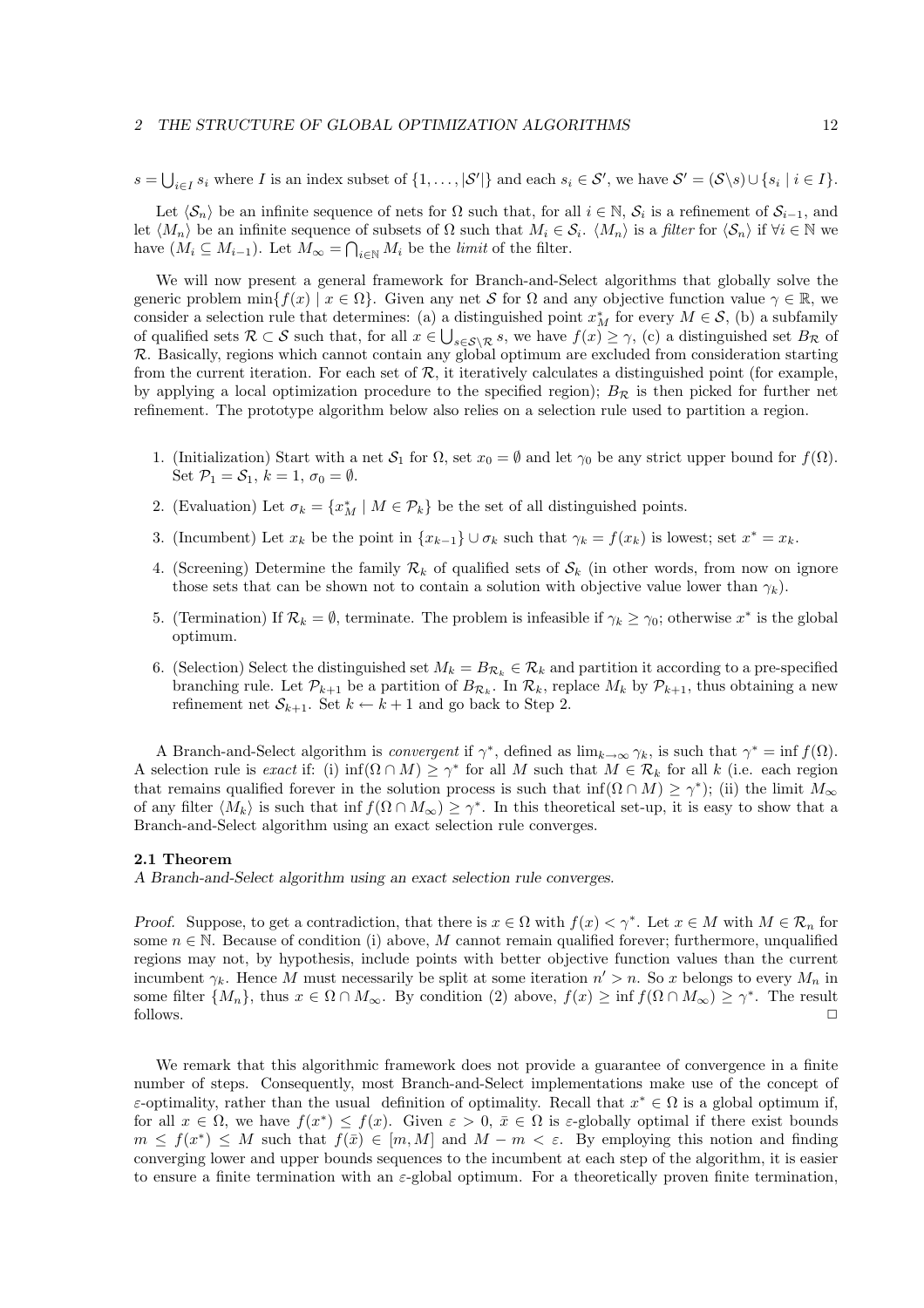$s = \bigcup_{i \in I} s_i$ where $I$ is an index subset of $\{1, \ldots, |\mathcal{S}'|\}$ and each $s_i \in \mathcal{S}'$, we have $\mathcal{S}' = (\mathcal{S} \backslash s) \cup \{s_i \mid i \in I\}$.

Let $\langle \mathcal{S}_n \rangle$ be an infinite sequence of nets for $\Omega$ such that, for all $i \in \mathbb{N}$, $\mathcal{S}_i$ is a refinement of $\mathcal{S}_{i-1}$, and let $\langle M_n \rangle$ be an infinite sequence of subsets of $\Omega$ such that $M_i \in \mathcal{S}_i$. $\langle M_n \rangle$ is a *filter* for $\langle \mathcal{S}_n \rangle$ if $\forall i \in \mathbb{N}$ we have $(M_i \subseteq M_{i-1})$. Let $M_\infty = \bigcap_{i \in \mathbb{N}} M_i$ be the *limit* of the filter.

We will now present a general framework for Branch-and-Select algorithms that globally solve the generic problem $\min\{f(x) \mid x \in \Omega\}$. Given any net $\mathcal{S}$ for $\Omega$ and any objective function value $\gamma \in \mathbb{R}$, we consider a selection rule that determines: (a) a distinguished point $x^*_M$ for every $M \in \mathcal{S}$, (b) a subfamily of qualified sets $\mathcal{R} \subset \mathcal{S}$ such that, for all $x \in \bigcup_{s \in \mathcal{S} \backslash \mathcal{R}} s$, we have $f(x) \geq \gamma$, (c) a distinguished set $B_\mathcal{R}$ of $\mathcal{R}$. Basically, regions which cannot contain any global optimum are excluded from consideration starting from the current iteration. For each set of $\mathcal{R}$, it iteratively calculates a distinguished point (for example, by applying a local optimization procedure to the specified region); $B_\mathcal{R}$ is then picked for further net refinement. The prototype algorithm below also relies on a selection rule used to partition a region.

1. (Initialization) Start with a net $\mathcal{S}_1$ for $\Omega$, set $x_0 = \emptyset$ and let $\gamma_0$ be any strict upper bound for $f(\Omega)$. Set $\mathcal{P}_1 = \mathcal{S}_1$, $k = 1$, $\sigma_0 = \emptyset$.
2. (Evaluation) Let $\sigma_k = \{x^*_M \mid M \in \mathcal{P}_k\}$ be the set of all distinguished points.
3. (Incumbent) Let $x_k$ be the point in $\{x_{k-1}\} \cup \sigma_k$ such that $\gamma_k = f(x_k)$ is lowest; set $x^* = x_k$.
4. (Screening) Determine the family $\mathcal{R}_k$ of qualified sets of $\mathcal{S}_k$ (in other words, from now on ignore those sets that can be shown not to contain a solution with objective value lower than $\gamma_k$).
5. (Termination) If $\mathcal{R}_k = \emptyset$, terminate. The problem is infeasible if $\gamma_k \geq \gamma_0$; otherwise $x^*$ is the global optimum.
6. (Selection) Select the distinguished set $M_k = B_{\mathcal{R}_k} \in \mathcal{R}_k$ and partition it according to a pre-specified branching rule. Let $\mathcal{P}_{k+1}$ be a partition of $B_{\mathcal{R}_k}$. In $\mathcal{R}_k$, replace $M_k$ by $\mathcal{P}_{k+1}$, thus obtaining a new refinement net $\mathcal{S}_{k+1}$. Set $k \leftarrow k + 1$ and go back to Step 2.

A Branch-and-Select algorithm is *convergent* if $\gamma^*$, defined as $\lim_{k \to \infty} \gamma_k$, is such that $\gamma^* = \inf f(\Omega)$. A selection rule is *exact* if: (i) $\inf(\Omega \cap M) \geq \gamma^*$ for all $M$ such that $M \in \mathcal{R}_k$ for all $k$ (i.e. each region that remains qualified forever in the solution process is such that $\inf(\Omega \cap M) \geq \gamma^*$); (ii) the limit $M_\infty$ of any filter $\langle M_k \rangle$ is such that $\inf f(\Omega \cap M_\infty) \geq \gamma^*$. In this theoretical set-up, it is easy to show that a Branch-and-Select algorithm using an exact selection rule converges.

### 2.1 Theorem

*A Branch-and-Select algorithm using an exact selection rule converges.*

*Proof.* Suppose, to get a contradiction, that there is $x \in \Omega$ with $f(x) < \gamma^*$. Let $x \in M$ with $M \in \mathcal{R}_n$ for some $n \in \mathbb{N}$. Because of condition (i) above, $M$ cannot remain qualified forever; furthermore, unqualified regions may not, by hypothesis, include points with better objective function values than the current incumbent $\gamma_k$. Hence $M$ must necessarily be split at some iteration $n' > n$. So $x$ belongs to every $M_n$ in some filter $\{M_n\}$, thus $x \in \Omega \cap M_\infty$. By condition (2) above, $f(x) \geq \inf f(\Omega \cap M_\infty) \geq \gamma^*$. The result follows. $\Box$

We remark that this algorithmic framework does not provide a guarantee of convergence in a finite number of steps. Consequently, most Branch-and-Select implementations make use of the concept of $\varepsilon$-optimality, rather than the usual definition of optimality. Recall that $x^* \in \Omega$ is a global optimum if, for all $x \in \Omega$, we have $f(x^*) \leq f(x)$. Given $\varepsilon > 0$, $\bar{x} \in \Omega$ is $\varepsilon$-globally optimal if there exist bounds $m \leq f(x^*) \leq M$ such that $f(\bar{x}) \in [m, M]$ and $M - m < \varepsilon$. By employing this notion and finding converging lower and upper bounds sequences to the incumbent at each step of the algorithm, it is easier to ensure a finite termination with an $\varepsilon$-global optimum. For a theoretically proven finite termination,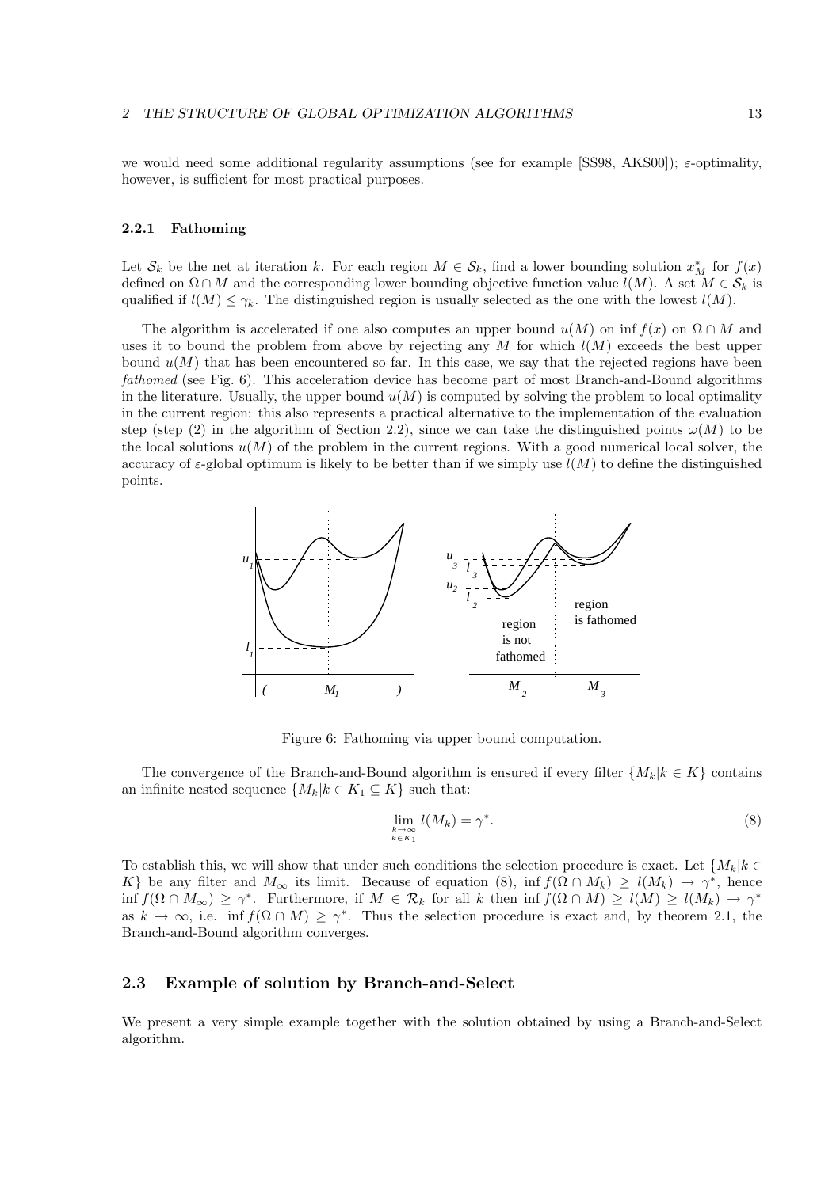we would need some additional regularity assumptions (see for example [SS98, AKS00]); $\varepsilon$-optimality, however, is sufficient for most practical purposes.

### 2.2.1 Fathoming

Let $\mathcal{S}_k$ be the net at iteration $k$. For each region $M \in \mathcal{S}_k$, find a lower bounding solution $x^*_M$ for $f(x)$ defined on $\Omega \cap M$ and the corresponding lower bounding objective function value $l(M)$. A set $M \in \mathcal{S}_k$ is qualified if $l(M) \leq \gamma_k$. The distinguished region is usually selected as the one with the lowest $l(M)$.

The algorithm is accelerated if one also computes an upper bound $u(M)$ on $\inf f(x)$ on $\Omega \cap M$ and uses it to bound the problem from above by rejecting any $M$ for which $l(M)$ exceeds the best upper bound $u(M)$ that has been encountered so far. In this case, we say that the rejected regions have been *fathomed* (see Fig. 6). This acceleration device has become part of most Branch-and-Bound algorithms in the literature. Usually, the upper bound $u(M)$ is computed by solving the problem to local optimality in the current region: this also represents a practical alternative to the implementation of the evaluation step (step (2) in the algorithm of Section 2.2), since we can take the distinguished points $\omega(M)$ to be the local solutions $u(M)$ of the problem in the current regions. With a good numerical local solver, the accuracy of $\varepsilon$-global optimum is likely to be better than if we simply use $l(M)$ to define the distinguished points.

Figure 6: Fathoming via upper bound computation.

The convergence of the Branch-and-Bound algorithm is ensured if every filter $\{M_k | k \in K\}$ contains an infinite nested sequence $\{M_k | k \in K_1 \subseteq K\}$ such that:

$$\lim_{\substack{k \to \infty \\ k \in K_1}} l(M_k) = \gamma^*. \tag{8}$$

To establish this, we will show that under such conditions the selection procedure is exact. Let $\{M_k | k \in K\}$ be any filter and $M_\infty$ its limit. Because of equation (8), $\inf f(\Omega \cap M_k) \geq l(M_k) \to \gamma^*$, hence $\inf f(\Omega \cap M_\infty) \geq \gamma^*$. Furthermore, if $M \in \mathcal{R}_k$ for all $k$ then $\inf f(\Omega \cap M) \geq l(M) \geq l(M_k) \to \gamma^*$ as $k \to \infty$, i.e. $\inf f(\Omega \cap M) \geq \gamma^*$. Thus the selection procedure is exact and, by theorem 2.1, the Branch-and-Bound algorithm converges.

## 2.3 Example of solution by Branch-and-Select

We present a very simple example together with the solution obtained by using a Branch-and-Select algorithm.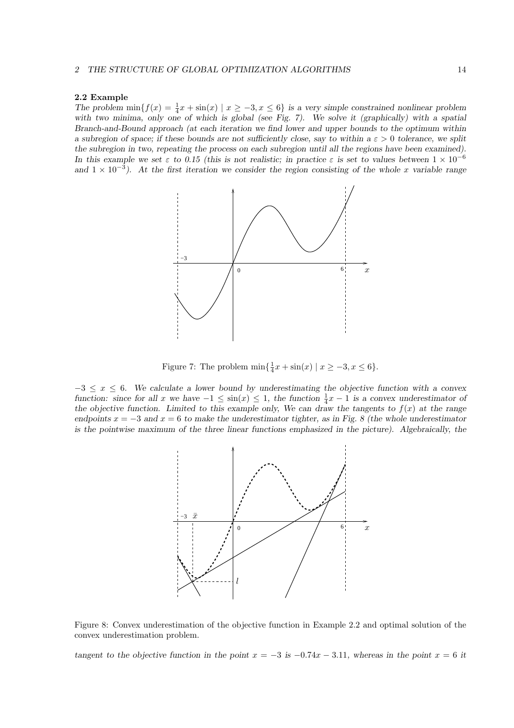### 2.2 Example

*The problem $\min\{f(x) = \frac{1}{4}x + \sin(x) \mid x \geq -3, x \leq 6\}$ is a very simple constrained nonlinear problem with two minima, only one of which is global (see Fig. 7). We solve it (graphically) with a spatial Branch-and-Bound approach (at each iteration we find lower and upper bounds to the optimum within a subregion of space; if these bounds are not sufficiently close, say to within a $\varepsilon > 0$ tolerance, we split the subregion in two, repeating the process on each subregion until all the regions have been examined). In this example we set $\varepsilon$ to 0.15 (this is not realistic; in practice $\varepsilon$ is set to values between $1 \times 10^{-6}$ and $1 \times 10^{-3}$). At the first iteration we consider the region consisting of the whole $x$ variable range*

Figure 7: The problem $\min\{\frac{1}{4}x + \sin(x) \mid x \geq -3, x \leq 6\}$.

*$-3 \leq x \leq 6$. We calculate a lower bound by underestimating the objective function with a convex function: since for all $x$ we have $-1 \leq \sin(x) \leq 1$, the function $\frac{1}{4}x - 1$ is a convex underestimator of the objective function. Limited to this example only, We can draw the tangents to $f(x)$ at the range endpoints $x = -3$ and $x = 6$ to make the underestimator tighter, as in Fig. 8 (the whole underestimator is the pointwise maximum of the three linear functions emphasized in the picture). Algebraically, the*

Figure 8: Convex underestimation of the objective function in Example 2.2 and optimal solution of the convex underestimation problem.

*tangent to the objective function in the point $x = -3$ is $-0.74x - 3.11$, whereas in the point $x = 6$ it*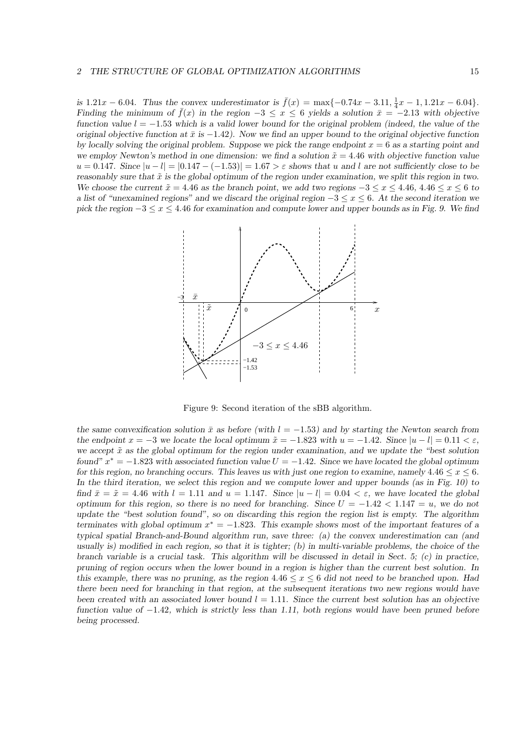*is $1.21x - 6.04$. Thus the convex underestimator is $\bar{f}(x) = \max\{-0.74x - 3.11, \frac{1}{4}x - 1, 1.21x - 6.04\}$. Finding the minimum of $\bar{f}(x)$ in the region $-3 \leq x \leq 6$ yields a solution $\bar{x} = -2.13$ with objective function value $l = -1.53$ which is a valid lower bound for the original problem (indeed, the value of the original objective function at $\bar{x}$ is $-1.42$). Now we find an upper bound to the original objective function by locally solving the original problem. Suppose we pick the range endpoint $x = 6$ as a starting point and we employ Newton's method in one dimension: we find a solution $\tilde{x} = 4.46$ with objective function value $u = 0.147$. Since $|u - l| = |0.147 - (-1.53)| = 1.67 > \varepsilon$ shows that $u$ and $l$ are not sufficiently close to be reasonably sure that $\tilde{x}$ is the global optimum of the region under examination, we split this region in two. We choose the current $\tilde{x} = 4.46$ as the branch point, we add two regions $-3 \leq x \leq 4.46$, $4.46 \leq x \leq 6$ to a list of "unexamined regions" and we discard the original region $-3 \leq x \leq 6$. At the second iteration we pick the region $-3 \leq x \leq 4.46$ for examination and compute lower and upper bounds as in Fig. 9. We find*

Figure 9: Second iteration of the sBB algorithm.

*the same convexification solution $\bar{x}$ as before (with $l = -1.53$) and by starting the Newton search from the endpoint $x = -3$ we locate the local optimum $\tilde{x} = -1.823$ with $u = -1.42$. Since $|u - l| = 0.11 < \varepsilon$, we accept $\tilde{x}$ as the global optimum for the region under examination, and we update the "best solution found" $x^* = -1.823$ with associated function value $U = -1.42$. Since we have located the global optimum for this region, no branching occurs. This leaves us with just one region to examine, namely $4.46 \leq x \leq 6$. In the third iteration, we select this region and we compute lower and upper bounds (as in Fig. 10) to find $\bar{x} = \tilde{x} = 4.46$ with $l = 1.11$ and $u = 1.147$. Since $|u - l| = 0.04 < \varepsilon$, we have located the global optimum for this region, so there is no need for branching. Since $U = -1.42 < 1.147 = u$, we do not update the "best solution found", so on discarding this region the region list is empty. The algorithm terminates with global optimum $x^* = -1.823$. This example shows most of the important features of a typical spatial Branch-and-Bound algorithm run, save three: (a) the convex underestimation can (and usually is) modified in each region, so that it is tighter; (b) in multi-variable problems, the choice of the branch variable is a crucial task. This algorithm will be discussed in detail in Sect. 5; (c) in practice, pruning of region occurs when the lower bound in a region is higher than the current best solution. In this example, there was no pruning, as the region $4.46 \leq x \leq 6$ did not need to be branched upon. Had there been need for branching in that region, at the subsequent iterations two new regions would have been created with an associated lower bound $l = 1.11$. Since the current best solution has an objective function value of $-1.42$, which is strictly less than 1.11, both regions would have been pruned before being processed.*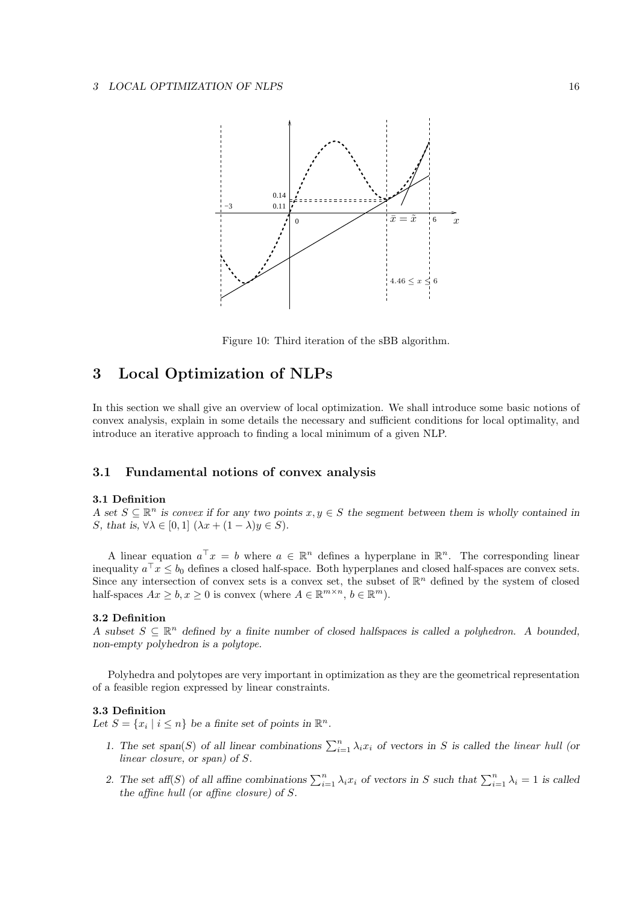Figure 10: Third iteration of the sBB algorithm.

# 3 Local Optimization of NLPs

In this section we shall give an overview of local optimization. We shall introduce some basic notions of convex analysis, explain in some details the necessary and sufficient conditions for local optimality, and introduce an iterative approach to finding a local minimum of a given NLP.

## 3.1 Fundamental notions of convex analysis

**3.1 Definition**
*A set $S \subseteq \mathbb{R}^n$ is convex if for any two points $x, y \in S$ the segment between them is wholly contained in $S$, that is, $\forall \lambda \in [0,1]$ $(\lambda x + (1-\lambda)y \in S)$.*

A linear equation $a^\top x = b$ where $a \in \mathbb{R}^n$ defines a hyperplane in $\mathbb{R}^n$. The corresponding linear inequality $a^\top x \leq b_0$ defines a closed half-space. Both hyperplanes and closed half-spaces are convex sets. Since any intersection of convex sets is a convex set, the subset of $\mathbb{R}^n$ defined by the system of closed half-spaces $Ax \geq b, x \geq 0$ is convex (where $A \in \mathbb{R}^{m \times n}$, $b \in \mathbb{R}^m$).

**3.2 Definition**
*A subset $S \subseteq \mathbb{R}^n$ defined by a finite number of closed halfspaces is called a polyhedron. A bounded, non-empty polyhedron is a polytope.*

Polyhedra and polytopes are very important in optimization as they are the geometrical representation of a feasible region expressed by linear constraints.

**3.3 Definition**
*Let $S = \{x_i \mid i \leq n\}$ be a finite set of points in $\mathbb{R}^n$.*

1. *The set span$(S)$ of all linear combinations $\sum_{i=1}^n \lambda_i x_i$ of vectors in $S$ is called the linear hull (or linear closure, or span) of $S$.*
2. *The set aff$(S)$ of all affine combinations $\sum_{i=1}^n \lambda_i x_i$ of vectors in $S$ such that $\sum_{i=1}^n \lambda_i = 1$ is called the affine hull (or affine closure) of $S$.*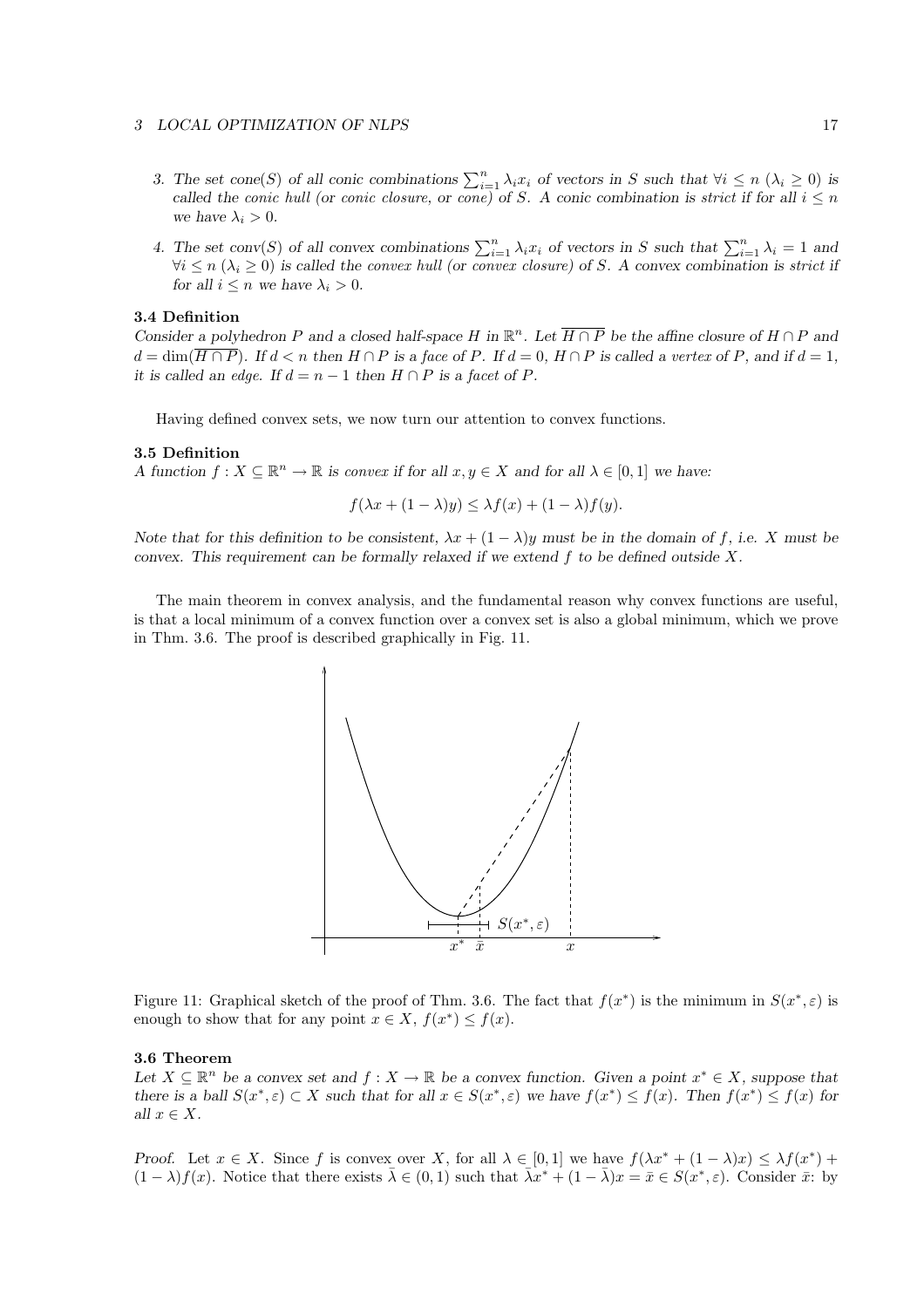3. The set cone$(S)$ of all conic combinations $\sum_{i=1}^n \lambda_i x_i$ of vectors in $S$ such that $\forall i \leq n$ $(\lambda_i \geq 0)$ is called the *conic hull* (or *conic closure*, or *cone*) of $S$. A conic combination is *strict* if for all $i \leq n$ we have $\lambda_i > 0$.

4. The set conv$(S)$ of all convex combinations $\sum_{i=1}^n \lambda_i x_i$ of vectors in $S$ such that $\sum_{i=1}^n \lambda_i = 1$ and $\forall i \leq n$ $(\lambda_i \geq 0)$ is called the *convex hull* (or *convex closure*) of $S$. A convex combination is *strict* if for all $i \leq n$ we have $\lambda_i > 0$.

**3.4 Definition**

*Consider a polyhedron $P$ and a closed half-space $H$ in $\mathbb{R}^n$. Let $\overline{H \cap P}$ be the affine closure of $H \cap P$ and $d = \dim(\overline{H \cap P})$. If $d < n$ then $H \cap P$ is a* face *of $P$. If $d = 0$, $H \cap P$ is called a* vertex *of $P$, and if $d = 1$, it is called an* edge*. If $d = n - 1$ then $H \cap P$ is a* facet *of $P$.*

Having defined convex sets, we now turn our attention to convex functions.

**3.5 Definition**

*A function $f : X \subseteq \mathbb{R}^n \to \mathbb{R}$ is* convex *if for all $x, y \in X$ and for all $\lambda \in [0, 1]$ we have:*

$$f(\lambda x + (1 - \lambda)y) \leq \lambda f(x) + (1 - \lambda)f(y).$$

*Note that for this definition to be consistent, $\lambda x + (1 - \lambda)y$ must be in the domain of $f$, i.e. $X$ must be convex. This requirement can be formally relaxed if we extend $f$ to be defined outside $X$.*

The main theorem in convex analysis, and the fundamental reason why convex functions are useful, is that a local minimum of a convex function over a convex set is also a global minimum, which we prove in Thm. 3.6. The proof is described graphically in Fig. 11.

Figure 11: Graphical sketch of the proof of Thm. 3.6. The fact that $f(x^*)$ is the minimum in $S(x^*, \varepsilon)$ is enough to show that for any point $x \in X$, $f(x^*) \leq f(x)$.

**3.6 Theorem**

*Let $X \subseteq \mathbb{R}^n$ be a convex set and $f : X \to \mathbb{R}$ be a convex function. Given a point $x^* \in X$, suppose that there is a ball $S(x^*, \varepsilon) \subset X$ such that for all $x \in S(x^*, \varepsilon)$ we have $f(x^*) \leq f(x)$. Then $f(x^*) \leq f(x)$ for all $x \in X$.*

*Proof.* Let $x \in X$. Since $f$ is convex over $X$, for all $\lambda \in [0, 1]$ we have $f(\lambda x^* + (1 - \lambda)x) \leq \lambda f(x^*) + (1 - \lambda)f(x)$. Notice that there exists $\bar{\lambda} \in (0, 1)$ such that $\bar{\lambda}x^* + (1 - \bar{\lambda})x = \bar{x} \in S(x^*, \varepsilon)$. Consider $\bar{x}$: by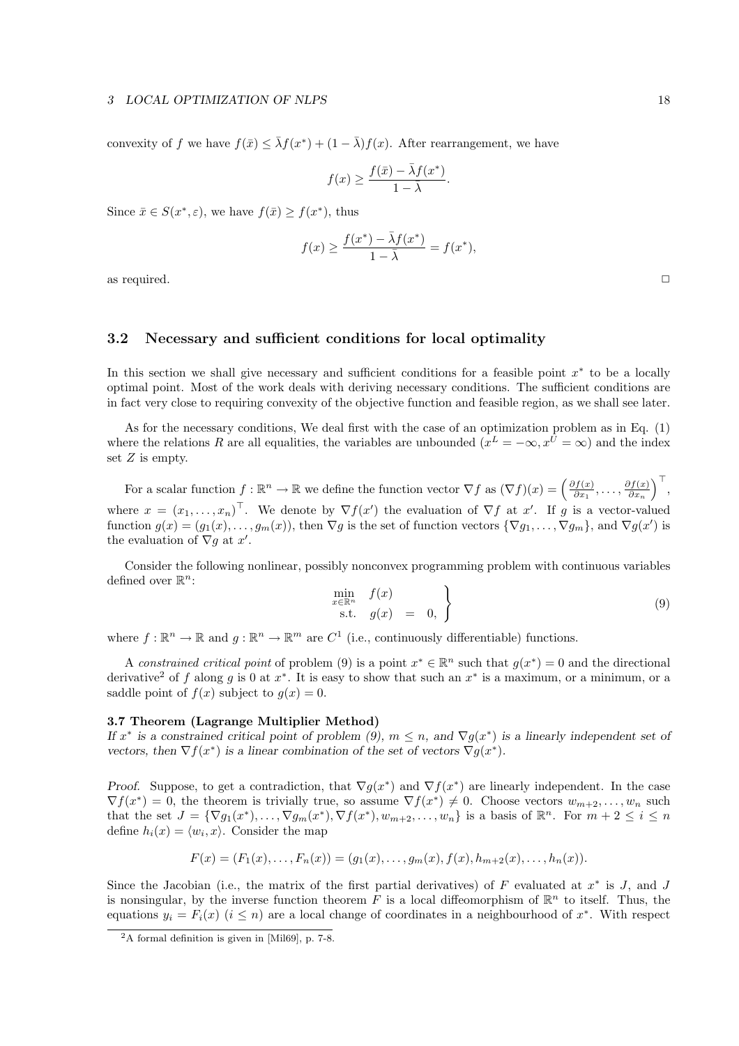convexity of $f$ we have $f(\bar{x}) \leq \bar{\lambda} f(x^*) + (1 - \bar{\lambda}) f(x)$. After rearrangement, we have

$$f(x) \geq \frac{f(\bar{x}) - \bar{\lambda} f(x^*)}{1 - \bar{\lambda}}.$$

Since $\bar{x} \in S(x^*, \varepsilon)$, we have $f(\bar{x}) \geq f(x^*)$, thus

$$f(x) \geq \frac{f(x^*) - \bar{\lambda} f(x^*)}{1 - \bar{\lambda}} = f(x^*),$$

as required. □

## 3.2 Necessary and sufficient conditions for local optimality

In this section we shall give necessary and sufficient conditions for a feasible point $x^*$ to be a locally optimal point. Most of the work deals with deriving necessary conditions. The sufficient conditions are in fact very close to requiring convexity of the objective function and feasible region, as we shall see later.

As for the necessary conditions, We deal first with the case of an optimization problem as in Eq. (1) where the relations $R$ are all equalities, the variables are unbounded ($x^L = -\infty, x^U = \infty$) and the index set $Z$ is empty.

For a scalar function $f : \mathbb{R}^n \to \mathbb{R}$ we define the function vector $\nabla f$ as $(\nabla f)(x) = \left( \frac{\partial f(x)}{\partial x_1}, \ldots, \frac{\partial f(x)}{\partial x_n} \right)^\top$, where $x = (x_1, \ldots, x_n)^\top$. We denote by $\nabla f(x')$ the evaluation of $\nabla f$ at $x'$. If $g$ is a vector-valued function $g(x) = (g_1(x), \ldots, g_m(x))$, then $\nabla g$ is the set of function vectors $\{\nabla g_1, \ldots, \nabla g_m\}$, and $\nabla g(x')$ is the evaluation of $\nabla g$ at $x'$.

Consider the following nonlinear, possibly nonconvex programming problem with continuous variables defined over $\mathbb{R}^n$:

$$\left. \begin{array}{rl} \min\limits_{x \in \mathbb{R}^n} & f(x) \\ \text{s.t.} & g(x) \;=\; 0, \end{array} \right\} \tag{9}$$

where $f : \mathbb{R}^n \to \mathbb{R}$ and $g : \mathbb{R}^n \to \mathbb{R}^m$ are $C^1$ (i.e., continuously differentiable) functions.

A *constrained critical point* of problem (9) is a point $x^* \in \mathbb{R}^n$ such that $g(x^*) = 0$ and the directional derivative[2] of $f$ along $g$ is 0 at $x^*$. It is easy to show that such an $x^*$ is a maximum, or a minimum, or a saddle point of $f(x)$ subject to $g(x) = 0$.

**3.7 Theorem (Lagrange Multiplier Method)**
*If $x^*$ is a constrained critical point of problem (9), $m \leq n$, and $\nabla g(x^*)$ is a linearly independent set of vectors, then $\nabla f(x^*)$ is a linear combination of the set of vectors $\nabla g(x^*)$.*

*Proof.* Suppose, to get a contradiction, that $\nabla g(x^*)$ and $\nabla f(x^*)$ are linearly independent. In the case $\nabla f(x^*) = 0$, the theorem is trivially true, so assume $\nabla f(x^*) \neq 0$. Choose vectors $w_{m+2}, \ldots, w_n$ such that the set $J = \{\nabla g_1(x^*), \ldots, \nabla g_m(x^*), \nabla f(x^*), w_{m+2}, \ldots, w_n\}$ is a basis of $\mathbb{R}^n$. For $m + 2 \leq i \leq n$ define $h_i(x) = \langle w_i, x \rangle$. Consider the map

$$F(x) = (F_1(x), \ldots, F_n(x)) = (g_1(x), \ldots, g_m(x), f(x), h_{m+2}(x), \ldots, h_n(x)).$$

Since the Jacobian (i.e., the matrix of the first partial derivatives) of $F$ evaluated at $x^*$ is $J$, and $J$ is nonsingular, by the inverse function theorem $F$ is a local diffeomorphism of $\mathbb{R}^n$ to itself. Thus, the equations $y_i = F_i(x)$ ($i \leq n$) are a local change of coordinates in a neighbourhood of $x^*$. With respect

[2] A formal definition is given in [Mil69], p. 7-8.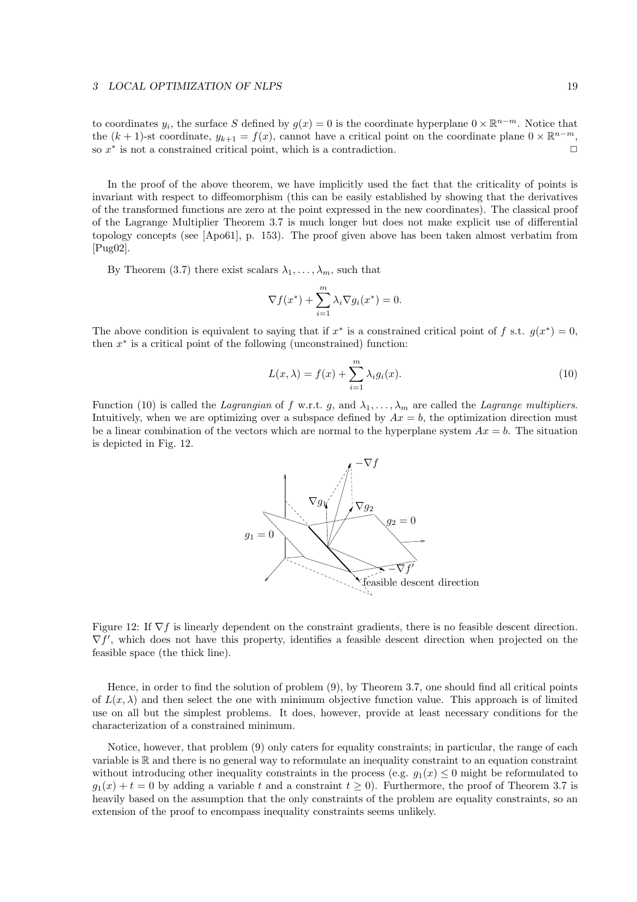to coordinates $y_i$, the surface $S$ defined by $g(x) = 0$ is the coordinate hyperplane $0 \times \mathbb{R}^{n-m}$. Notice that the $(k+1)$-st coordinate, $y_{k+1} = f(x)$, cannot have a critical point on the coordinate plane $0 \times \mathbb{R}^{n-m}$, so $x^*$ is not a constrained critical point, which is a contradiction. $\Box$

In the proof of the above theorem, we have implicitly used the fact that the criticality of points is invariant with respect to diffeomorphism (this can be easily established by showing that the derivatives of the transformed functions are zero at the point expressed in the new coordinates). The classical proof of the Lagrange Multiplier Theorem 3.7 is much longer but does not make explicit use of differential topology concepts (see [Apo61], p. 153). The proof given above has been taken almost verbatim from [Pug02].

By Theorem (3.7) there exist scalars $\lambda_1, \ldots, \lambda_m$, such that

$$\nabla f(x^*) + \sum_{i=1}^{m} \lambda_i \nabla g_i(x^*) = 0.$$

The above condition is equivalent to saying that if $x^*$ is a constrained critical point of $f$ s.t. $g(x^*) = 0$, then $x^*$ is a critical point of the following (unconstrained) function:

$$L(x, \lambda) = f(x) + \sum_{i=1}^{m} \lambda_i g_i(x). \tag{10}$$

Function (10) is called the *Lagrangian* of $f$ w.r.t. $g$, and $\lambda_1, \ldots, \lambda_m$ are called the *Lagrange multipliers*. Intuitively, when we are optimizing over a subspace defined by $Ax = b$, the optimization direction must be a linear combination of the vectors which are normal to the hyperplane system $Ax = b$. The situation is depicted in Fig. 12.

Figure 12: If $\nabla f$ is linearly dependent on the constraint gradients, there is no feasible descent direction. $\nabla f'$, which does not have this property, identifies a feasible descent direction when projected on the feasible space (the thick line).

Hence, in order to find the solution of problem (9), by Theorem 3.7, one should find all critical points of $L(x, \lambda)$ and then select the one with minimum objective function value. This approach is of limited use on all but the simplest problems. It does, however, provide at least necessary conditions for the characterization of a constrained minimum.

Notice, however, that problem (9) only caters for equality constraints; in particular, the range of each variable is $\mathbb{R}$ and there is no general way to reformulate an inequality constraint to an equation constraint without introducing other inequality constraints in the process (e.g. $g_1(x) \leq 0$ might be reformulated to $g_1(x) + t = 0$ by adding a variable $t$ and a constraint $t \geq 0$). Furthermore, the proof of Theorem 3.7 is heavily based on the assumption that the only constraints of the problem are equality constraints, so an extension of the proof to encompass inequality constraints seems unlikely.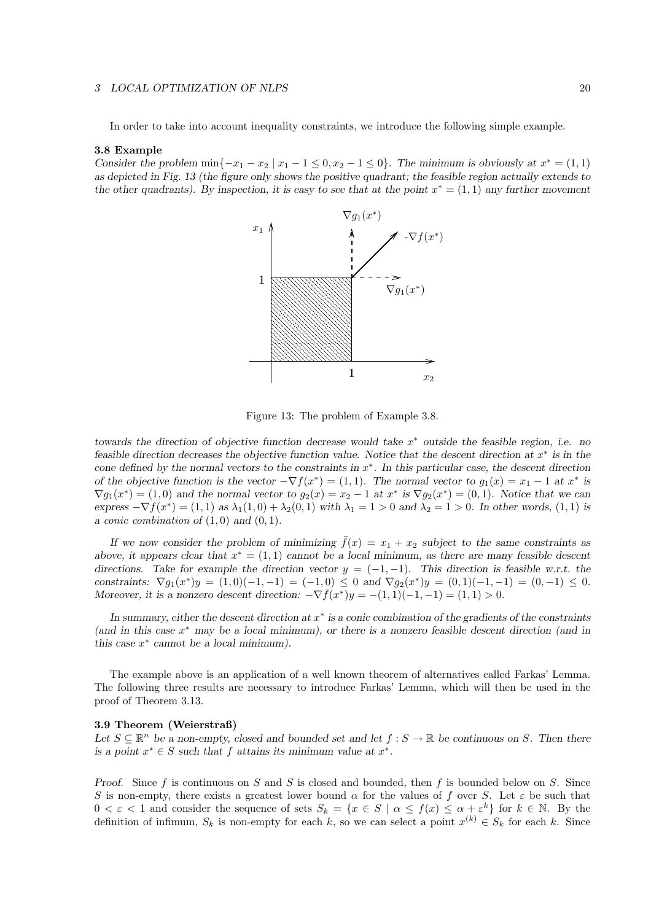In order to take into account inequality constraints, we introduce the following simple example.

**3.8 Example**

*Consider the problem* $\min\{-x_1 - x_2 \mid x_1 - 1 \le 0, x_2 - 1 \le 0\}$. *The minimum is obviously at* $x^* = (1,1)$ *as depicted in Fig. 13 (the figure only shows the positive quadrant; the feasible region actually extends to the other quadrants). By inspection, it is easy to see that at the point* $x^* = (1,1)$ *any further movement*

Figure 13: The problem of Example 3.8.

*towards the direction of objective function decrease would take* $x^*$ *outside the feasible region, i.e. no feasible direction decreases the objective function value. Notice that the descent direction at* $x^*$ *is in the cone defined by the normal vectors to the constraints in* $x^*$. *In this particular case, the descent direction of the objective function is the vector* $-\nabla f(x^*) = (1,1)$. *The normal vector to* $g_1(x) = x_1 - 1$ *at* $x^*$ *is* $\nabla g_1(x^*) = (1,0)$ *and the normal vector to* $g_2(x) = x_2 - 1$ *at* $x^*$ *is* $\nabla g_2(x^*) = (0,1)$. *Notice that we can express* $-\nabla f(x^*) = (1,1)$ *as* $\lambda_1(1,0) + \lambda_2(0,1)$ *with* $\lambda_1 = 1 > 0$ *and* $\lambda_2 = 1 > 0$. *In other words,* $(1,1)$ *is a conic combination of* $(1,0)$ *and* $(0,1)$.

*If we now consider the problem of minimizing* $\bar{f}(x) = x_1 + x_2$ *subject to the same constraints as above, it appears clear that* $x^* = (1,1)$ *cannot be a local minimum, as there are many feasible descent directions. Take for example the direction vector* $y = (-1,-1)$. *This direction is feasible w.r.t. the constraints:* $\nabla g_1(x^*)y = (1,0)(-1,-1) = (-1,0) \le 0$ *and* $\nabla g_2(x^*)y = (0,1)(-1,-1) = (0,-1) \le 0$. *Moreover, it is a nonzero descent direction:* $-\nabla \bar{f}(x^*)y = -(1,1)(-1,-1) = (1,1) > 0$.

*In summary, either the descent direction at* $x^*$ *is a conic combination of the gradients of the constraints (and in this case* $x^*$ *may be a local minimum), or there is a nonzero feasible descent direction (and in this case* $x^*$ *cannot be a local minimum).*

The example above is an application of a well known theorem of alternatives called Farkas' Lemma. The following three results are necessary to introduce Farkas' Lemma, which will then be used in the proof of Theorem 3.13.

**3.9 Theorem (Weierstraß)**

*Let* $S \subseteq \mathbb{R}^n$ *be a non-empty, closed and bounded set and let* $f : S \to \mathbb{R}$ *be continuous on* $S$. *Then there is a point* $x^* \in S$ *such that* $f$ *attains its minimum value at* $x^*$.

*Proof.* Since $f$ is continuous on $S$ and $S$ is closed and bounded, then $f$ is bounded below on $S$. Since $S$ is non-empty, there exists a greatest lower bound $\alpha$ for the values of $f$ over $S$. Let $\varepsilon$ be such that $0 < \varepsilon < 1$ and consider the sequence of sets $S_k = \{x \in S \mid \alpha \le f(x) \le \alpha + \varepsilon^k\}$ for $k \in \mathbb{N}$. By the definition of infimum, $S_k$ is non-empty for each $k$, so we can select a point $x^{(k)} \in S_k$ for each $k$. Since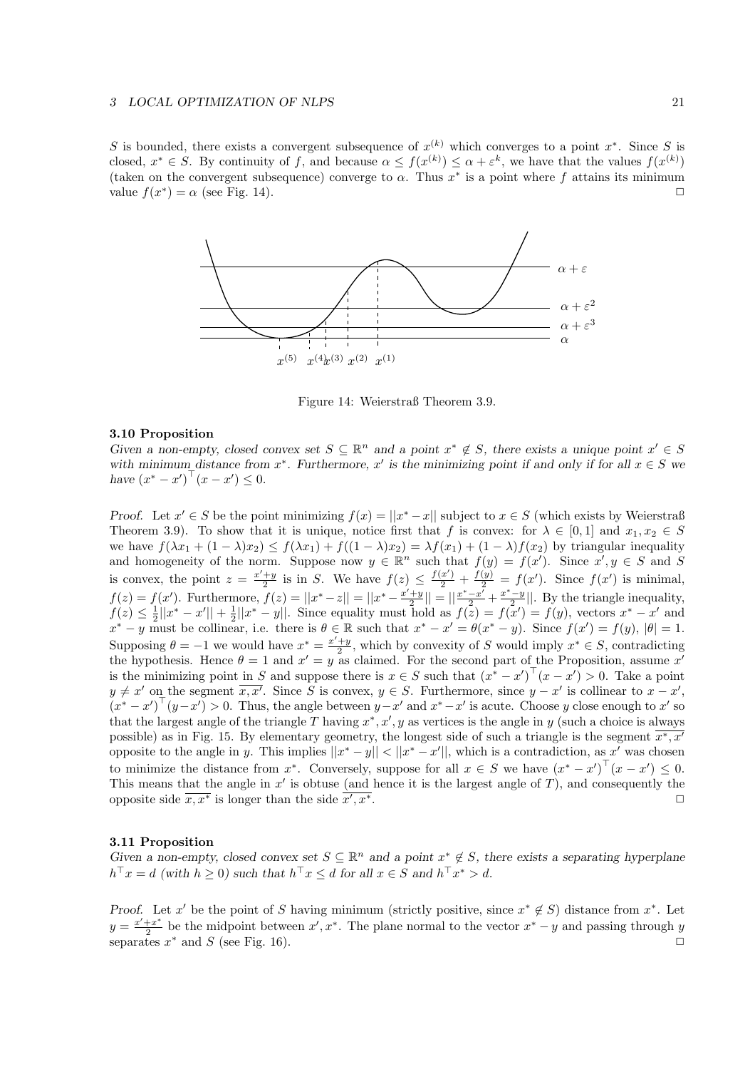$S$ is bounded, there exists a convergent subsequence of $x^{(k)}$ which converges to a point $x^*$. Since $S$ is closed, $x^* \in S$. By continuity of $f$, and because $\alpha \leq f(x^{(k)}) \leq \alpha + \varepsilon^k$, we have that the values $f(x^{(k)})$ (taken on the convergent subsequence) converge to $\alpha$. Thus $x^*$ is a point where $f$ attains its minimum value $f(x^*) = \alpha$ (see Fig. 14). □

Figure 14: Weierstraß Theorem 3.9.

**3.10 Proposition**

*Given a non-empty, closed convex set $S \subseteq \mathbb{R}^n$ and a point $x^* \notin S$, there exists a unique point $x' \in S$ with minimum distance from $x^*$. Furthermore, $x'$ is the minimizing point if and only if for all $x \in S$ we have $(x^* - x')^\top (x - x') \leq 0$.*

*Proof.* Let $x' \in S$ be the point minimizing $f(x) = ||x^* - x||$ subject to $x \in S$ (which exists by Weierstraß Theorem 3.9). To show that it is unique, notice first that $f$ is convex: for $\lambda \in [0, 1]$ and $x_1, x_2 \in S$ we have $f(\lambda x_1 + (1-\lambda)x_2) \leq f(\lambda x_1) + f((1-\lambda)x_2) = \lambda f(x_1) + (1-\lambda) f(x_2)$ by triangular inequality and homogeneity of the norm. Suppose now $y \in \mathbb{R}^n$ such that $f(y) = f(x')$. Since $x', y \in S$ and $S$ is convex, the point $z = \frac{x'+y}{2}$ is in $S$. We have $f(z) \leq \frac{f(x')}{2} + \frac{f(y)}{2} = f(x')$. Since $f(x')$ is minimal, $f(z) = f(x')$. Furthermore, $f(z) = ||x^* - z|| = ||x^* - \frac{x'+y}{2}|| = ||\frac{x^*-x'}{2} + \frac{x^*-y}{2}||$. By the triangle inequality, $f(z) \leq \frac{1}{2}||x^* - x'|| + \frac{1}{2}||x^* - y||$. Since equality must hold as $f(z) = f(x') = f(y)$, vectors $x^* - x'$ and $x^* - y$ must be collinear, i.e. there is $\theta \in \mathbb{R}$ such that $x^* - x' = \theta(x^* - y)$. Since $f(x') = f(y)$, $|\theta| = 1$. Supposing $\theta = -1$ we would have $x^* = \frac{x'+y}{2}$, which by convexity of $S$ would imply $x^* \in S$, contradicting the hypothesis. Hence $\theta = 1$ and $x' = y$ as claimed. For the second part of the Proposition, assume $x'$ is the minimizing point in $S$ and suppose there is $x \in S$ such that $(x^* - x')^\top (x - x') > 0$. Take a point $y \neq x'$ on the segment $\overline{x, x'}$. Since $S$ is convex, $y \in S$. Furthermore, since $y - x'$ is collinear to $x - x'$, $(x^* - x')^\top (y - x') > 0$. Thus, the angle between $y - x'$ and $x^* - x'$ is acute. Choose $y$ close enough to $x'$ so that the largest angle of the triangle $T$ having $x^*, x', y$ as vertices is the angle in $y$ (such a choice is always possible) as in Fig. 15. By elementary geometry, the longest side of such a triangle is the segment $\overline{x^*, x'}$ opposite to the angle in $y$. This implies $||x^* - y|| < ||x^* - x'||$, which is a contradiction, as $x'$ was chosen to minimize the distance from $x^*$. Conversely, suppose for all $x \in S$ we have $(x^* - x')^\top (x - x') \leq 0$. This means that the angle in $x'$ is obtuse (and hence it is the largest angle of $T$), and consequently the opposite side $\overline{x, x^*}$ is longer than the side $\overline{x', x^*}$. □

**3.11 Proposition**

*Given a non-empty, closed convex set $S \subseteq \mathbb{R}^n$ and a point $x^* \notin S$, there exists a separating hyperplane $h^\top x = d$ (with $h \geq 0$) such that $h^\top x \leq d$ for all $x \in S$ and $h^\top x^* > d$.*

*Proof.* Let $x'$ be the point of $S$ having minimum (strictly positive, since $x^* \notin S$) distance from $x^*$. Let $y = \frac{x'+x^*}{2}$ be the midpoint between $x', x^*$. The plane normal to the vector $x^* - y$ and passing through $y$ separates $x^*$ and $S$ (see Fig. 16). □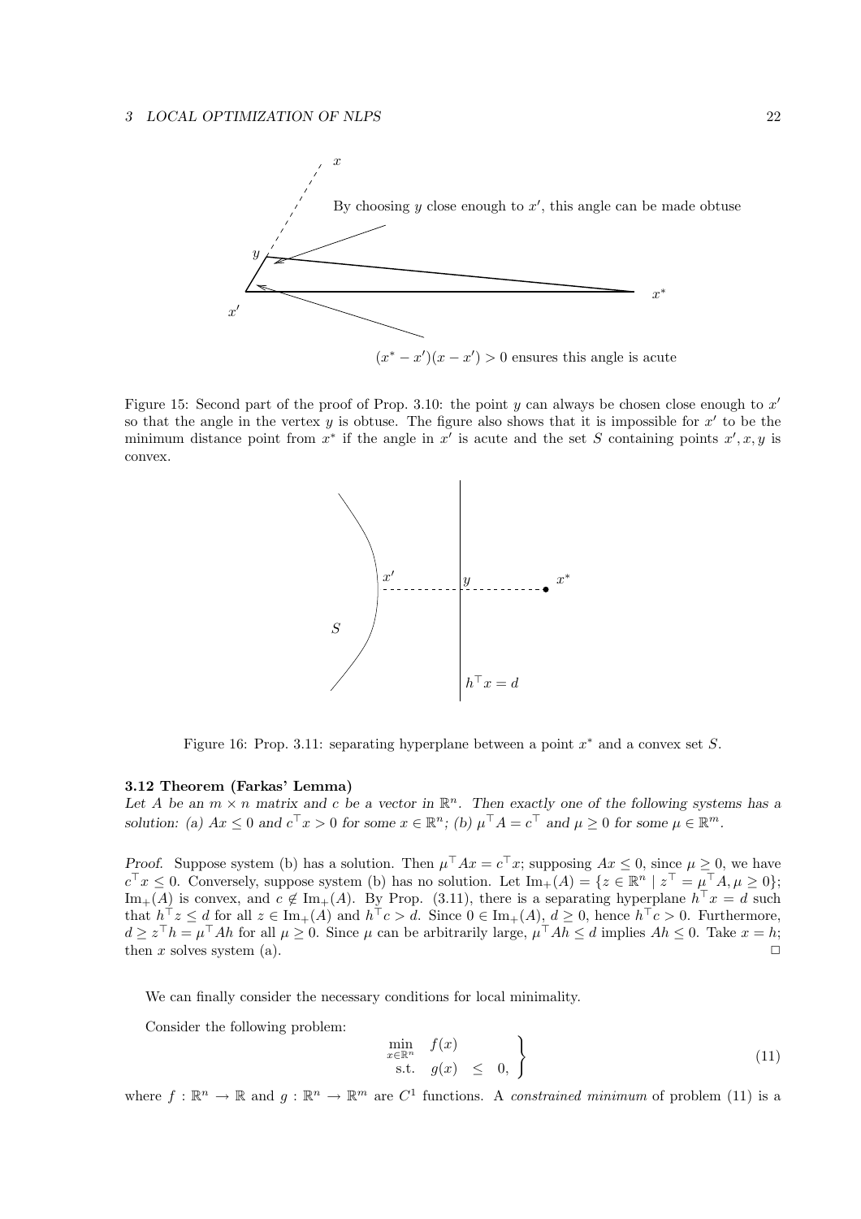Figure 15: Second part of the proof of Prop. 3.10: the point $y$ can always be chosen close enough to $x'$ so that the angle in the vertex $y$ is obtuse. The figure also shows that it is impossible for $x'$ to be the minimum distance point from $x^*$ if the angle in $x'$ is acute and the set $S$ containing points $x', x, y$ is convex.

Figure 16: Prop. 3.11: separating hyperplane between a point $x^*$ and a convex set $S$.

**3.12 Theorem (Farkas' Lemma)**
*Let $A$ be an $m \times n$ matrix and $c$ be a vector in $\mathbb{R}^n$. Then exactly one of the following systems has a solution: (a) $Ax \leq 0$ and $c^\top x > 0$ for some $x \in \mathbb{R}^n$; (b) $\mu^\top A = c^\top$ and $\mu \geq 0$ for some $\mu \in \mathbb{R}^m$.*

*Proof.* Suppose system (b) has a solution. Then $\mu^\top Ax = c^\top x$; supposing $Ax \leq 0$, since $\mu \geq 0$, we have $c^\top x \leq 0$. Conversely, suppose system (b) has no solution. Let $\text{Im}_+(A) = \{z \in \mathbb{R}^n \mid z^\top = \mu^\top A, \mu \geq 0\}$; $\text{Im}_+(A)$ is convex, and $c \notin \text{Im}_+(A)$. By Prop. (3.11), there is a separating hyperplane $h^\top x = d$ such that $h^\top z \leq d$ for all $z \in \text{Im}_+(A)$ and $h^\top c > d$. Since $0 \in \text{Im}_+(A)$, $d \geq 0$, hence $h^\top c > 0$. Furthermore, $d \geq z^\top h = \mu^\top Ah$ for all $\mu \geq 0$. Since $\mu$ can be arbitrarily large, $\mu^\top Ah \leq d$ implies $Ah \leq 0$. Take $x = h$; then $x$ solves system (a). $\Box$

We can finally consider the necessary conditions for local minimality.

Consider the following problem:

$$\left.\begin{array}{rl} \min_{x \in \mathbb{R}^n} & f(x) \\ \text{s.t.} & g(x) \leq 0, \end{array}\right\} \tag{11}$$

where $f : \mathbb{R}^n \to \mathbb{R}$ and $g : \mathbb{R}^n \to \mathbb{R}^m$ are $C^1$ functions. A *constrained minimum* of problem (11) is a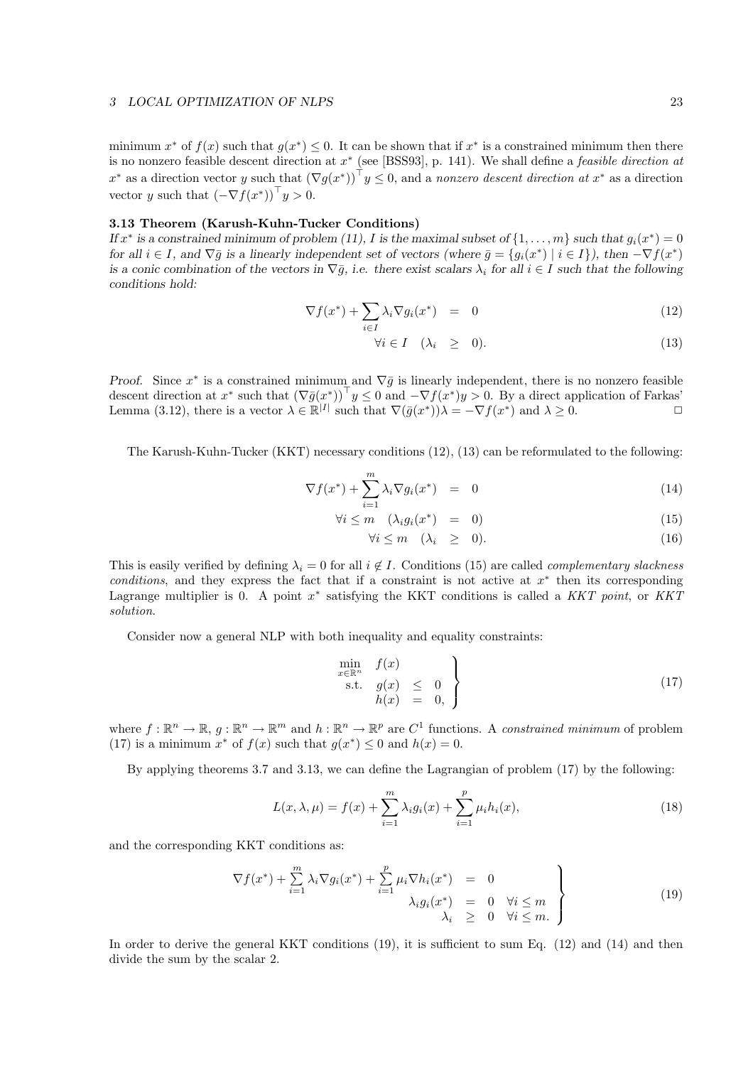minimum $x^*$ of $f(x)$ such that $g(x^*) \leq 0$. It can be shown that if $x^*$ is a constrained minimum then there is no nonzero feasible descent direction at $x^*$ (see [BSS93], p. 141). We shall define a *feasible direction at* $x^*$ as a direction vector $y$ such that $(\nabla g(x^*))^\top y \leq 0$, and a *nonzero descent direction at* $x^*$ as a direction vector $y$ such that $(-\nabla f(x^*))^\top y > 0$.

**3.13 Theorem (Karush-Kuhn-Tucker Conditions)**
*If $x^*$ is a constrained minimum of problem (11), $I$ is the maximal subset of $\{1, \ldots, m\}$ such that $g_i(x^*) = 0$ for all $i \in I$, and $\nabla \bar{g}$ is a linearly independent set of vectors (where $\bar{g} = \{g_i(x^*) \mid i \in I\}$), then $-\nabla f(x^*)$ is a conic combination of the vectors in $\nabla \bar{g}$, i.e. there exist scalars $\lambda_i$ for all $i \in I$ such that the following conditions hold:*

$$\nabla f(x^*) + \sum_{i \in I} \lambda_i \nabla g_i(x^*) = 0 \tag{12}$$

$$\forall i \in I \quad (\lambda_i \geq 0). \tag{13}$$

*Proof.* Since $x^*$ is a constrained minimum and $\nabla \bar{g}$ is linearly independent, there is no nonzero feasible descent direction at $x^*$ such that $(\nabla \bar{g}(x^*))^\top y \leq 0$ and $-\nabla f(x^*) y > 0$. By a direct application of Farkas' Lemma (3.12), there is a vector $\lambda \in \mathbb{R}^{|I|}$ such that $\nabla(\bar{g}(x^*))\lambda = -\nabla f(x^*)$ and $\lambda \geq 0$. □

The Karush-Kuhn-Tucker (KKT) necessary conditions (12), (13) can be reformulated to the following:

$$\nabla f(x^*) + \sum_{i=1}^{m} \lambda_i \nabla g_i(x^*) = 0 \tag{14}$$

$$\forall i \leq m \quad (\lambda_i g_i(x^*) = 0) \tag{15}$$

$$\forall i \leq m \quad (\lambda_i \geq 0). \tag{16}$$

This is easily verified by defining $\lambda_i = 0$ for all $i \notin I$. Conditions (15) are called *complementary slackness conditions*, and they express the fact that if a constraint is not active at $x^*$ then its corresponding Lagrange multiplier is 0. A point $x^*$ satisfying the KKT conditions is called a *KKT point*, or *KKT solution*.

Consider now a general NLP with both inequality and equality constraints:

$$\left.\begin{array}{rrcl} \min\limits_{x \in \mathbb{R}^n} & f(x) & & \\ \text{s.t.} & g(x) & \leq & 0 \\ & h(x) & = & 0, \end{array}\right\} \tag{17}$$

where $f : \mathbb{R}^n \to \mathbb{R}$, $g : \mathbb{R}^n \to \mathbb{R}^m$ and $h : \mathbb{R}^n \to \mathbb{R}^p$ are $C^1$ functions. A *constrained minimum* of problem (17) is a minimum $x^*$ of $f(x)$ such that $g(x^*) \leq 0$ and $h(x) = 0$.

By applying theorems 3.7 and 3.13, we can define the Lagrangian of problem (17) by the following:

$$L(x, \lambda, \mu) = f(x) + \sum_{i=1}^{m} \lambda_i g_i(x) + \sum_{i=1}^{p} \mu_i h_i(x), \tag{18}$$

and the corresponding KKT conditions as:

$$\left.\begin{array}{rcl} \nabla f(x^*) + \sum\limits_{i=1}^{m} \lambda_i \nabla g_i(x^*) + \sum\limits_{i=1}^{p} \mu_i \nabla h_i(x^*) & = & 0 \\ \lambda_i g_i(x^*) & = & 0 \quad \forall i \leq m \\ \lambda_i & \geq & 0 \quad \forall i \leq m. \end{array}\right\} \tag{19}$$

In order to derive the general KKT conditions (19), it is sufficient to sum Eq. (12) and (14) and then divide the sum by the scalar 2.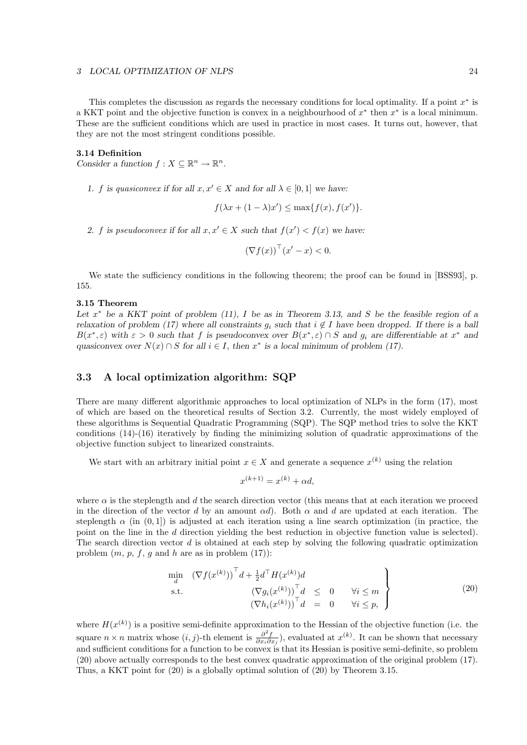This completes the discussion as regards the necessary conditions for local optimality. If a point $x^*$ is a KKT point and the objective function is convex in a neighbourhood of $x^*$ then $x^*$ is a local minimum. These are the sufficient conditions which are used in practice in most cases. It turns out, however, that they are not the most stringent conditions possible.

**3.14 Definition**

*Consider a function $f : X \subseteq \mathbb{R}^n \to \mathbb{R}^n$.*

1. *$f$ is quasiconvex if for all $x, x' \in X$ and for all $\lambda \in [0, 1]$ we have:*

$$f(\lambda x + (1 - \lambda)x') \leq \max\{f(x), f(x')\}.$$

2. *$f$ is pseudoconvex if for all $x, x' \in X$ such that $f(x') < f(x)$ we have:*

$$(\nabla f(x))^\top (x' - x) < 0.$$

We state the sufficiency conditions in the following theorem; the proof can be found in [BSS93], p. 155.

**3.15 Theorem**

*Let $x^*$ be a KKT point of problem (11), $I$ be as in Theorem 3.13, and $S$ be the feasible region of a relaxation of problem (17) where all constraints $g_i$ such that $i \notin I$ have been dropped. If there is a ball $B(x^*, \varepsilon)$ with $\varepsilon > 0$ such that $f$ is pseudoconvex over $B(x^*, \varepsilon) \cap S$ and $g_i$ are differentiable at $x^*$ and quasiconvex over $N(x) \cap S$ for all $i \in I$, then $x^*$ is a local minimum of problem (17).*

## 3.3 A local optimization algorithm: SQP

There are many different algorithmic approaches to local optimization of NLPs in the form (17), most of which are based on the theoretical results of Section 3.2. Currently, the most widely employed of these algorithms is Sequential Quadratic Programming (SQP). The SQP method tries to solve the KKT conditions (14)-(16) iteratively by finding the minimizing solution of quadratic approximations of the objective function subject to linearized constraints.

We start with an arbitrary initial point $x \in X$ and generate a sequence $x^{(k)}$ using the relation

$$x^{(k+1)} = x^{(k)} + \alpha d,$$

where $\alpha$ is the steplength and $d$ the search direction vector (this means that at each iteration we proceed in the direction of the vector $d$ by an amount $\alpha d$). Both $\alpha$ and $d$ are updated at each iteration. The steplength $\alpha$ (in $(0, 1]$) is adjusted at each iteration using a line search optimization (in practice, the point on the line in the $d$ direction yielding the best reduction in objective function value is selected). The search direction vector $d$ is obtained at each step by solving the following quadratic optimization problem ($m$, $p$, $f$, $g$ and $h$ are as in problem (17)):

$$\left.\begin{array}{lrcll} \min\limits_{d} & (\nabla f(x^{(k)}))^\top d + \frac{1}{2} d^\top H(x^{(k)}) d & & & \\ \text{s.t.} & (\nabla g_i(x^{(k)}))^\top d & \leq & 0 & \forall i \leq m \\ & (\nabla h_i(x^{(k)}))^\top d & = & 0 & \forall i \leq p, \end{array}\right\} \tag{20}$$

where $H(x^{(k)})$ is a positive semi-definite approximation to the Hessian of the objective function (i.e. the square $n \times n$ matrix whose $(i, j)$-th element is $\frac{\partial^2 f}{\partial x_i \partial x_j}$), evaluated at $x^{(k)}$. It can be shown that necessary and sufficient conditions for a function to be convex is that its Hessian is positive semi-definite, so problem (20) above actually corresponds to the best convex quadratic approximation of the original problem (17). Thus, a KKT point for (20) is a globally optimal solution of (20) by Theorem 3.15.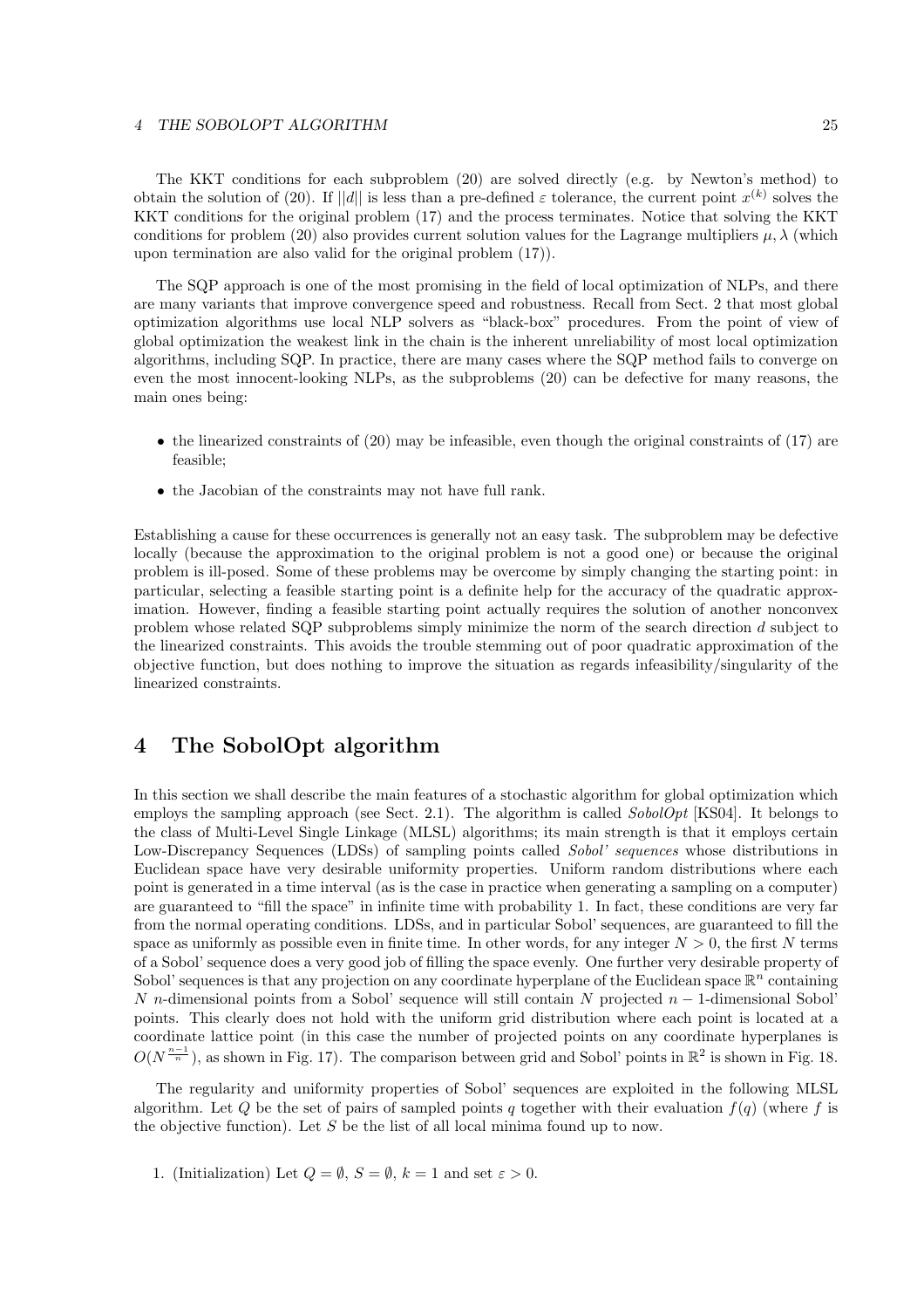The KKT conditions for each subproblem (20) are solved directly (e.g. by Newton's method) to obtain the solution of (20). If $||d||$ is less than a pre-defined $\varepsilon$ tolerance, the current point $x^{(k)}$ solves the KKT conditions for the original problem (17) and the process terminates. Notice that solving the KKT conditions for problem (20) also provides current solution values for the Lagrange multipliers $\mu, \lambda$ (which upon termination are also valid for the original problem (17)).

The SQP approach is one of the most promising in the field of local optimization of NLPs, and there are many variants that improve convergence speed and robustness. Recall from Sect. 2 that most global optimization algorithms use local NLP solvers as "black-box" procedures. From the point of view of global optimization the weakest link in the chain is the inherent unreliability of most local optimization algorithms, including SQP. In practice, there are many cases where the SQP method fails to converge on even the most innocent-looking NLPs, as the subproblems (20) can be defective for many reasons, the main ones being:

- the linearized constraints of (20) may be infeasible, even though the original constraints of (17) are feasible;
- the Jacobian of the constraints may not have full rank.

Establishing a cause for these occurrences is generally not an easy task. The subproblem may be defective locally (because the approximation to the original problem is not a good one) or because the original problem is ill-posed. Some of these problems may be overcome by simply changing the starting point: in particular, selecting a feasible starting point is a definite help for the accuracy of the quadratic approximation. However, finding a feasible starting point actually requires the solution of another nonconvex problem whose related SQP subproblems simply minimize the norm of the search direction $d$ subject to the linearized constraints. This avoids the trouble stemming out of poor quadratic approximation of the objective function, but does nothing to improve the situation as regards infeasibility/singularity of the linearized constraints.

# 4 The SobolOpt algorithm

In this section we shall describe the main features of a stochastic algorithm for global optimization which employs the sampling approach (see Sect. 2.1). The algorithm is called *SobolOpt* [KS04]. It belongs to the class of Multi-Level Single Linkage (MLSL) algorithms; its main strength is that it employs certain Low-Discrepancy Sequences (LDSs) of sampling points called *Sobol' sequences* whose distributions in Euclidean space have very desirable uniformity properties. Uniform random distributions where each point is generated in a time interval (as is the case in practice when generating a sampling on a computer) are guaranteed to "fill the space" in infinite time with probability 1. In fact, these conditions are very far from the normal operating conditions. LDSs, and in particular Sobol' sequences, are guaranteed to fill the space as uniformly as possible even in finite time. In other words, for any integer $N > 0$, the first $N$ terms of a Sobol' sequence does a very good job of filling the space evenly. One further very desirable property of Sobol' sequences is that any projection on any coordinate hyperplane of the Euclidean space $\mathbb{R}^n$ containing $N$ $n$-dimensional points from a Sobol' sequence will still contain $N$ projected $n-1$-dimensional Sobol' points. This clearly does not hold with the uniform grid distribution where each point is located at a coordinate lattice point (in this case the number of projected points on any coordinate hyperplanes is $O(N^{\frac{n-1}{n}})$, as shown in Fig. 17). The comparison between grid and Sobol' points in $\mathbb{R}^2$ is shown in Fig. 18.

The regularity and uniformity properties of Sobol' sequences are exploited in the following MLSL algorithm. Let $Q$ be the set of pairs of sampled points $q$ together with their evaluation $f(q)$ (where $f$ is the objective function). Let $S$ be the list of all local minima found up to now.

1. (Initialization) Let $Q = \emptyset$, $S = \emptyset$, $k = 1$ and set $\varepsilon > 0$.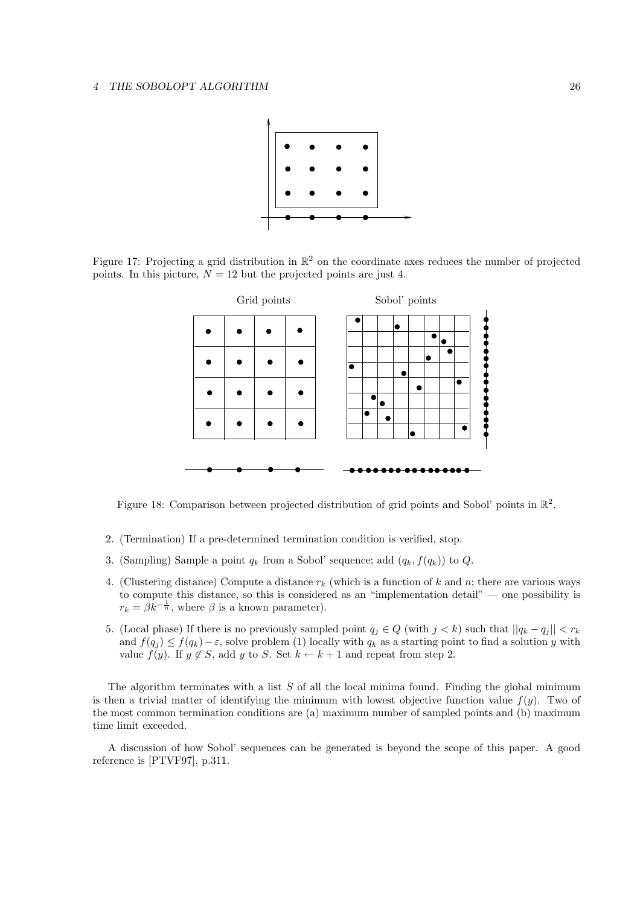Figure 17: Projecting a grid distribution in $\mathbb{R}^2$ on the coordinate axes reduces the number of projected points. In this picture, $N = 12$ but the projected points are just 4.

Figure 18: Comparison between projected distribution of grid points and Sobol' points in $\mathbb{R}^2$.

2. (Termination) If a pre-determined termination condition is verified, stop.
3. (Sampling) Sample a point $q_k$ from a Sobol' sequence; add $(q_k, f(q_k))$ to $Q$.
4. (Clustering distance) Compute a distance $r_k$ (which is a function of $k$ and $n$; there are various ways to compute this distance, so this is considered as an "implementation detail" — one possibility is $r_k = \beta k^{-\frac{1}{n}}$, where $\beta$ is a known parameter).
5. (Local phase) If there is no previously sampled point $q_j \in Q$ (with $j < k$) such that $||q_k - q_j|| < r_k$ and $f(q_j) \leq f(q_k) - \varepsilon$, solve problem (1) locally with $q_k$ as a starting point to find a solution $y$ with value $f(y)$. If $y \notin S$, add $y$ to $S$. Set $k \leftarrow k + 1$ and repeat from step 2.

The algorithm terminates with a list $S$ of all the local minima found. Finding the global minimum is then a trivial matter of identifying the minimum with lowest objective function value $f(y)$. Two of the most common termination conditions are (a) maximum number of sampled points and (b) maximum time limit exceeded.

A discussion of how Sobol' sequences can be generated is beyond the scope of this paper. A good reference is [PTVF97], p.311.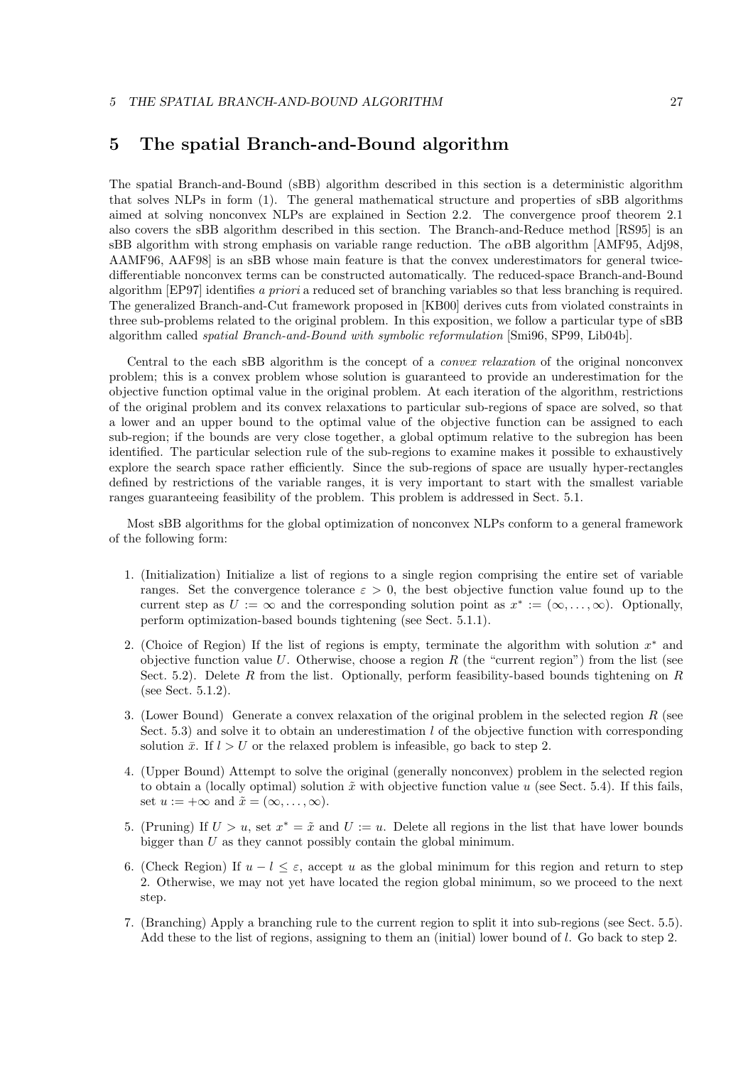# 5 The spatial Branch-and-Bound algorithm

The spatial Branch-and-Bound (sBB) algorithm described in this section is a deterministic algorithm that solves NLPs in form (1). The general mathematical structure and properties of sBB algorithms aimed at solving nonconvex NLPs are explained in Section 2.2. The convergence proof theorem 2.1 also covers the sBB algorithm described in this section. The Branch-and-Reduce method [RS95] is an sBB algorithm with strong emphasis on variable range reduction. The $\alpha$BB algorithm [AMF95, Adj98, AAMF96, AAF98] is an sBB whose main feature is that the convex underestimators for general twice-differentiable nonconvex terms can be constructed automatically. The reduced-space Branch-and-Bound algorithm [EP97] identifies *a priori* a reduced set of branching variables so that less branching is required. The generalized Branch-and-Cut framework proposed in [KB00] derives cuts from violated constraints in three sub-problems related to the original problem. In this exposition, we follow a particular type of sBB algorithm called *spatial Branch-and-Bound with symbolic reformulation* [Smi96, SP99, Lib04b].

Central to the each sBB algorithm is the concept of a *convex relaxation* of the original nonconvex problem; this is a convex problem whose solution is guaranteed to provide an underestimation for the objective function optimal value in the original problem. At each iteration of the algorithm, restrictions of the original problem and its convex relaxations to particular sub-regions of space are solved, so that a lower and an upper bound to the optimal value of the objective function can be assigned to each sub-region; if the bounds are very close together, a global optimum relative to the subregion has been identified. The particular selection rule of the sub-regions to examine makes it possible to exhaustively explore the search space rather efficiently. Since the sub-regions of space are usually hyper-rectangles defined by restrictions of the variable ranges, it is very important to start with the smallest variable ranges guaranteeing feasibility of the problem. This problem is addressed in Sect. 5.1.

Most sBB algorithms for the global optimization of nonconvex NLPs conform to a general framework of the following form:

1. (Initialization) Initialize a list of regions to a single region comprising the entire set of variable ranges. Set the convergence tolerance $\varepsilon > 0$, the best objective function value found up to the current step as $U := \infty$ and the corresponding solution point as $x^* := (\infty, \ldots, \infty)$. Optionally, perform optimization-based bounds tightening (see Sect. 5.1.1).
2. (Choice of Region) If the list of regions is empty, terminate the algorithm with solution $x^*$ and objective function value $U$. Otherwise, choose a region $R$ (the "current region") from the list (see Sect. 5.2). Delete $R$ from the list. Optionally, perform feasibility-based bounds tightening on $R$ (see Sect. 5.1.2).
3. (Lower Bound) Generate a convex relaxation of the original problem in the selected region $R$ (see Sect. 5.3) and solve it to obtain an underestimation $l$ of the objective function with corresponding solution $\bar{x}$. If $l > U$ or the relaxed problem is infeasible, go back to step 2.
4. (Upper Bound) Attempt to solve the original (generally nonconvex) problem in the selected region to obtain a (locally optimal) solution $\tilde{x}$ with objective function value $u$ (see Sect. 5.4). If this fails, set $u := +\infty$ and $\tilde{x} = (\infty, \ldots, \infty)$.
5. (Pruning) If $U > u$, set $x^* = \tilde{x}$ and $U := u$. Delete all regions in the list that have lower bounds bigger than $U$ as they cannot possibly contain the global minimum.
6. (Check Region) If $u - l \leq \varepsilon$, accept $u$ as the global minimum for this region and return to step 2. Otherwise, we may not yet have located the region global minimum, so we proceed to the next step.
7. (Branching) Apply a branching rule to the current region to split it into sub-regions (see Sect. 5.5). Add these to the list of regions, assigning to them an (initial) lower bound of $l$. Go back to step 2.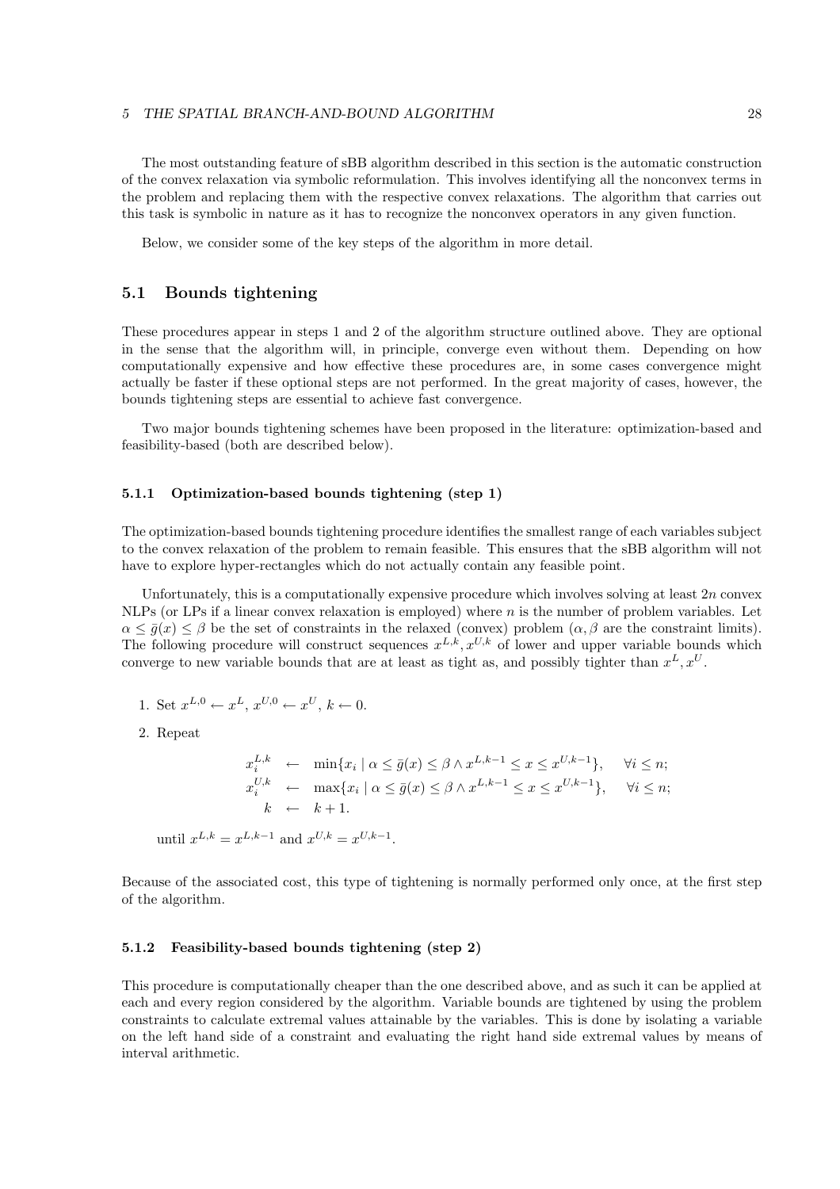The most outstanding feature of sBB algorithm described in this section is the automatic construction of the convex relaxation via symbolic reformulation. This involves identifying all the nonconvex terms in the problem and replacing them with the respective convex relaxations. The algorithm that carries out this task is symbolic in nature as it has to recognize the nonconvex operators in any given function.

Below, we consider some of the key steps of the algorithm in more detail.

## 5.1 Bounds tightening

These procedures appear in steps 1 and 2 of the algorithm structure outlined above. They are optional in the sense that the algorithm will, in principle, converge even without them. Depending on how computationally expensive and how effective these procedures are, in some cases convergence might actually be faster if these optional steps are not performed. In the great majority of cases, however, the bounds tightening steps are essential to achieve fast convergence.

Two major bounds tightening schemes have been proposed in the literature: optimization-based and feasibility-based (both are described below).

### 5.1.1 Optimization-based bounds tightening (step 1)

The optimization-based bounds tightening procedure identifies the smallest range of each variables subject to the convex relaxation of the problem to remain feasible. This ensures that the sBB algorithm will not have to explore hyper-rectangles which do not actually contain any feasible point.

Unfortunately, this is a computationally expensive procedure which involves solving at least $2n$ convex NLPs (or LPs if a linear convex relaxation is employed) where $n$ is the number of problem variables. Let $\alpha \leq \bar{g}(x) \leq \beta$ be the set of constraints in the relaxed (convex) problem ($\alpha, \beta$ are the constraint limits). The following procedure will construct sequences $x^{L,k}, x^{U,k}$ of lower and upper variable bounds which converge to new variable bounds that are at least as tight as, and possibly tighter than $x^L, x^U$.

1. Set $x^{L,0} \leftarrow x^L$, $x^{U,0} \leftarrow x^U$, $k \leftarrow 0$.
2. Repeat

$$
\begin{aligned}
x_i^{L,k} &\leftarrow \min\{x_i \mid \alpha \leq \bar{g}(x) \leq \beta \wedge x^{L,k-1} \leq x \leq x^{U,k-1}\}, \quad \forall i \leq n; \\
x_i^{U,k} &\leftarrow \max\{x_i \mid \alpha \leq \bar{g}(x) \leq \beta \wedge x^{L,k-1} \leq x \leq x^{U,k-1}\}, \quad \forall i \leq n; \\
k &\leftarrow k+1.
\end{aligned}
$$

   until $x^{L,k} = x^{L,k-1}$ and $x^{U,k} = x^{U,k-1}$.

Because of the associated cost, this type of tightening is normally performed only once, at the first step of the algorithm.

### 5.1.2 Feasibility-based bounds tightening (step 2)

This procedure is computationally cheaper than the one described above, and as such it can be applied at each and every region considered by the algorithm. Variable bounds are tightened by using the problem constraints to calculate extremal values attainable by the variables. This is done by isolating a variable on the left hand side of a constraint and evaluating the right hand side extremal values by means of interval arithmetic.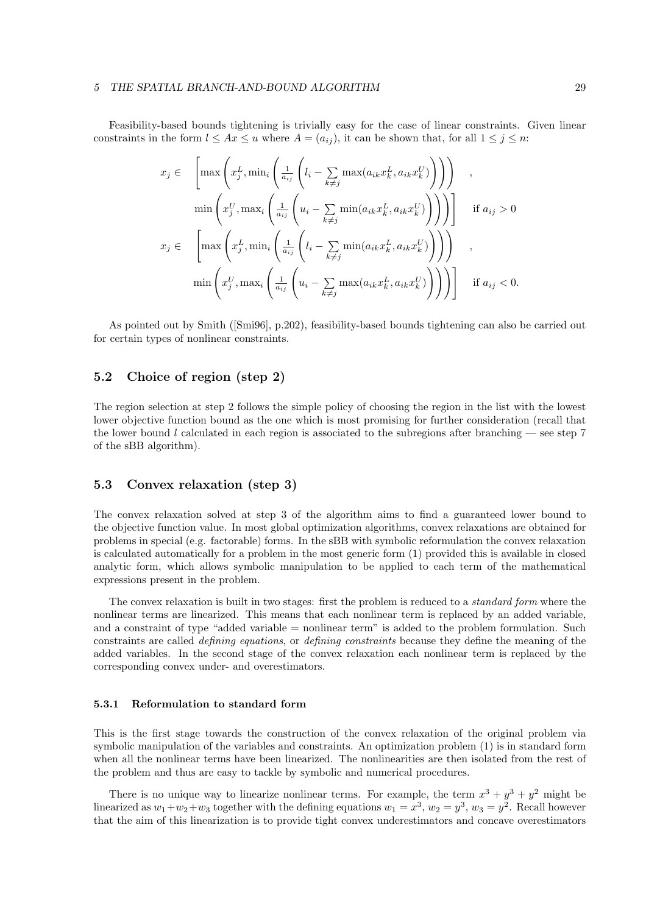Feasibility-based bounds tightening is trivially easy for the case of linear constraints. Given linear constraints in the form $l \leq Ax \leq u$ where $A = (a_{ij})$, it can be shown that, for all $1 \leq j \leq n$:

$$
\begin{aligned}
x_j \in \quad & \left[ \max\left( x_j^L, \min_i \left( \frac{1}{a_{ij}} \left( l_i - \sum_{k \neq j} \max(a_{ik}x_k^L, a_{ik}x_k^U) \right) \right) \right) \right. , \\
& \left. \min\left( x_j^U, \max_i \left( \frac{1}{a_{ij}} \left( u_i - \sum_{k \neq j} \min(a_{ik}x_k^L, a_{ik}x_k^U) \right) \right) \right) \right] \quad \text{if } a_{ij} > 0 \\
x_j \in \quad & \left[ \max\left( x_j^L, \min_i \left( \frac{1}{a_{ij}} \left( l_i - \sum_{k \neq j} \min(a_{ik}x_k^L, a_{ik}x_k^U) \right) \right) \right) \right. , \\
& \left. \min\left( x_j^U, \max_i \left( \frac{1}{a_{ij}} \left( u_i - \sum_{k \neq j} \max(a_{ik}x_k^L, a_{ik}x_k^U) \right) \right) \right) \right] \quad \text{if } a_{ij} < 0.
\end{aligned}
$$

As pointed out by Smith ([Smi96], p.202), feasibility-based bounds tightening can also be carried out for certain types of nonlinear constraints.

## 5.2 Choice of region (step 2)

The region selection at step 2 follows the simple policy of choosing the region in the list with the lowest lower objective function bound as the one which is most promising for further consideration (recall that the lower bound $l$ calculated in each region is associated to the subregions after branching — see step 7 of the sBB algorithm).

## 5.3 Convex relaxation (step 3)

The convex relaxation solved at step 3 of the algorithm aims to find a guaranteed lower bound to the objective function value. In most global optimization algorithms, convex relaxations are obtained for problems in special (e.g. factorable) forms. In the sBB with symbolic reformulation the convex relaxation is calculated automatically for a problem in the most generic form (1) provided this is available in closed analytic form, which allows symbolic manipulation to be applied to each term of the mathematical expressions present in the problem.

The convex relaxation is built in two stages: first the problem is reduced to a *standard form* where the nonlinear terms are linearized. This means that each nonlinear term is replaced by an added variable, and a constraint of type "added variable = nonlinear term" is added to the problem formulation. Such constraints are called *defining equations*, or *defining constraints* because they define the meaning of the added variables. In the second stage of the convex relaxation each nonlinear term is replaced by the corresponding convex under- and overestimators.

### 5.3.1 Reformulation to standard form

This is the first stage towards the construction of the convex relaxation of the original problem via symbolic manipulation of the variables and constraints. An optimization problem (1) is in standard form when all the nonlinear terms have been linearized. The nonlinearities are then isolated from the rest of the problem and thus are easy to tackle by symbolic and numerical procedures.

There is no unique way to linearize nonlinear terms. For example, the term $x^3 + y^3 + y^2$ might be linearized as $w_1 + w_2 + w_3$ together with the defining equations $w_1 = x^3$, $w_2 = y^3$, $w_3 = y^2$. Recall however that the aim of this linearization is to provide tight convex underestimators and concave overestimators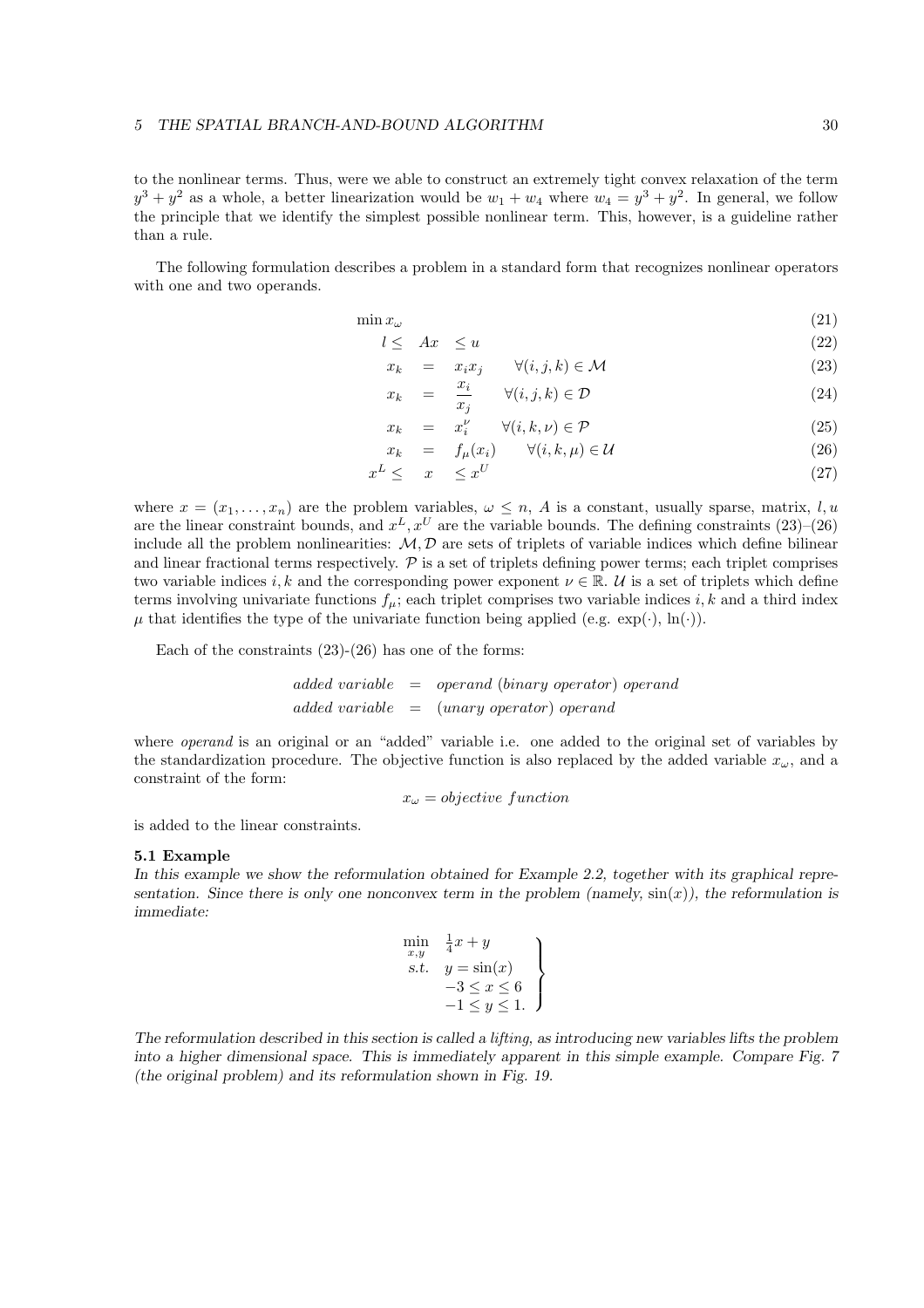to the nonlinear terms. Thus, were we able to construct an extremely tight convex relaxation of the term $y^3 + y^2$ as a whole, a better linearization would be $w_1 + w_4$ where $w_4 = y^3 + y^2$. In general, we follow the principle that we identify the simplest possible nonlinear term. This, however, is a guideline rather than a rule.

The following formulation describes a problem in a standard form that recognizes nonlinear operators with one and two operands.

$$\min x_\omega \tag{21}$$

$$l \leq Ax \leq u \tag{22}$$

$$x_k = x_i x_j \quad \forall (i,j,k) \in \mathcal{M} \tag{23}$$

$$x_k = \frac{x_i}{x_j} \quad \forall (i,j,k) \in \mathcal{D} \tag{24}$$

$$x_k = x_i^\nu \quad \forall (i,k,\nu) \in \mathcal{P} \tag{25}$$

$$x_k = f_\mu(x_i) \quad \forall (i,k,\mu) \in \mathcal{U} \tag{26}$$

$$x^L \leq x \leq x^U \tag{27}$$

where $x = (x_1, \ldots, x_n)$ are the problem variables, $\omega \leq n$, $A$ is a constant, usually sparse, matrix, $l, u$ are the linear constraint bounds, and $x^L, x^U$ are the variable bounds. The defining constraints (23)–(26) include all the problem nonlinearities: $\mathcal{M}, \mathcal{D}$ are sets of triplets of variable indices which define bilinear and linear fractional terms respectively. $\mathcal{P}$ is a set of triplets defining power terms; each triplet comprises two variable indices $i, k$ and the corresponding power exponent $\nu \in \mathbb{R}$. $\mathcal{U}$ is a set of triplets which define terms involving univariate functions $f_\mu$; each triplet comprises two variable indices $i, k$ and a third index $\mu$ that identifies the type of the univariate function being applied (e.g. $\exp(\cdot)$, $\ln(\cdot)$).

Each of the constraints (23)-(26) has one of the forms:

$$\textit{added variable} = \textit{operand (binary operator) operand}$$
$$\textit{added variable} = \textit{(unary operator) operand}$$

where *operand* is an original or an "added" variable i.e. one added to the original set of variables by the standardization procedure. The objective function is also replaced by the added variable $x_\omega$, and a constraint of the form:

$$x_\omega = \textit{objective function}$$

is added to the linear constraints.

### 5.1 Example

*In this example we show the reformulation obtained for Example 2.2, together with its graphical representation. Since there is only one nonconvex term in the problem (namely, $\sin(x)$), the reformulation is immediate:*

$$\left.\begin{array}{ll} \min\limits_{x,y} & \frac{1}{4}x + y \\ s.t. & y = \sin(x) \\ & -3 \leq x \leq 6 \\ & -1 \leq y \leq 1. \end{array}\right\}$$

*The reformulation described in this section is called a lifting, as introducing new variables lifts the problem into a higher dimensional space. This is immediately apparent in this simple example. Compare Fig. 7 (the original problem) and its reformulation shown in Fig. 19.*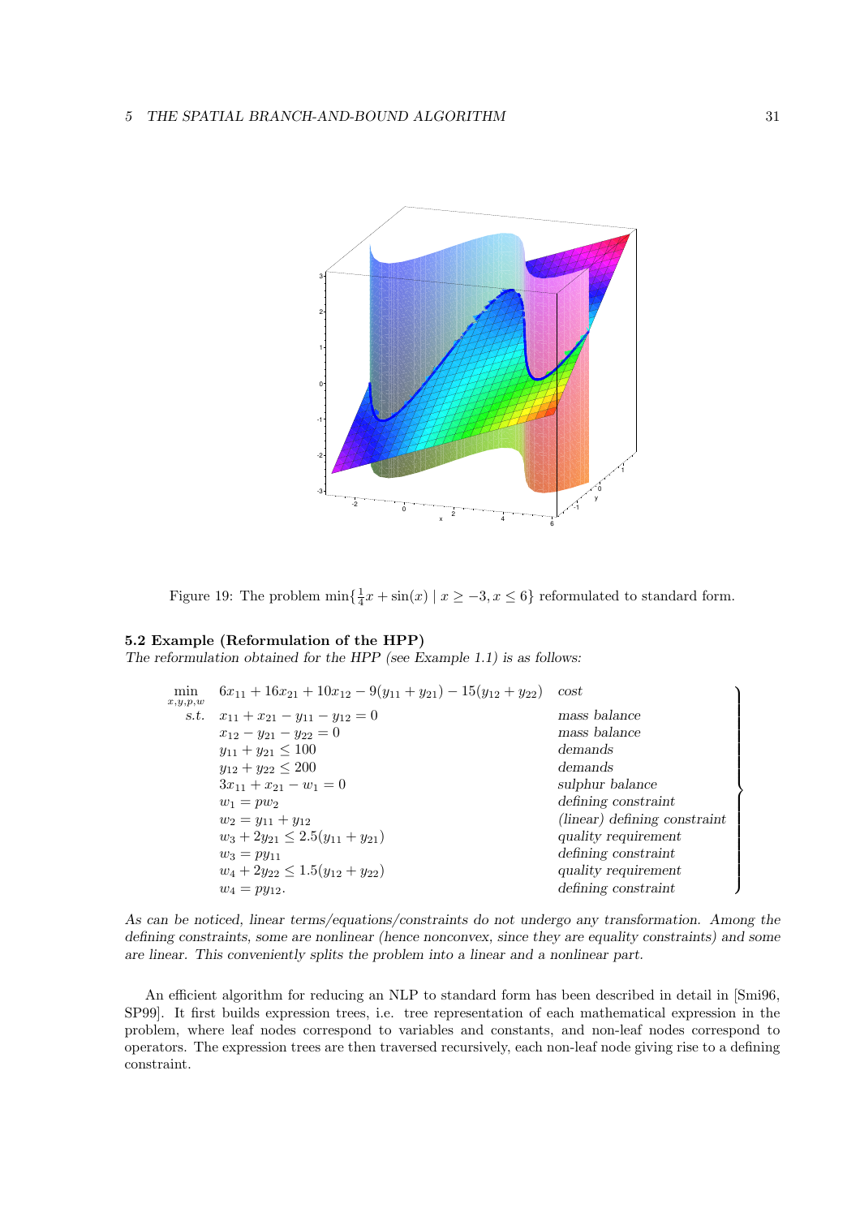Figure 19: The problem $\min\{\frac{1}{4}x + \sin(x) \mid x \geq -3, x \leq 6\}$ reformulated to standard form.

**5.2 Example (Reformulation of the HPP)**
*The reformulation obtained for the HPP (see Example 1.1) is as follows:*

$$
\left.
\begin{array}{lll}
\min\limits_{x,y,p,w} & 6x_{11} + 16x_{21} + 10x_{12} - 9(y_{11} + y_{21}) - 15(y_{12} + y_{22}) & \textit{cost} \\
\text{s.t.} & x_{11} + x_{21} - y_{11} - y_{12} = 0 & \textit{mass balance} \\
 & x_{12} - y_{21} - y_{22} = 0 & \textit{mass balance} \\
 & y_{11} + y_{21} \leq 100 & \textit{demands} \\
 & y_{12} + y_{22} \leq 200 & \textit{demands} \\
 & 3x_{11} + x_{21} - w_1 = 0 & \textit{sulphur balance} \\
 & w_1 = pw_2 & \textit{defining constraint} \\
 & w_2 = y_{11} + y_{12} & \textit{(linear) defining constraint} \\
 & w_3 + 2y_{21} \leq 2.5(y_{11} + y_{21}) & \textit{quality requirement} \\
 & w_3 = py_{11} & \textit{defining constraint} \\
 & w_4 + 2y_{22} \leq 1.5(y_{12} + y_{22}) & \textit{quality requirement} \\
 & w_4 = py_{12}. & \textit{defining constraint}
\end{array}
\right\}
$$

*As can be noticed, linear terms/equations/constraints do not undergo any transformation. Among the defining constraints, some are nonlinear (hence nonconvex, since they are equality constraints) and some are linear. This conveniently splits the problem into a linear and a nonlinear part.*

An efficient algorithm for reducing an NLP to standard form has been described in detail in [Smi96, SP99]. It first builds expression trees, i.e. tree representation of each mathematical expression in the problem, where leaf nodes correspond to variables and constants, and non-leaf nodes correspond to operators. The expression trees are then traversed recursively, each non-leaf node giving rise to a defining constraint.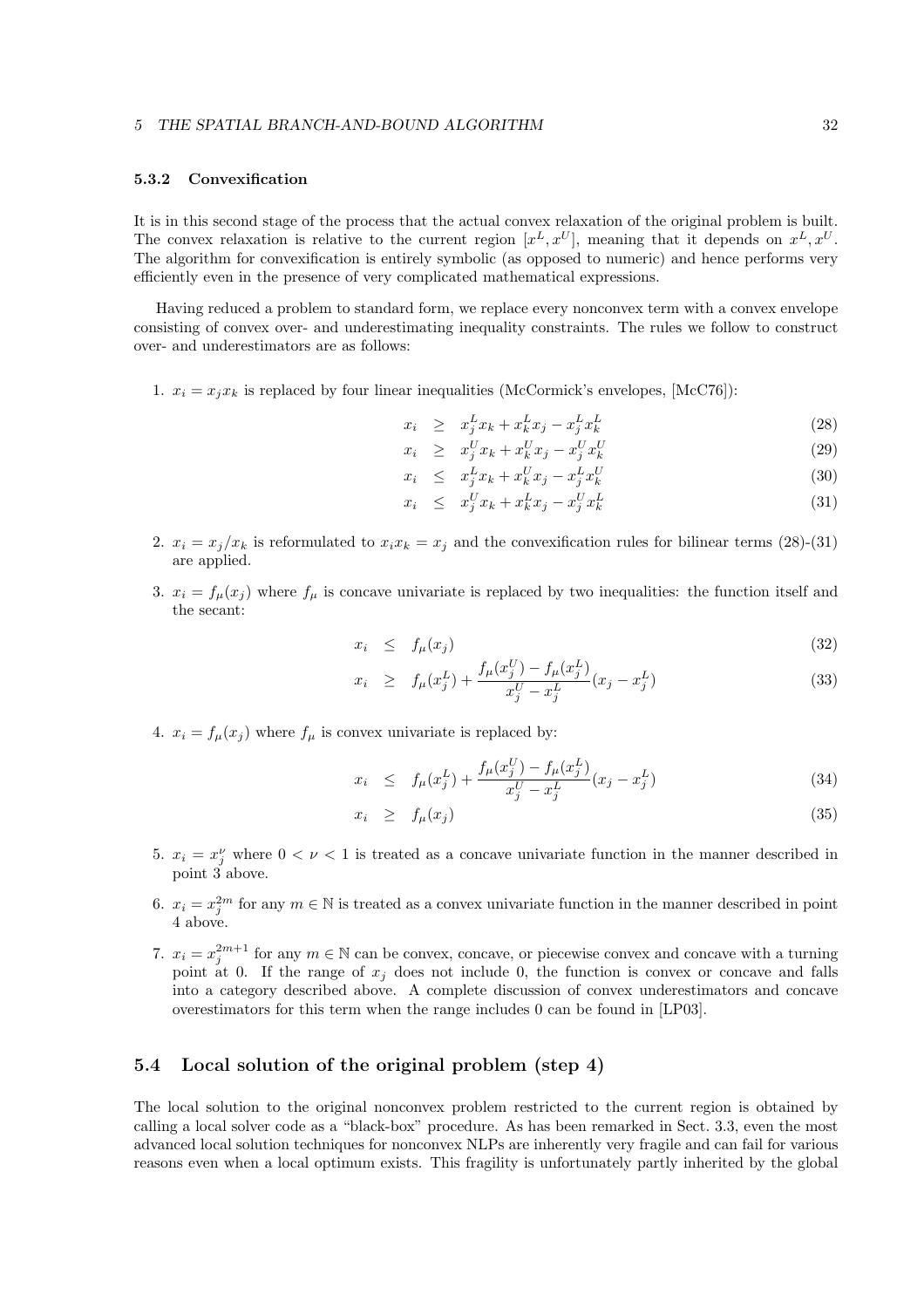### 5.3.2 Convexification

It is in this second stage of the process that the actual convex relaxation of the original problem is built. The convex relaxation is relative to the current region $[x^L, x^U]$, meaning that it depends on $x^L, x^U$. The algorithm for convexification is entirely symbolic (as opposed to numeric) and hence performs very efficiently even in the presence of very complicated mathematical expressions.

Having reduced a problem to standard form, we replace every nonconvex term with a convex envelope consisting of convex over- and underestimating inequality constraints. The rules we follow to construct over- and underestimators are as follows:

1. $x_i = x_j x_k$ is replaced by four linear inequalities (McCormick's envelopes, [McC76]):

$$
\begin{aligned}
x_i &\geq x_j^L x_k + x_k^L x_j - x_j^L x_k^L && (28)\\
x_i &\geq x_j^U x_k + x_k^U x_j - x_j^U x_k^U && (29)\\
x_i &\leq x_j^L x_k + x_k^U x_j - x_j^L x_k^U && (30)\\
x_i &\leq x_j^U x_k + x_k^L x_j - x_j^U x_k^L && (31)
\end{aligned}
$$

2. $x_i = x_j / x_k$ is reformulated to $x_i x_k = x_j$ and the convexification rules for bilinear terms (28)-(31) are applied.

3. $x_i = f_\mu(x_j)$ where $f_\mu$ is concave univariate is replaced by two inequalities: the function itself and the secant:

$$
\begin{aligned}
x_i &\leq f_\mu(x_j) && (32)\\
x_i &\geq f_\mu(x_j^L) + \frac{f_\mu(x_j^U) - f_\mu(x_j^L)}{x_j^U - x_j^L}(x_j - x_j^L) && (33)
\end{aligned}
$$

4. $x_i = f_\mu(x_j)$ where $f_\mu$ is convex univariate is replaced by:

$$
\begin{aligned}
x_i &\leq f_\mu(x_j^L) + \frac{f_\mu(x_j^U) - f_\mu(x_j^L)}{x_j^U - x_j^L}(x_j - x_j^L) && (34)\\
x_i &\geq f_\mu(x_j) && (35)
\end{aligned}
$$

5. $x_i = x_j^\nu$ where $0 < \nu < 1$ is treated as a concave univariate function in the manner described in point 3 above.

6. $x_i = x_j^{2m}$ for any $m \in \mathbb{N}$ is treated as a convex univariate function in the manner described in point 4 above.

7. $x_i = x_j^{2m+1}$ for any $m \in \mathbb{N}$ can be convex, concave, or piecewise convex and concave with a turning point at 0. If the range of $x_j$ does not include 0, the function is convex or concave and falls into a category described above. A complete discussion of convex underestimators and concave overestimators for this term when the range includes 0 can be found in [LP03].

## 5.4 Local solution of the original problem (step 4)

The local solution to the original nonconvex problem restricted to the current region is obtained by calling a local solver code as a "black-box" procedure. As has been remarked in Sect. 3.3, even the most advanced local solution techniques for nonconvex NLPs are inherently very fragile and can fail for various reasons even when a local optimum exists. This fragility is unfortunately partly inherited by the global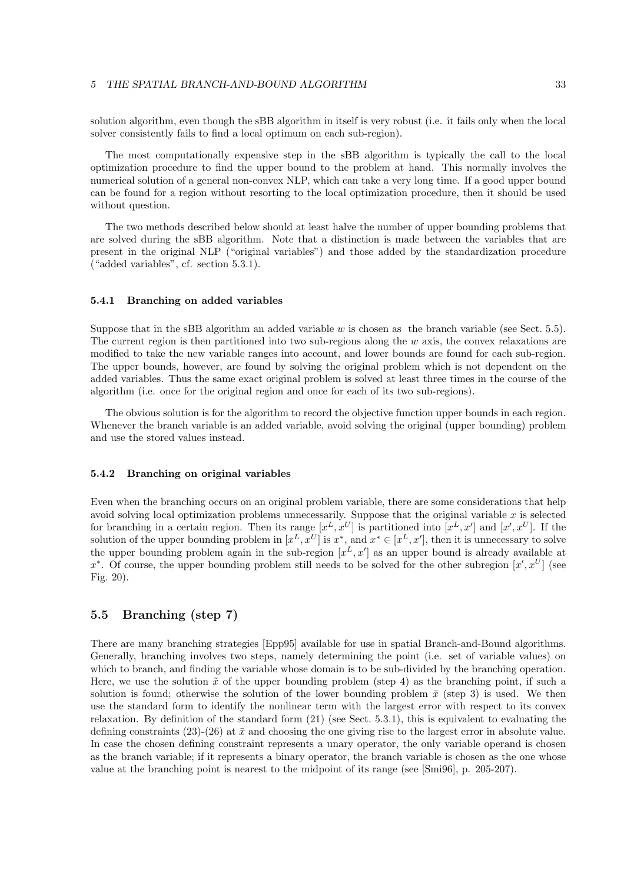solution algorithm, even though the sBB algorithm in itself is very robust (i.e. it fails only when the local solver consistently fails to find a local optimum on each sub-region).

The most computationally expensive step in the sBB algorithm is typically the call to the local optimization procedure to find the upper bound to the problem at hand. This normally involves the numerical solution of a general non-convex NLP, which can take a very long time. If a good upper bound can be found for a region without resorting to the local optimization procedure, then it should be used without question.

The two methods described below should at least halve the number of upper bounding problems that are solved during the sBB algorithm. Note that a distinction is made between the variables that are present in the original NLP ("original variables") and those added by the standardization procedure ("added variables", cf. section 5.3.1).

### 5.4.1 Branching on added variables

Suppose that in the sBB algorithm an added variable $w$ is chosen as the branch variable (see Sect. 5.5). The current region is then partitioned into two sub-regions along the $w$ axis, the convex relaxations are modified to take the new variable ranges into account, and lower bounds are found for each sub-region. The upper bounds, however, are found by solving the original problem which is not dependent on the added variables. Thus the same exact original problem is solved at least three times in the course of the algorithm (i.e. once for the original region and once for each of its two sub-regions).

The obvious solution is for the algorithm to record the objective function upper bounds in each region. Whenever the branch variable is an added variable, avoid solving the original (upper bounding) problem and use the stored values instead.

### 5.4.2 Branching on original variables

Even when the branching occurs on an original problem variable, there are some considerations that help avoid solving local optimization problems unnecessarily. Suppose that the original variable $x$ is selected for branching in a certain region. Then its range $[x^L, x^U]$ is partitioned into $[x^L, x']$ and $[x', x^U]$. If the solution of the upper bounding problem in $[x^L, x^U]$ is $x^*$, and $x^* \in [x^L, x']$, then it is unnecessary to solve the upper bounding problem again in the sub-region $[x^L, x']$ as an upper bound is already available at $x^*$. Of course, the upper bounding problem still needs to be solved for the other subregion $[x', x^U]$ (see Fig. 20).

## 5.5 Branching (step 7)

There are many branching strategies [Epp95] available for use in spatial Branch-and-Bound algorithms. Generally, branching involves two steps, namely determining the point (i.e. set of variable values) on which to branch, and finding the variable whose domain is to be sub-divided by the branching operation. Here, we use the solution $\tilde{x}$ of the upper bounding problem (step 4) as the branching point, if such a solution is found; otherwise the solution of the lower bounding problem $\bar{x}$ (step 3) is used. We then use the standard form to identify the nonlinear term with the largest error with respect to its convex relaxation. By definition of the standard form (21) (see Sect. 5.3.1), this is equivalent to evaluating the defining constraints (23)-(26) at $\bar{x}$ and choosing the one giving rise to the largest error in absolute value. In case the chosen defining constraint represents a unary operator, the only variable operand is chosen as the branch variable; if it represents a binary operator, the branch variable is chosen as the one whose value at the branching point is nearest to the midpoint of its range (see [Smi96], p. 205-207).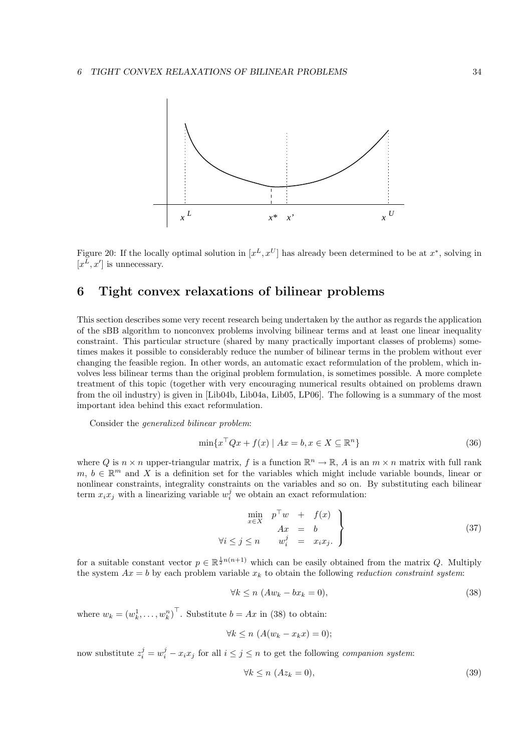Figure 20: If the locally optimal solution in $[x^L, x^U]$ has already been determined to be at $x^*$, solving in $[x^L, x']$ is unnecessary.

# 6 Tight convex relaxations of bilinear problems

This section describes some very recent research being undertaken by the author as regards the application of the sBB algorithm to nonconvex problems involving bilinear terms and at least one linear inequality constraint. This particular structure (shared by many practically important classes of problems) sometimes makes it possible to considerably reduce the number of bilinear terms in the problem without ever changing the feasible region. In other words, an automatic exact reformulation of the problem, which involves less bilinear terms than the original problem formulation, is sometimes possible. A more complete treatment of this topic (together with very encouraging numerical results obtained on problems drawn from the oil industry) is given in [Lib04b, Lib04a, Lib05, LP06]. The following is a summary of the most important idea behind this exact reformulation.

Consider the *generalized bilinear problem*:

$$\min\{x^\top Qx + f(x) \mid Ax = b, x \in X \subseteq \mathbb{R}^n\} \tag{36}$$

where $Q$ is $n \times n$ upper-triangular matrix, $f$ is a function $\mathbb{R}^n \to \mathbb{R}$, $A$ is an $m \times n$ matrix with full rank $m$, $b \in \mathbb{R}^m$ and $X$ is a definition set for the variables which might include variable bounds, linear or nonlinear constraints, integrality constraints on the variables and so on. By substituting each bilinear term $x_i x_j$ with a linearizing variable $w_i^j$ we obtain an exact reformulation:

$$\left.\begin{array}{rrcl} \min\limits_{x \in X} & p^\top w & + & f(x) \\ & Ax & = & b \\ \forall i \le j \le n & w_i^j & = & x_i x_j. \end{array}\right\} \tag{37}$$

for a suitable constant vector $p \in \mathbb{R}^{\frac{1}{2}n(n+1)}$ which can be easily obtained from the matrix $Q$. Multiply the system $Ax = b$ by each problem variable $x_k$ to obtain the following *reduction constraint system*:

$$\forall k \le n \ (Aw_k - bx_k = 0), \tag{38}$$

where $w_k = (w_k^1, \ldots, w_k^n)^\top$. Substitute $b = Ax$ in (38) to obtain:

$$\forall k \le n \ (A(w_k - x_k x) = 0);$$

now substitute $z_i^j = w_i^j - x_i x_j$ for all $i \le j \le n$ to get the following *companion system*:

$$\forall k \le n \ (Az_k = 0), \tag{39}$$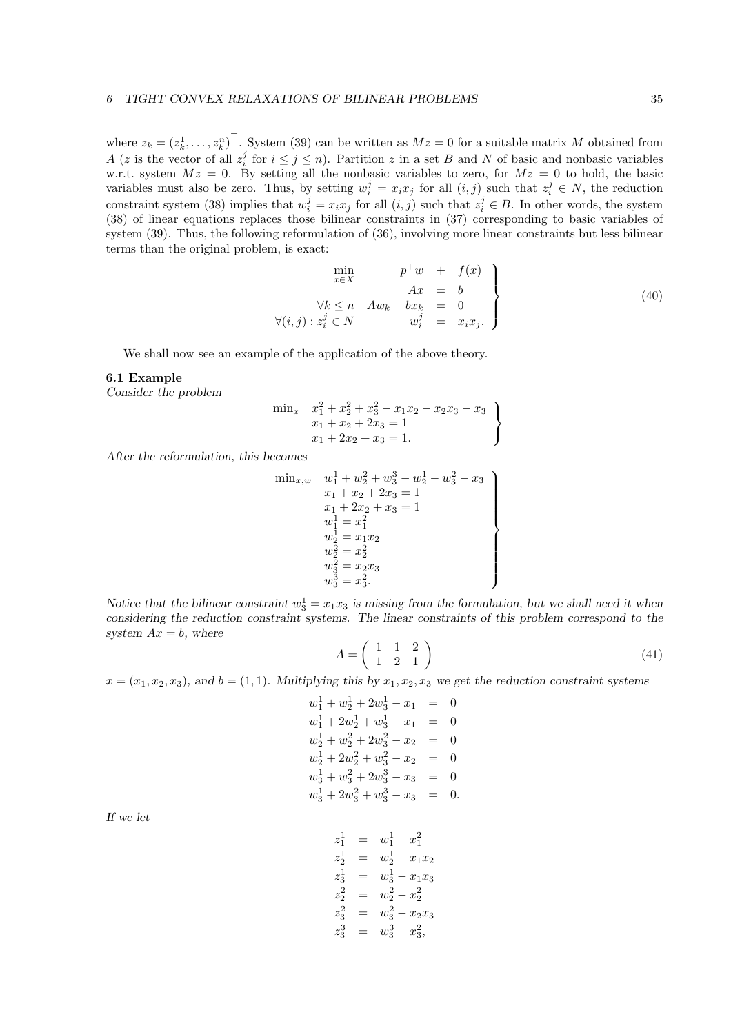where $z_k = (z_k^1, \ldots, z_k^n)^\top$. System (39) can be written as $Mz = 0$ for a suitable matrix $M$ obtained from $A$ ($z$ is the vector of all $z_i^j$ for $i \leq j \leq n$). Partition $z$ in a set $B$ and $N$ of basic and nonbasic variables w.r.t. system $Mz = 0$. By setting all the nonbasic variables to zero, for $Mz = 0$ to hold, the basic variables must also be zero. Thus, by setting $w_i^j = x_i x_j$ for all $(i,j)$ such that $z_i^j \in N$, the reduction constraint system (38) implies that $w_i^j = x_i x_j$ for all $(i,j)$ such that $z_i^j \in B$. In other words, the system (38) of linear equations replaces those bilinear constraints in (37) corresponding to basic variables of system (39). Thus, the following reformulation of (36), involving more linear constraints but less bilinear terms than the original problem, is exact:

$$
\left.
\begin{array}{rrcl}
\min\limits_{x \in X} & p^\top w & + & f(x) \\
 & Ax & = & b \\
\forall k \leq n & Aw_k - bx_k & = & 0 \\
\forall (i,j) : z_i^j \in N & w_i^j & = & x_i x_j.
\end{array}
\right\}
\tag{40}
$$

We shall now see an example of the application of the above theory.

**6.1 Example**

*Consider the problem*

$$
\left.
\begin{array}{ll}
\min_x & x_1^2 + x_2^2 + x_3^2 - x_1 x_2 - x_2 x_3 - x_3 \\
 & x_1 + x_2 + 2x_3 = 1 \\
 & x_1 + 2x_2 + x_3 = 1.
\end{array}
\right\}
$$

*After the reformulation, this becomes*

$$
\left.
\begin{array}{ll}
\min_{x,w} & w_1^1 + w_2^2 + w_3^3 - w_2^1 - w_3^2 - x_3 \\
 & x_1 + x_2 + 2x_3 = 1 \\
 & x_1 + 2x_2 + x_3 = 1 \\
 & w_1^1 = x_1^2 \\
 & w_2^1 = x_1 x_2 \\
 & w_2^2 = x_2^2 \\
 & w_3^2 = x_2 x_3 \\
 & w_3^3 = x_3^2.
\end{array}
\right\}
$$

*Notice that the bilinear constraint $w_3^1 = x_1 x_3$ is missing from the formulation, but we shall need it when considering the reduction constraint systems. The linear constraints of this problem correspond to the system $Ax = b$, where*

$$
A = \begin{pmatrix} 1 & 1 & 2 \\ 1 & 2 & 1 \end{pmatrix}
\tag{41}
$$

*$x = (x_1, x_2, x_3)$, and $b = (1,1)$. Multiplying this by $x_1, x_2, x_3$ we get the reduction constraint systems*

$$
\begin{array}{rcl}
w_1^1 + w_2^1 + 2w_3^1 - x_1 & = & 0 \\
w_1^1 + 2w_2^1 + w_3^1 - x_1 & = & 0 \\
w_2^1 + w_2^2 + 2w_3^2 - x_2 & = & 0 \\
w_2^1 + 2w_2^2 + w_3^2 - x_2 & = & 0 \\
w_3^1 + w_3^2 + 2w_3^3 - x_3 & = & 0 \\
w_3^1 + 2w_3^2 + w_3^3 - x_3 & = & 0.
\end{array}
$$

*If we let*

$$
\begin{array}{rcl}
z_1^1 & = & w_1^1 - x_1^2 \\
z_2^1 & = & w_2^1 - x_1 x_2 \\
z_3^1 & = & w_3^1 - x_1 x_3 \\
z_2^2 & = & w_2^2 - x_2^2 \\
z_3^2 & = & w_3^2 - x_2 x_3 \\
z_3^3 & = & w_3^3 - x_3^2,
\end{array}
$$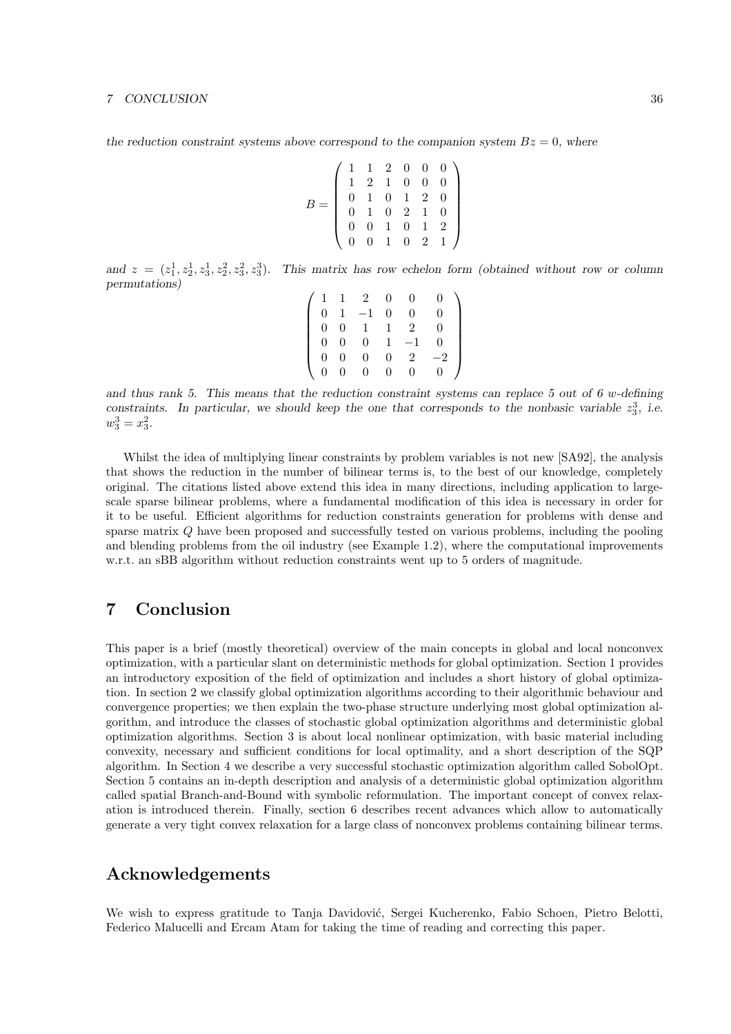*the reduction constraint systems above correspond to the companion system $Bz = 0$, where*

$$B = \begin{pmatrix} 1 & 1 & 2 & 0 & 0 & 0 \\ 1 & 2 & 1 & 0 & 0 & 0 \\ 0 & 1 & 0 & 1 & 2 & 0 \\ 0 & 1 & 0 & 2 & 1 & 0 \\ 0 & 0 & 1 & 0 & 1 & 2 \\ 0 & 0 & 1 & 0 & 2 & 1 \end{pmatrix}$$

*and $z = (z_1^1, z_2^1, z_3^1, z_2^2, z_3^2, z_3^3)$. This matrix has row echelon form (obtained without row or column permutations)*

$$\begin{pmatrix} 1 & 1 & 2 & 0 & 0 & 0 \\ 0 & 1 & -1 & 0 & 0 & 0 \\ 0 & 0 & 1 & 1 & 2 & 0 \\ 0 & 0 & 0 & 1 & -1 & 0 \\ 0 & 0 & 0 & 0 & 2 & -2 \\ 0 & 0 & 0 & 0 & 0 & 0 \end{pmatrix}$$

*and thus rank 5. This means that the reduction constraint systems can replace 5 out of 6 $w$-defining constraints. In particular, we should keep the one that corresponds to the nonbasic variable $z_3^3$, i.e. $w_3^3 = x_3^2$.*

Whilst the idea of multiplying linear constraints by problem variables is not new [SA92], the analysis that shows the reduction in the number of bilinear terms is, to the best of our knowledge, completely original. The citations listed above extend this idea in many directions, including application to large-scale sparse bilinear problems, where a fundamental modification of this idea is necessary in order for it to be useful. Efficient algorithms for reduction constraints generation for problems with dense and sparse matrix $Q$ have been proposed and successfully tested on various problems, including the pooling and blending problems from the oil industry (see Example 1.2), where the computational improvements w.r.t. an sBB algorithm without reduction constraints went up to 5 orders of magnitude.

# 7 Conclusion

This paper is a brief (mostly theoretical) overview of the main concepts in global and local nonconvex optimization, with a particular slant on deterministic methods for global optimization. Section 1 provides an introductory exposition of the field of optimization and includes a short history of global optimization. In section 2 we classify global optimization algorithms according to their algorithmic behaviour and convergence properties; we then explain the two-phase structure underlying most global optimization algorithm, and introduce the classes of stochastic global optimization algorithms and deterministic global optimization algorithms. Section 3 is about local nonlinear optimization, with basic material including convexity, necessary and sufficient conditions for local optimality, and a short description of the SQP algorithm. In Section 4 we describe a very successful stochastic optimization algorithm called SobolOpt. Section 5 contains an in-depth description and analysis of a deterministic global optimization algorithm called spatial Branch-and-Bound with symbolic reformulation. The important concept of convex relaxation is introduced therein. Finally, section 6 describes recent advances which allow to automatically generate a very tight convex relaxation for a large class of nonconvex problems containing bilinear terms.

# Acknowledgements

We wish to express gratitude to Tanja Davidović, Sergei Kucherenko, Fabio Schoen, Pietro Belotti, Federico Malucelli and Ercam Atam for taking the time of reading and correcting this paper.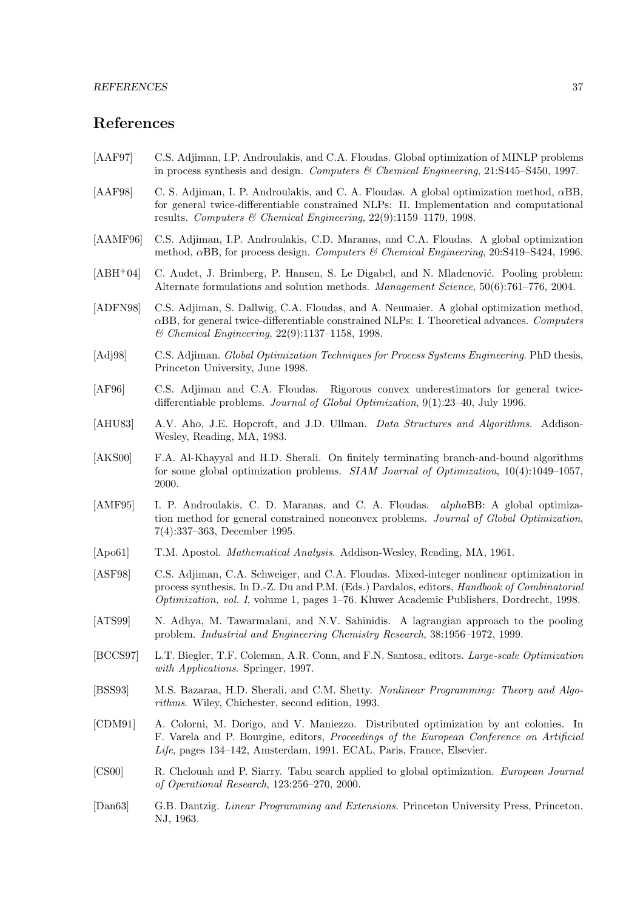# References

[AAF97] C.S. Adjiman, I.P. Androulakis, and C.A. Floudas. Global optimization of MINLP problems in process synthesis and design. *Computers & Chemical Engineering*, 21:S445–S450, 1997.

[AAF98] C. S. Adjiman, I. P. Androulakis, and C. A. Floudas. A global optimization method, $\alpha$BB, for general twice-differentiable constrained NLPs: II. Implementation and computational results. *Computers & Chemical Engineering*, 22(9):1159–1179, 1998.

[AAMF96] C.S. Adjiman, I.P. Androulakis, C.D. Maranas, and C.A. Floudas. A global optimization method, $\alpha$BB, for process design. *Computers & Chemical Engineering*, 20:S419–S424, 1996.

[ABH+04] C. Audet, J. Brimberg, P. Hansen, S. Le Digabel, and N. Mladenović. Pooling problem: Alternate formulations and solution methods. *Management Science*, 50(6):761–776, 2004.

[ADFN98] C.S. Adjiman, S. Dallwig, C.A. Floudas, and A. Neumaier. A global optimization method, $\alpha$BB, for general twice-differentiable constrained NLPs: I. Theoretical advances. *Computers & Chemical Engineering*, 22(9):1137–1158, 1998.

[Adj98] C.S. Adjiman. *Global Optimization Techniques for Process Systems Engineering*. PhD thesis, Princeton University, June 1998.

[AF96] C.S. Adjiman and C.A. Floudas. Rigorous convex underestimators for general twice-differentiable problems. *Journal of Global Optimization*, 9(1):23–40, July 1996.

[AHU83] A.V. Aho, J.E. Hopcroft, and J.D. Ullman. *Data Structures and Algorithms*. Addison-Wesley, Reading, MA, 1983.

[AKS00] F.A. Al-Khayyal and H.D. Sherali. On finitely terminating branch-and-bound algorithms for some global optimization problems. *SIAM Journal of Optimization*, 10(4):1049–1057, 2000.

[AMF95] I. P. Androulakis, C. D. Maranas, and C. A. Floudas. *alpha*BB: A global optimization method for general constrained nonconvex problems. *Journal of Global Optimization*, 7(4):337–363, December 1995.

[Apo61] T.M. Apostol. *Mathematical Analysis*. Addison-Wesley, Reading, MA, 1961.

[ASF98] C.S. Adjiman, C.A. Schweiger, and C.A. Floudas. Mixed-integer nonlinear optimization in process synthesis. In D.-Z. Du and P.M. (Eds.) Pardalos, editors, *Handbook of Combinatorial Optimization, vol. I*, volume 1, pages 1–76. Kluwer Academic Publishers, Dordrecht, 1998.

[ATS99] N. Adhya, M. Tawarmalani, and N.V. Sahinidis. A lagrangian approach to the pooling problem. *Industrial and Engineering Chemistry Research*, 38:1956–1972, 1999.

[BCCS97] L.T. Biegler, T.F. Coleman, A.R. Conn, and F.N. Santosa, editors. *Large-scale Optimization with Applications*. Springer, 1997.

[BSS93] M.S. Bazaraa, H.D. Sherali, and C.M. Shetty. *Nonlinear Programming: Theory and Algorithms*. Wiley, Chichester, second edition, 1993.

[CDM91] A. Colorni, M. Dorigo, and V. Maniezzo. Distributed optimization by ant colonies. In F. Varela and P. Bourgine, editors, *Proceedings of the European Conference on Artificial Life*, pages 134–142, Amsterdam, 1991. ECAL, Paris, France, Elsevier.

[CS00] R. Chelouah and P. Siarry. Tabu search applied to global optimization. *European Journal of Operational Research*, 123:256–270, 2000.

[Dan63] G.B. Dantzig. *Linear Programming and Extensions*. Princeton University Press, Princeton, NJ, 1963.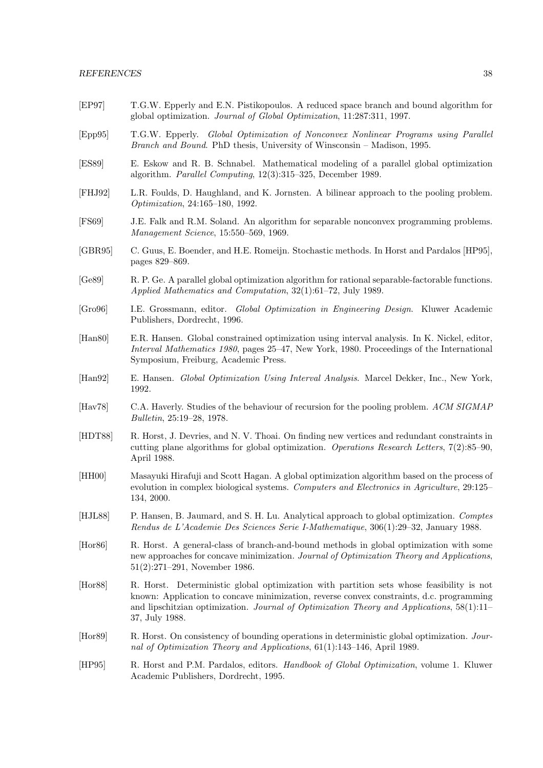[EP97] T.G.W. Epperly and E.N. Pistikopoulos. A reduced space branch and bound algorithm for global optimization. *Journal of Global Optimization*, 11:287:311, 1997.

[Epp95] T.G.W. Epperly. *Global Optimization of Nonconvex Nonlinear Programs using Parallel Branch and Bound*. PhD thesis, University of Winsconsin – Madison, 1995.

[ES89] E. Eskow and R. B. Schnabel. Mathematical modeling of a parallel global optimization algorithm. *Parallel Computing*, 12(3):315–325, December 1989.

[FHJ92] L.R. Foulds, D. Haughland, and K. Jornsten. A bilinear approach to the pooling problem. *Optimization*, 24:165–180, 1992.

[FS69] J.E. Falk and R.M. Soland. An algorithm for separable nonconvex programming problems. *Management Science*, 15:550–569, 1969.

[GBR95] C. Guus, E. Boender, and H.E. Romeijn. Stochastic methods. In Horst and Pardalos [HP95], pages 829–869.

[Ge89] R. P. Ge. A parallel global optimization algorithm for rational separable-factorable functions. *Applied Mathematics and Computation*, 32(1):61–72, July 1989.

[Gro96] I.E. Grossmann, editor. *Global Optimization in Engineering Design*. Kluwer Academic Publishers, Dordrecht, 1996.

[Han80] E.R. Hansen. Global constrained optimization using interval analysis. In K. Nickel, editor, *Interval Mathematics 1980*, pages 25–47, New York, 1980. Proceedings of the International Symposium, Freiburg, Academic Press.

[Han92] E. Hansen. *Global Optimization Using Interval Analysis*. Marcel Dekker, Inc., New York, 1992.

[Hav78] C.A. Haverly. Studies of the behaviour of recursion for the pooling problem. *ACM SIGMAP Bulletin*, 25:19–28, 1978.

[HDT88] R. Horst, J. Devries, and N. V. Thoai. On finding new vertices and redundant constraints in cutting plane algorithms for global optimization. *Operations Research Letters*, 7(2):85–90, April 1988.

[HH00] Masayuki Hirafuji and Scott Hagan. A global optimization algorithm based on the process of evolution in complex biological systems. *Computers and Electronics in Agriculture*, 29:125–134, 2000.

[HJL88] P. Hansen, B. Jaumard, and S. H. Lu. Analytical approach to global optimization. *Comptes Rendus de L'Academie Des Sciences Serie I-Mathematique*, 306(1):29–32, January 1988.

[Hor86] R. Horst. A general-class of branch-and-bound methods in global optimization with some new approaches for concave minimization. *Journal of Optimization Theory and Applications*, 51(2):271–291, November 1986.

[Hor88] R. Horst. Deterministic global optimization with partition sets whose feasibility is not known: Application to concave minimization, reverse convex constraints, d.c. programming and lipschitzian optimization. *Journal of Optimization Theory and Applications*, 58(1):11–37, July 1988.

[Hor89] R. Horst. On consistency of bounding operations in deterministic global optimization. *Journal of Optimization Theory and Applications*, 61(1):143–146, April 1989.

[HP95] R. Horst and P.M. Pardalos, editors. *Handbook of Global Optimization*, volume 1. Kluwer Academic Publishers, Dordrecht, 1995.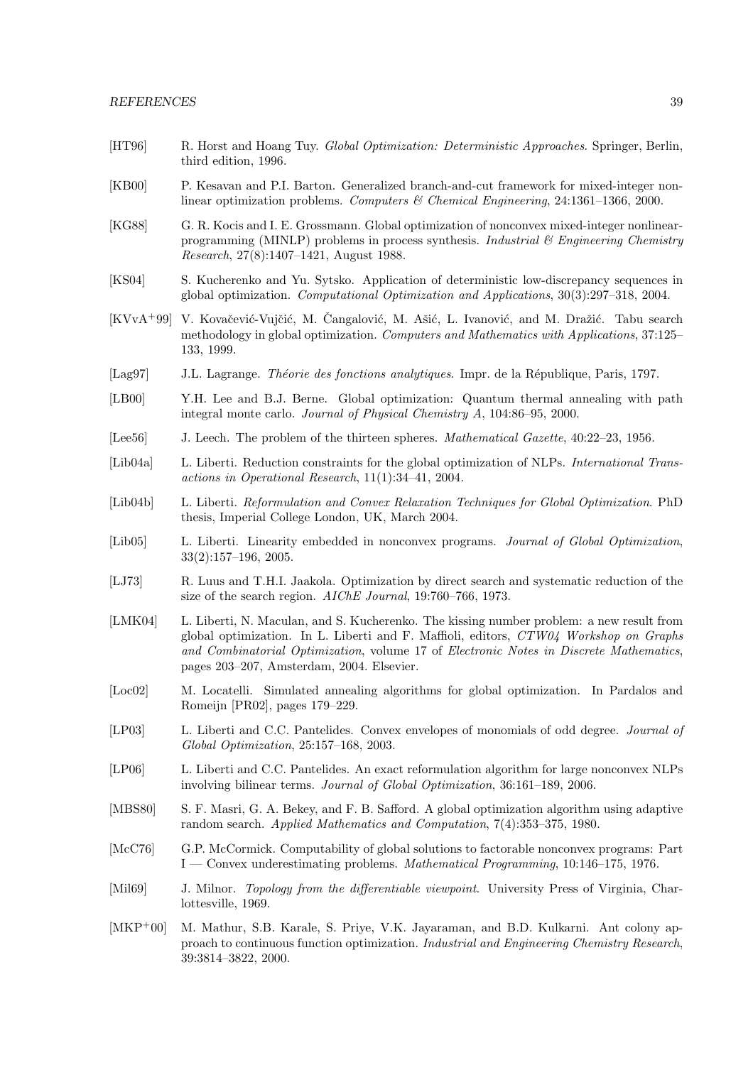[HT96] R. Horst and Hoang Tuy. *Global Optimization: Deterministic Approaches*. Springer, Berlin, third edition, 1996.

[KB00] P. Kesavan and P.I. Barton. Generalized branch-and-cut framework for mixed-integer nonlinear optimization problems. *Computers & Chemical Engineering*, 24:1361–1366, 2000.

[KG88] G. R. Kocis and I. E. Grossmann. Global optimization of nonconvex mixed-integer nonlinear-programming (MINLP) problems in process synthesis. *Industrial & Engineering Chemistry Research*, 27(8):1407–1421, August 1988.

[KS04] S. Kucherenko and Yu. Sytsko. Application of deterministic low-discrepancy sequences in global optimization. *Computational Optimization and Applications*, 30(3):297–318, 2004.

[KVvA+99] V. Kovačević-Vujčić, M. Čangalović, M. Ašić, L. Ivanović, and M. Dražić. Tabu search methodology in global optimization. *Computers and Mathematics with Applications*, 37:125–133, 1999.

[Lag97] J.L. Lagrange. *Théorie des fonctions analytiques*. Impr. de la République, Paris, 1797.

[LB00] Y.H. Lee and B.J. Berne. Global optimization: Quantum thermal annealing with path integral monte carlo. *Journal of Physical Chemistry A*, 104:86–95, 2000.

[Lee56] J. Leech. The problem of the thirteen spheres. *Mathematical Gazette*, 40:22–23, 1956.

[Lib04a] L. Liberti. Reduction constraints for the global optimization of NLPs. *International Transactions in Operational Research*, 11(1):34–41, 2004.

[Lib04b] L. Liberti. *Reformulation and Convex Relaxation Techniques for Global Optimization*. PhD thesis, Imperial College London, UK, March 2004.

[Lib05] L. Liberti. Linearity embedded in nonconvex programs. *Journal of Global Optimization*, 33(2):157–196, 2005.

[LJ73] R. Luus and T.H.I. Jaakola. Optimization by direct search and systematic reduction of the size of the search region. *AIChE Journal*, 19:760–766, 1973.

[LMK04] L. Liberti, N. Maculan, and S. Kucherenko. The kissing number problem: a new result from global optimization. In L. Liberti and F. Maffioli, editors, *CTW04 Workshop on Graphs and Combinatorial Optimization*, volume 17 of *Electronic Notes in Discrete Mathematics*, pages 203–207, Amsterdam, 2004. Elsevier.

[Loc02] M. Locatelli. Simulated annealing algorithms for global optimization. In Pardalos and Romeijn [PR02], pages 179–229.

[LP03] L. Liberti and C.C. Pantelides. Convex envelopes of monomials of odd degree. *Journal of Global Optimization*, 25:157–168, 2003.

[LP06] L. Liberti and C.C. Pantelides. An exact reformulation algorithm for large nonconvex NLPs involving bilinear terms. *Journal of Global Optimization*, 36:161–189, 2006.

[MBS80] S. F. Masri, G. A. Bekey, and F. B. Safford. A global optimization algorithm using adaptive random search. *Applied Mathematics and Computation*, 7(4):353–375, 1980.

[McC76] G.P. McCormick. Computability of global solutions to factorable nonconvex programs: Part I — Convex underestimating problems. *Mathematical Programming*, 10:146–175, 1976.

[Mil69] J. Milnor. *Topology from the differentiable viewpoint*. University Press of Virginia, Charlottesville, 1969.

[MKP+00] M. Mathur, S.B. Karale, S. Priye, V.K. Jayaraman, and B.D. Kulkarni. Ant colony approach to continuous function optimization. *Industrial and Engineering Chemistry Research*, 39:3814–3822, 2000.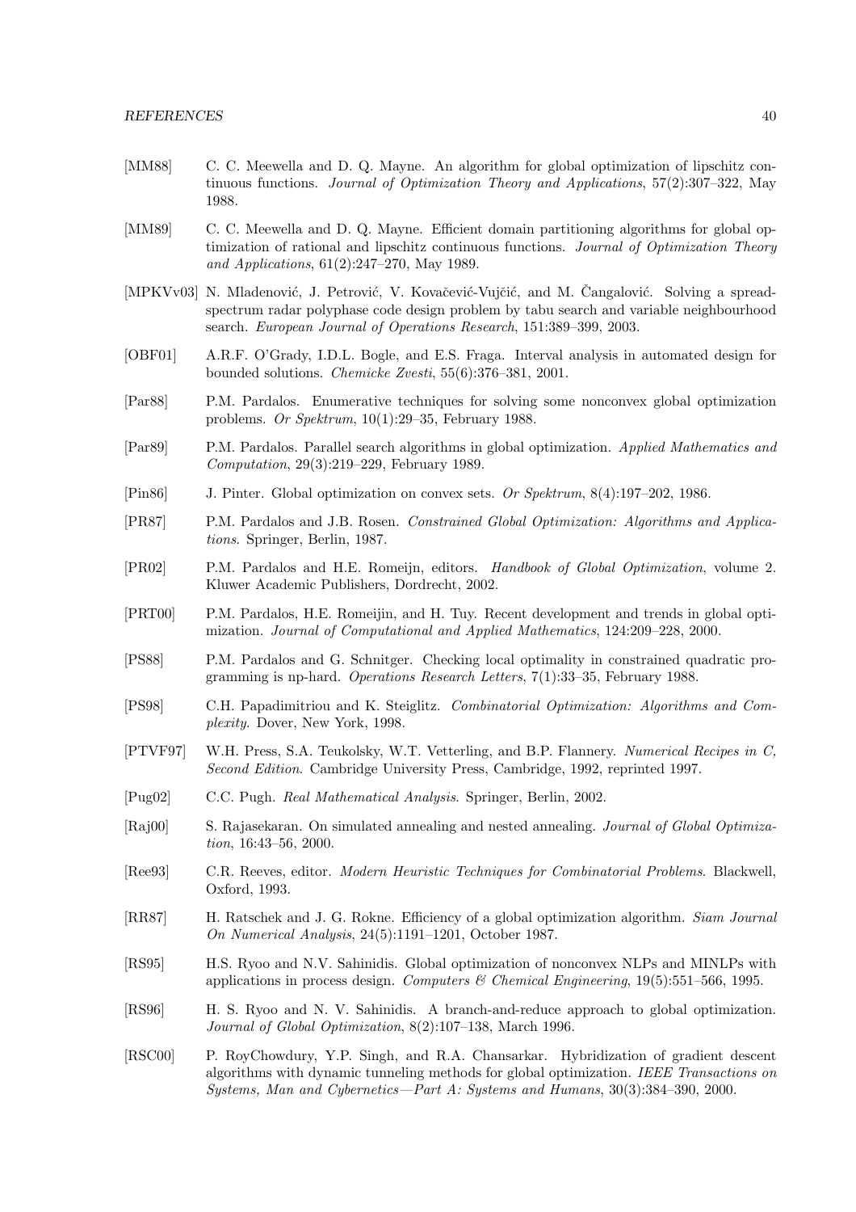[MM88] C. C. Meewella and D. Q. Mayne. An algorithm for global optimization of lipschitz continuous functions. *Journal of Optimization Theory and Applications*, 57(2):307–322, May 1988.

[MM89] C. C. Meewella and D. Q. Mayne. Efficient domain partitioning algorithms for global optimization of rational and lipschitz continuous functions. *Journal of Optimization Theory and Applications*, 61(2):247–270, May 1989.

[MPKVv03] N. Mladenović, J. Petrović, V. Kovačević-Vujčić, and M. Čangalović. Solving a spread-spectrum radar polyphase code design problem by tabu search and variable neighbourhood search. *European Journal of Operations Research*, 151:389–399, 2003.

[OBF01] A.R.F. O'Grady, I.D.L. Bogle, and E.S. Fraga. Interval analysis in automated design for bounded solutions. *Chemicke Zvesti*, 55(6):376–381, 2001.

[Par88] P.M. Pardalos. Enumerative techniques for solving some nonconvex global optimization problems. *Or Spektrum*, 10(1):29–35, February 1988.

[Par89] P.M. Pardalos. Parallel search algorithms in global optimization. *Applied Mathematics and Computation*, 29(3):219–229, February 1989.

[Pin86] J. Pinter. Global optimization on convex sets. *Or Spektrum*, 8(4):197–202, 1986.

[PR87] P.M. Pardalos and J.B. Rosen. *Constrained Global Optimization: Algorithms and Applications*. Springer, Berlin, 1987.

[PR02] P.M. Pardalos and H.E. Romeijn, editors. *Handbook of Global Optimization*, volume 2. Kluwer Academic Publishers, Dordrecht, 2002.

[PRT00] P.M. Pardalos, H.E. Romeijin, and H. Tuy. Recent development and trends in global optimization. *Journal of Computational and Applied Mathematics*, 124:209–228, 2000.

[PS88] P.M. Pardalos and G. Schnitger. Checking local optimality in constrained quadratic programming is np-hard. *Operations Research Letters*, 7(1):33–35, February 1988.

[PS98] C.H. Papadimitriou and K. Steiglitz. *Combinatorial Optimization: Algorithms and Complexity*. Dover, New York, 1998.

[PTVF97] W.H. Press, S.A. Teukolsky, W.T. Vetterling, and B.P. Flannery. *Numerical Recipes in C, Second Edition*. Cambridge University Press, Cambridge, 1992, reprinted 1997.

[Pug02] C.C. Pugh. *Real Mathematical Analysis*. Springer, Berlin, 2002.

[Raj00] S. Rajasekaran. On simulated annealing and nested annealing. *Journal of Global Optimization*, 16:43–56, 2000.

[Ree93] C.R. Reeves, editor. *Modern Heuristic Techniques for Combinatorial Problems*. Blackwell, Oxford, 1993.

[RR87] H. Ratschek and J. G. Rokne. Efficiency of a global optimization algorithm. *Siam Journal On Numerical Analysis*, 24(5):1191–1201, October 1987.

[RS95] H.S. Ryoo and N.V. Sahinidis. Global optimization of nonconvex NLPs and MINLPs with applications in process design. *Computers & Chemical Engineering*, 19(5):551–566, 1995.

[RS96] H. S. Ryoo and N. V. Sahinidis. A branch-and-reduce approach to global optimization. *Journal of Global Optimization*, 8(2):107–138, March 1996.

[RSC00] P. RoyChowdury, Y.P. Singh, and R.A. Chansarkar. Hybridization of gradient descent algorithms with dynamic tunneling methods for global optimization. *IEEE Transactions on Systems, Man and Cybernetics—Part A: Systems and Humans*, 30(3):384–390, 2000.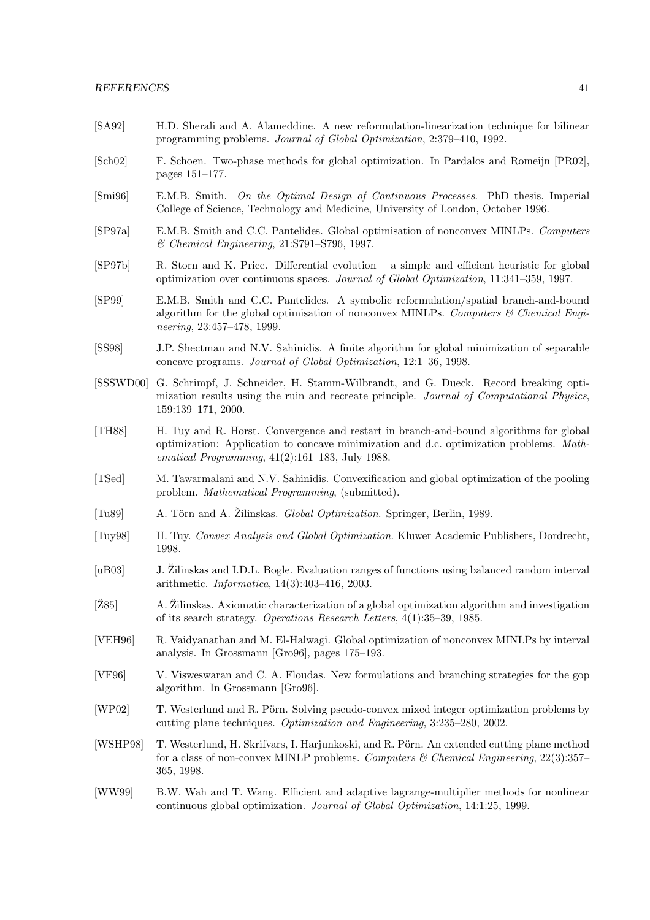[SA92] H.D. Sherali and A. Alameddine. A new reformulation-linearization technique for bilinear programming problems. *Journal of Global Optimization*, 2:379–410, 1992.

[Sch02] F. Schoen. Two-phase methods for global optimization. In Pardalos and Romeijn [PR02], pages 151–177.

[Smi96] E.M.B. Smith. *On the Optimal Design of Continuous Processes*. PhD thesis, Imperial College of Science, Technology and Medicine, University of London, October 1996.

[SP97a] E.M.B. Smith and C.C. Pantelides. Global optimisation of nonconvex MINLPs. *Computers & Chemical Engineering*, 21:S791–S796, 1997.

[SP97b] R. Storn and K. Price. Differential evolution – a simple and efficient heuristic for global optimization over continuous spaces. *Journal of Global Optimization*, 11:341–359, 1997.

[SP99] E.M.B. Smith and C.C. Pantelides. A symbolic reformulation/spatial branch-and-bound algorithm for the global optimisation of nonconvex MINLPs. *Computers & Chemical Engineering*, 23:457–478, 1999.

[SS98] J.P. Shectman and N.V. Sahinidis. A finite algorithm for global minimization of separable concave programs. *Journal of Global Optimization*, 12:1–36, 1998.

[SSSWD00] G. Schrimpf, J. Schneider, H. Stamm-Wilbrandt, and G. Dueck. Record breaking optimization results using the ruin and recreate principle. *Journal of Computational Physics*, 159:139–171, 2000.

[TH88] H. Tuy and R. Horst. Convergence and restart in branch-and-bound algorithms for global optimization: Application to concave minimization and d.c. optimization problems. *Mathematical Programming*, 41(2):161–183, July 1988.

[TSed] M. Tawarmalani and N.V. Sahinidis. Convexification and global optimization of the pooling problem. *Mathematical Programming*, (submitted).

[Tu89] A. Törn and A. Žilinskas. *Global Optimization*. Springer, Berlin, 1989.

[Tuy98] H. Tuy. *Convex Analysis and Global Optimization*. Kluwer Academic Publishers, Dordrecht, 1998.

[uB03] J. Žilinskas and I.D.L. Bogle. Evaluation ranges of functions using balanced random interval arithmetic. *Informatica*, 14(3):403–416, 2003.

[Ž85] A. Žilinskas. Axiomatic characterization of a global optimization algorithm and investigation of its search strategy. *Operations Research Letters*, 4(1):35–39, 1985.

[VEH96] R. Vaidyanathan and M. El-Halwagi. Global optimization of nonconvex MINLPs by interval analysis. In Grossmann [Gro96], pages 175–193.

[VF96] V. Visweswaran and C. A. Floudas. New formulations and branching strategies for the gop algorithm. In Grossmann [Gro96].

[WP02] T. Westerlund and R. Pörn. Solving pseudo-convex mixed integer optimization problems by cutting plane techniques. *Optimization and Engineering*, 3:235–280, 2002.

[WSHP98] T. Westerlund, H. Skrifvars, I. Harjunkoski, and R. Pörn. An extended cutting plane method for a class of non-convex MINLP problems. *Computers & Chemical Engineering*, 22(3):357–365, 1998.

[WW99] B.W. Wah and T. Wang. Efficient and adaptive lagrange-multiplier methods for nonlinear continuous global optimization. *Journal of Global Optimization*, 14:1:25, 1999.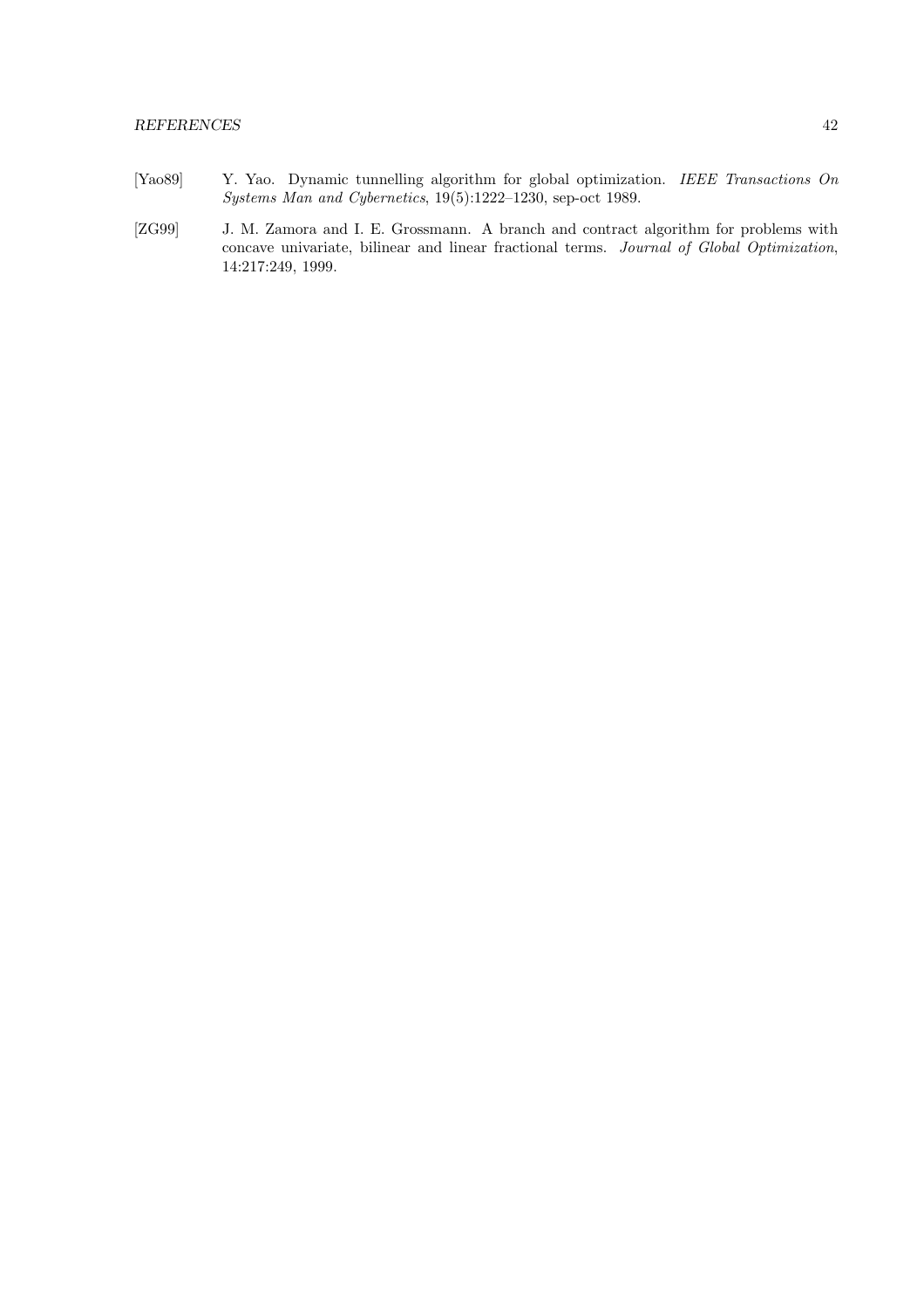[Yao89] Y. Yao. Dynamic tunnelling algorithm for global optimization. *IEEE Transactions On Systems Man and Cybernetics*, 19(5):1222–1230, sep-oct 1989.

[ZG99] J. M. Zamora and I. E. Grossmann. A branch and contract algorithm for problems with concave univariate, bilinear and linear fractional terms. *Journal of Global Optimization*, 14:217:249, 1999.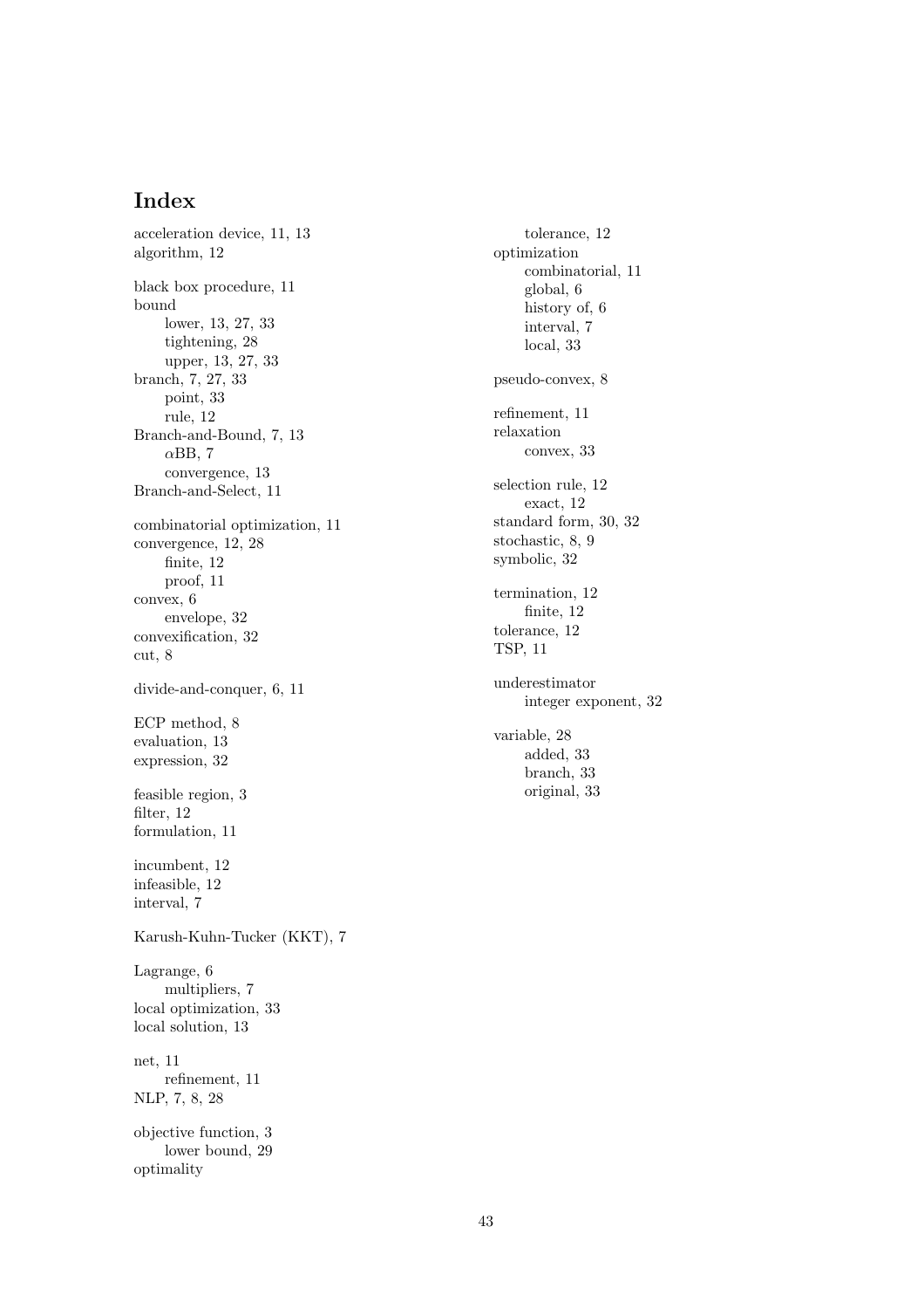# Index

acceleration device, 11, 13
algorithm, 12

black box procedure, 11
bound
  lower, 13, 27, 33
  tightening, 28
  upper, 13, 27, 33
branch, 7, 27, 33
  point, 33
  rule, 12
Branch-and-Bound, 7, 13
  $\alpha$BB, 7
  convergence, 13
Branch-and-Select, 11

combinatorial optimization, 11
convergence, 12, 28
  finite, 12
  proof, 11
convex, 6
  envelope, 32
convexification, 32
cut, 8

divide-and-conquer, 6, 11

ECP method, 8
evaluation, 13
expression, 32

feasible region, 3
filter, 12
formulation, 11

incumbent, 12
infeasible, 12
interval, 7

Karush-Kuhn-Tucker (KKT), 7

Lagrange, 6
  multipliers, 7
local optimization, 33
local solution, 13

net, 11
  refinement, 11
NLP, 7, 8, 28

objective function, 3
  lower bound, 29
optimality
  tolerance, 12
optimization
  combinatorial, 11
  global, 6
  history of, 6
  interval, 7
  local, 33

pseudo-convex, 8

refinement, 11
relaxation
  convex, 33

selection rule, 12
  exact, 12
standard form, 30, 32
stochastic, 8, 9
symbolic, 32

termination, 12
  finite, 12
tolerance, 12
TSP, 11

underestimator
  integer exponent, 32

variable, 28
  added, 33
  branch, 33
  original, 33